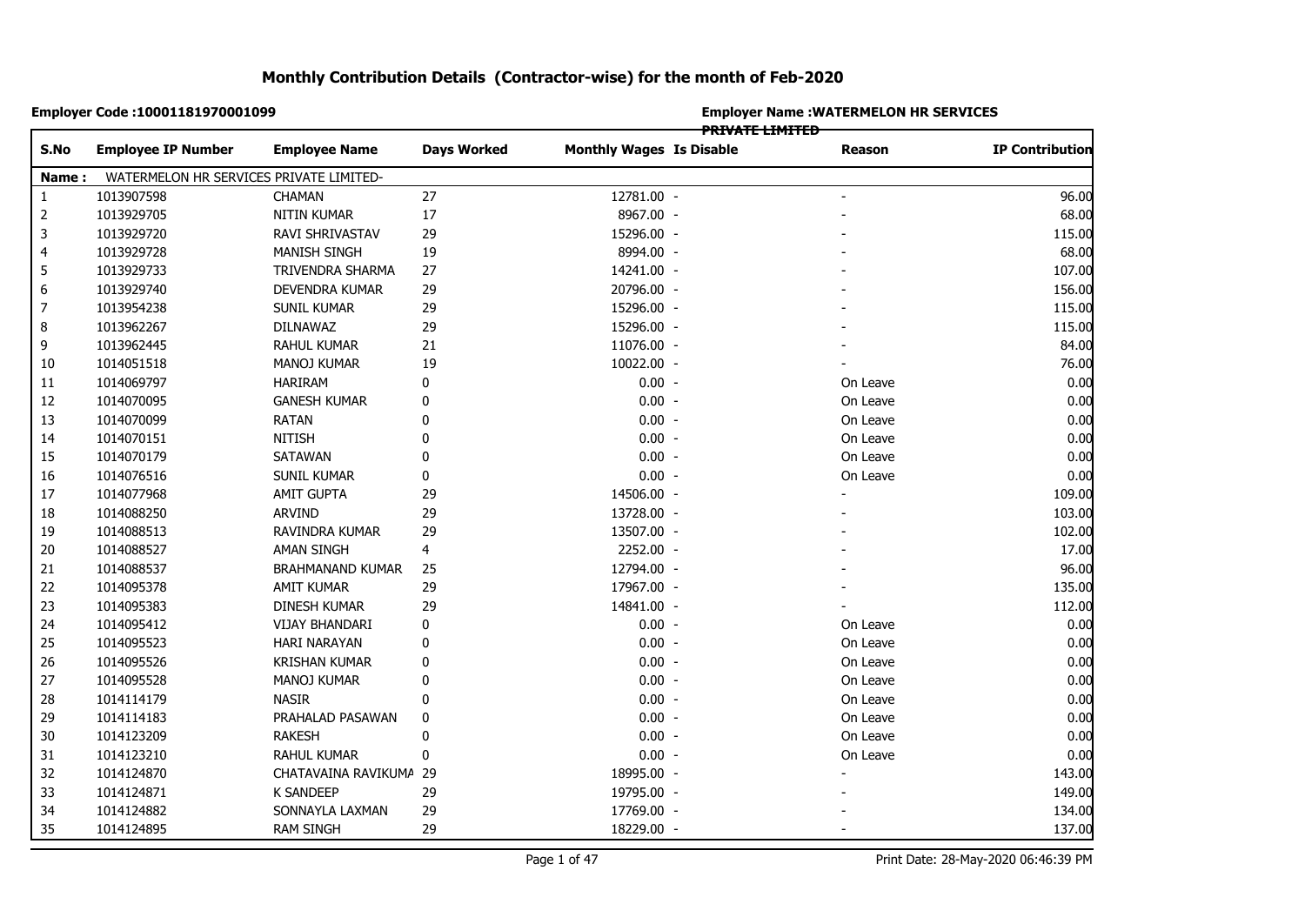# Monthly Contribution Details (Contractor-wise) for the month of Feb-2020

**Employer Code :10001181970001099**

**Employer Name :WATERMELON HR SERVICES PRIVATE LIMITED**

| S.No | Employee IP Number | Employee Name | Days Worked | Monthly Wages | Is Disable | Reason | IP Contribution |
|---|---|---|---|---|---|---|---|
| **Name :** | WATERMELON HR SERVICES PRIVATE LIMITED- | | | | | | |
| 1 | 1013907598 | CHAMAN | 27 | 12781.00 | - | - | 96.00 |
| 2 | 1013929705 | NITIN KUMAR | 17 | 8967.00 | - | - | 68.00 |
| 3 | 1013929720 | RAVI SHRIVASTAV | 29 | 15296.00 | - | - | 115.00 |
| 4 | 1013929728 | MANISH SINGH | 19 | 8994.00 | - | - | 68.00 |
| 5 | 1013929733 | TRIVENDRA SHARMA | 27 | 14241.00 | - | - | 107.00 |
| 6 | 1013929740 | DEVENDRA KUMAR | 29 | 20796.00 | - | - | 156.00 |
| 7 | 1013954238 | SUNIL KUMAR | 29 | 15296.00 | - | - | 115.00 |
| 8 | 1013962267 | DILNAWAZ | 29 | 15296.00 | - | - | 115.00 |
| 9 | 1013962445 | RAHUL KUMAR | 21 | 11076.00 | - | - | 84.00 |
| 10 | 1014051518 | MANOJ KUMAR | 19 | 10022.00 | - | - | 76.00 |
| 11 | 1014069797 | HARIRAM | 0 | 0.00 | - | On Leave | 0.00 |
| 12 | 1014070095 | GANESH KUMAR | 0 | 0.00 | - | On Leave | 0.00 |
| 13 | 1014070099 | RATAN | 0 | 0.00 | - | On Leave | 0.00 |
| 14 | 1014070151 | NITISH | 0 | 0.00 | - | On Leave | 0.00 |
| 15 | 1014070179 | SATAWAN | 0 | 0.00 | - | On Leave | 0.00 |
| 16 | 1014076516 | SUNIL KUMAR | 0 | 0.00 | - | On Leave | 0.00 |
| 17 | 1014077968 | AMIT GUPTA | 29 | 14506.00 | - | - | 109.00 |
| 18 | 1014088250 | ARVIND | 29 | 13728.00 | - | - | 103.00 |
| 19 | 1014088513 | RAVINDRA KUMAR | 29 | 13507.00 | - | - | 102.00 |
| 20 | 1014088527 | AMAN SINGH | 4 | 2252.00 | - | - | 17.00 |
| 21 | 1014088537 | BRAHMANAND KUMAR | 25 | 12794.00 | - | - | 96.00 |
| 22 | 1014095378 | AMIT KUMAR | 29 | 17967.00 | - | - | 135.00 |
| 23 | 1014095383 | DINESH KUMAR | 29 | 14841.00 | - | - | 112.00 |
| 24 | 1014095412 | VIJAY BHANDARI | 0 | 0.00 | - | On Leave | 0.00 |
| 25 | 1014095523 | HARI NARAYAN | 0 | 0.00 | - | On Leave | 0.00 |
| 26 | 1014095526 | KRISHAN KUMAR | 0 | 0.00 | - | On Leave | 0.00 |
| 27 | 1014095528 | MANOJ KUMAR | 0 | 0.00 | - | On Leave | 0.00 |
| 28 | 1014114179 | NASIR | 0 | 0.00 | - | On Leave | 0.00 |
| 29 | 1014114183 | PRAHALAD PASAWAN | 0 | 0.00 | - | On Leave | 0.00 |
| 30 | 1014123209 | RAKESH | 0 | 0.00 | - | On Leave | 0.00 |
| 31 | 1014123210 | RAHUL KUMAR | 0 | 0.00 | - | On Leave | 0.00 |
| 32 | 1014124870 | CHATAVAINA RAVIKUMA | 29 | 18995.00 | - | - | 143.00 |
| 33 | 1014124871 | K SANDEEP | 29 | 19795.00 | - | - | 149.00 |
| 34 | 1014124882 | SONNAYLA LAXMAN | 29 | 17769.00 | - | - | 134.00 |
| 35 | 1014124895 | RAM SINGH | 29 | 18229.00 | - | - | 137.00 |

Print Date: 28-May-2020 06:46:39 PM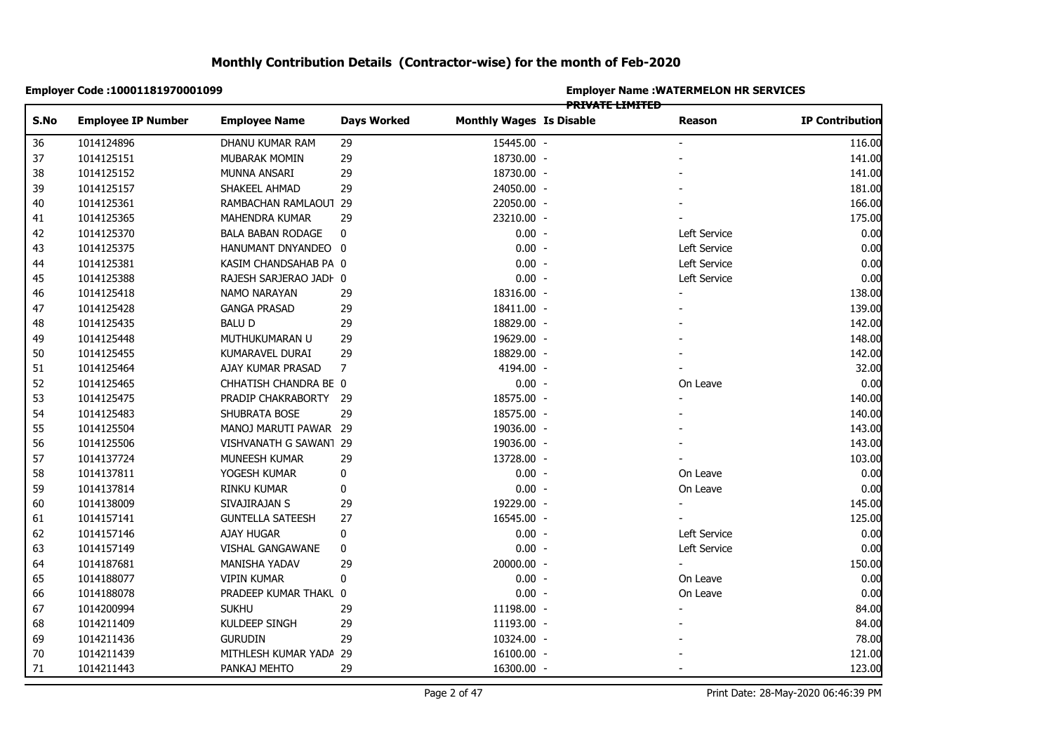# Monthly Contribution Details (Contractor-wise) for the month of Feb-2020

**Employer Code :10001181970001099**

**Employer Name :WATERMELON HR SERVICES PRIVATE LIMITED**

| S.No | Employee IP Number | Employee Name | Days Worked | Monthly Wages | Is Disable | Reason | IP Contribution |
|---|---|---|---|---|---|---|---|
| 36 | 1014124896 | DHANU KUMAR RAM | 29 | 15445.00 | - | - | 116.00 |
| 37 | 1014125151 | MUBARAK MOMIN | 29 | 18730.00 | - | - | 141.00 |
| 38 | 1014125152 | MUNNA ANSARI | 29 | 18730.00 | - | - | 141.00 |
| 39 | 1014125157 | SHAKEEL AHMAD | 29 | 24050.00 | - | - | 181.00 |
| 40 | 1014125361 | RAMBACHAN RAMLAOUT | 29 | 22050.00 | - | - | 166.00 |
| 41 | 1014125365 | MAHENDRA KUMAR | 29 | 23210.00 | - | - | 175.00 |
| 42 | 1014125370 | BALA BABAN RODAGE | 0 | 0.00 | - | Left Service | 0.00 |
| 43 | 1014125375 | HANUMANT DNYANDEO | 0 | 0.00 | - | Left Service | 0.00 |
| 44 | 1014125381 | KASIM CHANDSAHAB PA | 0 | 0.00 | - | Left Service | 0.00 |
| 45 | 1014125388 | RAJESH SARJERAO JADH | 0 | 0.00 | - | Left Service | 0.00 |
| 46 | 1014125418 | NAMO NARAYAN | 29 | 18316.00 | - | - | 138.00 |
| 47 | 1014125428 | GANGA PRASAD | 29 | 18411.00 | - | - | 139.00 |
| 48 | 1014125435 | BALU D | 29 | 18829.00 | - | - | 142.00 |
| 49 | 1014125448 | MUTHUKUMARAN U | 29 | 19629.00 | - | - | 148.00 |
| 50 | 1014125455 | KUMARAVEL DURAI | 29 | 18829.00 | - | - | 142.00 |
| 51 | 1014125464 | AJAY KUMAR PRASAD | 7 | 4194.00 | - | - | 32.00 |
| 52 | 1014125465 | CHHATISH CHANDRA BE | 0 | 0.00 | - | On Leave | 0.00 |
| 53 | 1014125475 | PRADIP CHAKRABORTY | 29 | 18575.00 | - | - | 140.00 |
| 54 | 1014125483 | SHUBRATA BOSE | 29 | 18575.00 | - | - | 140.00 |
| 55 | 1014125504 | MANOJ MARUTI PAWAR | 29 | 19036.00 | - | - | 143.00 |
| 56 | 1014125506 | VISHVANATH G SAWANT | 29 | 19036.00 | - | - | 143.00 |
| 57 | 1014137724 | MUNEESH KUMAR | 29 | 13728.00 | - | - | 103.00 |
| 58 | 1014137811 | YOGESH KUMAR | 0 | 0.00 | - | On Leave | 0.00 |
| 59 | 1014137814 | RINKU KUMAR | 0 | 0.00 | - | On Leave | 0.00 |
| 60 | 1014138009 | SIVAJIRAJAN S | 29 | 19229.00 | - | - | 145.00 |
| 61 | 1014157141 | GUNTELLA SATEESH | 27 | 16545.00 | - | - | 125.00 |
| 62 | 1014157146 | AJAY HUGAR | 0 | 0.00 | - | Left Service | 0.00 |
| 63 | 1014157149 | VISHAL GANGAWANE | 0 | 0.00 | - | Left Service | 0.00 |
| 64 | 1014187681 | MANISHA YADAV | 29 | 20000.00 | - | - | 150.00 |
| 65 | 1014188077 | VIPIN KUMAR | 0 | 0.00 | - | On Leave | 0.00 |
| 66 | 1014188078 | PRADEEP KUMAR THAKU | 0 | 0.00 | - | On Leave | 0.00 |
| 67 | 1014200994 | SUKHU | 29 | 11198.00 | - | - | 84.00 |
| 68 | 1014211409 | KULDEEP SINGH | 29 | 11193.00 | - | - | 84.00 |
| 69 | 1014211436 | GURUDIN | 29 | 10324.00 | - | - | 78.00 |
| 70 | 1014211439 | MITHLESH KUMAR YADA | 29 | 16100.00 | - | - | 121.00 |
| 71 | 1014211443 | PANKAJ MEHTO | 29 | 16300.00 | - | - | 123.00 |

Print Date: 28-May-2020 06:46:39 PM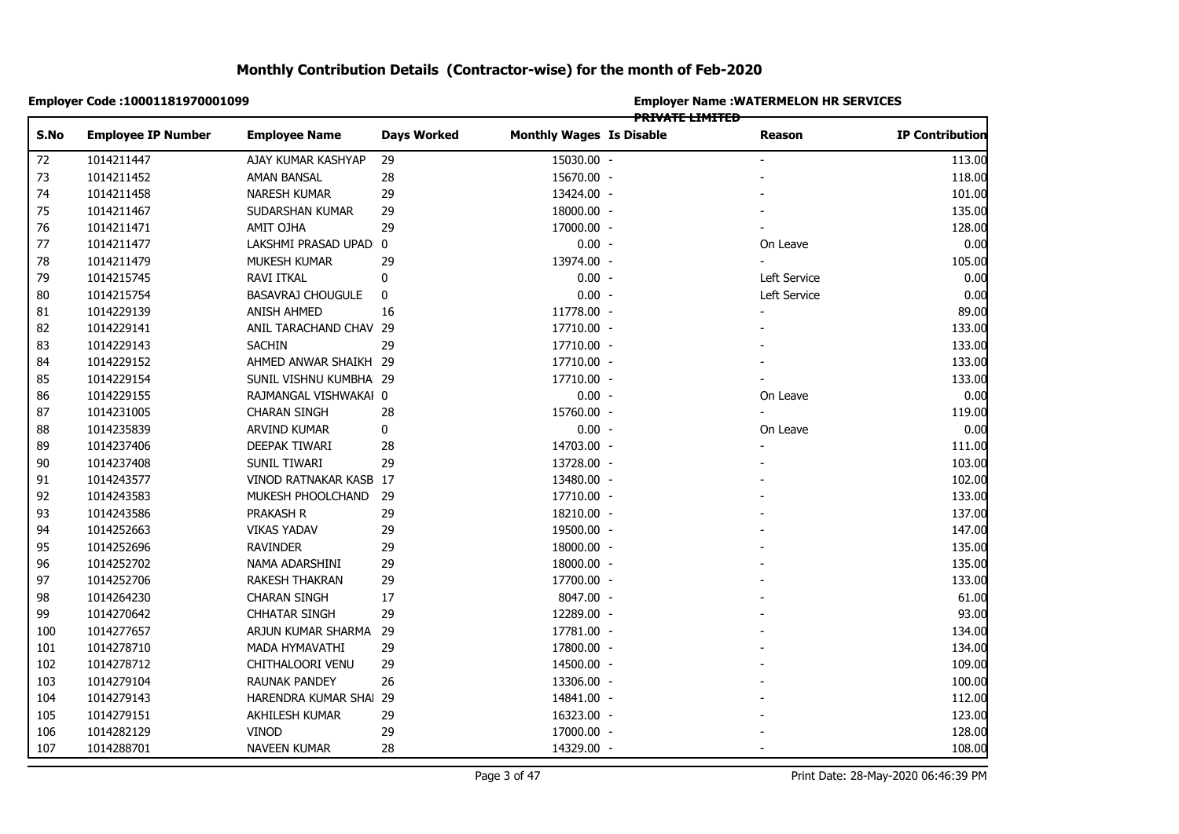# Monthly Contribution Details (Contractor-wise) for the month of Feb-2020

**Employer Code :10001181970001099**

**Employer Name :WATERMELON HR SERVICES PRIVATE LIMITED**

| S.No | Employee IP Number | Employee Name | Days Worked | Monthly Wages | Is Disable | Reason | IP Contribution |
|---|---|---|---|---|---|---|---|
| 72 | 1014211447 | AJAY KUMAR KASHYAP | 29 | 15030.00 | - | - | 113.00 |
| 73 | 1014211452 | AMAN BANSAL | 28 | 15670.00 | - | - | 118.00 |
| 74 | 1014211458 | NARESH KUMAR | 29 | 13424.00 | - | - | 101.00 |
| 75 | 1014211467 | SUDARSHAN KUMAR | 29 | 18000.00 | - | - | 135.00 |
| 76 | 1014211471 | AMIT OJHA | 29 | 17000.00 | - | - | 128.00 |
| 77 | 1014211477 | LAKSHMI PRASAD UPAD | 0 | 0.00 | - | On Leave | 0.00 |
| 78 | 1014211479 | MUKESH KUMAR | 29 | 13974.00 | - | - | 105.00 |
| 79 | 1014215745 | RAVI ITKAL | 0 | 0.00 | - | Left Service | 0.00 |
| 80 | 1014215754 | BASAVRAJ CHOUGULE | 0 | 0.00 | - | Left Service | 0.00 |
| 81 | 1014229139 | ANISH AHMED | 16 | 11778.00 | - | - | 89.00 |
| 82 | 1014229141 | ANIL TARACHAND CHAV | 29 | 17710.00 | - | - | 133.00 |
| 83 | 1014229143 | SACHIN | 29 | 17710.00 | - | - | 133.00 |
| 84 | 1014229152 | AHMED ANWAR SHAIKH | 29 | 17710.00 | - | - | 133.00 |
| 85 | 1014229154 | SUNIL VISHNU KUMBHA | 29 | 17710.00 | - | - | 133.00 |
| 86 | 1014229155 | RAJMANGAL VISHWAKAI | 0 | 0.00 | - | On Leave | 0.00 |
| 87 | 1014231005 | CHARAN SINGH | 28 | 15760.00 | - | - | 119.00 |
| 88 | 1014235839 | ARVIND KUMAR | 0 | 0.00 | - | On Leave | 0.00 |
| 89 | 1014237406 | DEEPAK TIWARI | 28 | 14703.00 | - | - | 111.00 |
| 90 | 1014237408 | SUNIL TIWARI | 29 | 13728.00 | - | - | 103.00 |
| 91 | 1014243577 | VINOD RATNAKAR KASB | 17 | 13480.00 | - | - | 102.00 |
| 92 | 1014243583 | MUKESH PHOOLCHAND | 29 | 17710.00 | - | - | 133.00 |
| 93 | 1014243586 | PRAKASH R | 29 | 18210.00 | - | - | 137.00 |
| 94 | 1014252663 | VIKAS YADAV | 29 | 19500.00 | - | - | 147.00 |
| 95 | 1014252696 | RAVINDER | 29 | 18000.00 | - | - | 135.00 |
| 96 | 1014252702 | NAMA ADARSHINI | 29 | 18000.00 | - | - | 135.00 |
| 97 | 1014252706 | RAKESH THAKRAN | 29 | 17700.00 | - | - | 133.00 |
| 98 | 1014264230 | CHARAN SINGH | 17 | 8047.00 | - | - | 61.00 |
| 99 | 1014270642 | CHHATAR SINGH | 29 | 12289.00 | - | - | 93.00 |
| 100 | 1014277657 | ARJUN KUMAR SHARMA | 29 | 17781.00 | - | - | 134.00 |
| 101 | 1014278710 | MADA HYMAVATHI | 29 | 17800.00 | - | - | 134.00 |
| 102 | 1014278712 | CHITHALOORI VENU | 29 | 14500.00 | - | - | 109.00 |
| 103 | 1014279104 | RAUNAK PANDEY | 26 | 13306.00 | - | - | 100.00 |
| 104 | 1014279143 | HARENDRA KUMAR SHAI | 29 | 14841.00 | - | - | 112.00 |
| 105 | 1014279151 | AKHILESH KUMAR | 29 | 16323.00 | - | - | 123.00 |
| 106 | 1014282129 | VINOD | 29 | 17000.00 | - | - | 128.00 |
| 107 | 1014288701 | NAVEEN KUMAR | 28 | 14329.00 | - | - | 108.00 |

Print Date: 28-May-2020 06:46:39 PM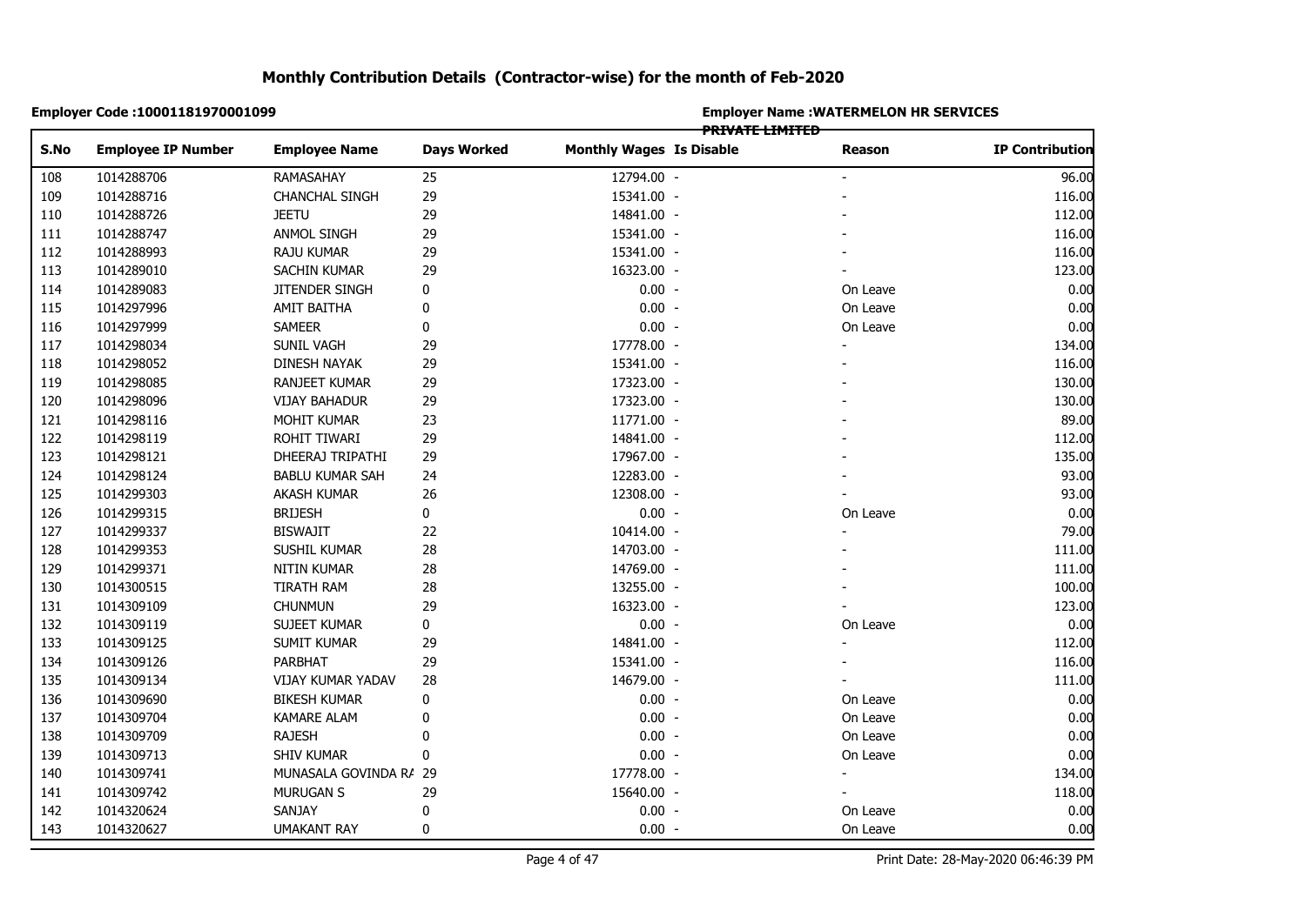# Monthly Contribution Details (Contractor-wise) for the month of Feb-2020

**Employer Code :10001181970001099**

**Employer Name :WATERMELON HR SERVICES PRIVATE LIMITED**

| S.No | Employee IP Number | Employee Name | Days Worked | Monthly Wages | Is Disable | Reason | IP Contribution |
|---|---|---|---|---|---|---|---|
| 108 | 1014288706 | RAMASAHAY | 25 | 12794.00 | - | - | 96.00 |
| 109 | 1014288716 | CHANCHAL SINGH | 29 | 15341.00 | - | - | 116.00 |
| 110 | 1014288726 | JEETU | 29 | 14841.00 | - | - | 112.00 |
| 111 | 1014288747 | ANMOL SINGH | 29 | 15341.00 | - | - | 116.00 |
| 112 | 1014288993 | RAJU KUMAR | 29 | 15341.00 | - | - | 116.00 |
| 113 | 1014289010 | SACHIN KUMAR | 29 | 16323.00 | - | - | 123.00 |
| 114 | 1014289083 | JITENDER SINGH | 0 | 0.00 | - | On Leave | 0.00 |
| 115 | 1014297996 | AMIT BAITHA | 0 | 0.00 | - | On Leave | 0.00 |
| 116 | 1014297999 | SAMEER | 0 | 0.00 | - | On Leave | 0.00 |
| 117 | 1014298034 | SUNIL VAGH | 29 | 17778.00 | - | - | 134.00 |
| 118 | 1014298052 | DINESH NAYAK | 29 | 15341.00 | - | - | 116.00 |
| 119 | 1014298085 | RANJEET KUMAR | 29 | 17323.00 | - | - | 130.00 |
| 120 | 1014298096 | VIJAY BAHADUR | 29 | 17323.00 | - | - | 130.00 |
| 121 | 1014298116 | MOHIT KUMAR | 23 | 11771.00 | - | - | 89.00 |
| 122 | 1014298119 | ROHIT TIWARI | 29 | 14841.00 | - | - | 112.00 |
| 123 | 1014298121 | DHEERAJ TRIPATHI | 29 | 17967.00 | - | - | 135.00 |
| 124 | 1014298124 | BABLU KUMAR SAH | 24 | 12283.00 | - | - | 93.00 |
| 125 | 1014299303 | AKASH KUMAR | 26 | 12308.00 | - | - | 93.00 |
| 126 | 1014299315 | BRIJESH | 0 | 0.00 | - | On Leave | 0.00 |
| 127 | 1014299337 | BISWAJIT | 22 | 10414.00 | - | - | 79.00 |
| 128 | 1014299353 | SUSHIL KUMAR | 28 | 14703.00 | - | - | 111.00 |
| 129 | 1014299371 | NITIN KUMAR | 28 | 14769.00 | - | - | 111.00 |
| 130 | 1014300515 | TIRATH RAM | 28 | 13255.00 | - | - | 100.00 |
| 131 | 1014309109 | CHUNMUN | 29 | 16323.00 | - | - | 123.00 |
| 132 | 1014309119 | SUJEET KUMAR | 0 | 0.00 | - | On Leave | 0.00 |
| 133 | 1014309125 | SUMIT KUMAR | 29 | 14841.00 | - | - | 112.00 |
| 134 | 1014309126 | PARBHAT | 29 | 15341.00 | - | - | 116.00 |
| 135 | 1014309134 | VIJAY KUMAR YADAV | 28 | 14679.00 | - | - | 111.00 |
| 136 | 1014309690 | BIKESH KUMAR | 0 | 0.00 | - | On Leave | 0.00 |
| 137 | 1014309704 | KAMARE ALAM | 0 | 0.00 | - | On Leave | 0.00 |
| 138 | 1014309709 | RAJESH | 0 | 0.00 | - | On Leave | 0.00 |
| 139 | 1014309713 | SHIV KUMAR | 0 | 0.00 | - | On Leave | 0.00 |
| 140 | 1014309741 | MUNASALA GOVINDA RA | 29 | 17778.00 | - | - | 134.00 |
| 141 | 1014309742 | MURUGAN S | 29 | 15640.00 | - | - | 118.00 |
| 142 | 1014320624 | SANJAY | 0 | 0.00 | - | On Leave | 0.00 |
| 143 | 1014320627 | UMAKANT RAY | 0 | 0.00 | - | On Leave | 0.00 |

Print Date: 28-May-2020 06:46:39 PM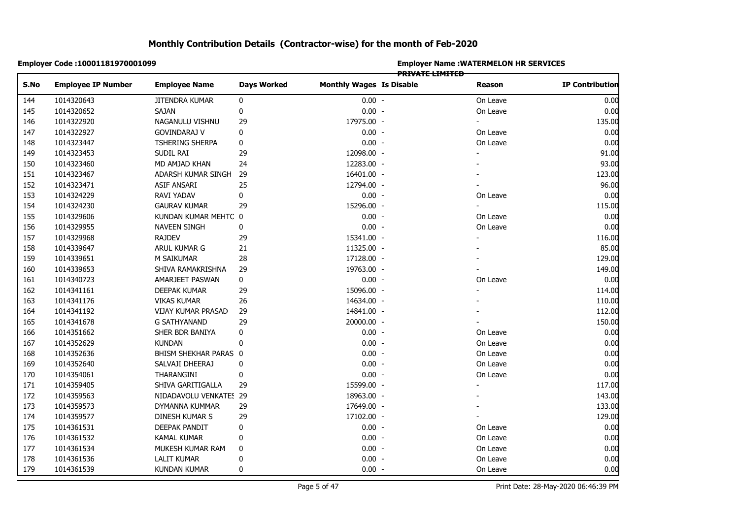# Monthly Contribution Details (Contractor-wise) for the month of Feb-2020

**Employer Code :10001181970001099**

**Employer Name :WATERMELON HR SERVICES PRIVATE LIMITED**

| S.No | Employee IP Number | Employee Name | Days Worked | Monthly Wages | Is Disable | Reason | IP Contribution |
|---|---|---|---|---|---|---|---|
| 144 | 1014320643 | JITENDRA KUMAR | 0 | 0.00 | - | On Leave | 0.00 |
| 145 | 1014320652 | SAJAN | 0 | 0.00 | - | On Leave | 0.00 |
| 146 | 1014322920 | NAGANULU VISHNU | 29 | 17975.00 | - | - | 135.00 |
| 147 | 1014322927 | GOVINDARAJ V | 0 | 0.00 | - | On Leave | 0.00 |
| 148 | 1014323447 | TSHERING SHERPA | 0 | 0.00 | - | On Leave | 0.00 |
| 149 | 1014323453 | SUDIL RAI | 29 | 12098.00 | - | - | 91.00 |
| 150 | 1014323460 | MD AMJAD KHAN | 24 | 12283.00 | - | - | 93.00 |
| 151 | 1014323467 | ADARSH KUMAR SINGH | 29 | 16401.00 | - | - | 123.00 |
| 152 | 1014323471 | ASIF ANSARI | 25 | 12794.00 | - | - | 96.00 |
| 153 | 1014324229 | RAVI YADAV | 0 | 0.00 | - | On Leave | 0.00 |
| 154 | 1014324230 | GAURAV KUMAR | 29 | 15296.00 | - | - | 115.00 |
| 155 | 1014329606 | KUNDAN KUMAR MEHTC | 0 | 0.00 | - | On Leave | 0.00 |
| 156 | 1014329955 | NAVEEN SINGH | 0 | 0.00 | - | On Leave | 0.00 |
| 157 | 1014329968 | RAJDEV | 29 | 15341.00 | - | - | 116.00 |
| 158 | 1014339647 | ARUL KUMAR G | 21 | 11325.00 | - | - | 85.00 |
| 159 | 1014339651 | M SAIKUMAR | 28 | 17128.00 | - | - | 129.00 |
| 160 | 1014339653 | SHIVA RAMAKRISHNA | 29 | 19763.00 | - | - | 149.00 |
| 161 | 1014340723 | AMARJEET PASWAN | 0 | 0.00 | - | On Leave | 0.00 |
| 162 | 1014341161 | DEEPAK KUMAR | 29 | 15096.00 | - | - | 114.00 |
| 163 | 1014341176 | VIKAS KUMAR | 26 | 14634.00 | - | - | 110.00 |
| 164 | 1014341192 | VIJAY KUMAR PRASAD | 29 | 14841.00 | - | - | 112.00 |
| 165 | 1014341678 | G SATHYANAND | 29 | 20000.00 | - | - | 150.00 |
| 166 | 1014351662 | SHER BDR BANIYA | 0 | 0.00 | - | On Leave | 0.00 |
| 167 | 1014352629 | KUNDAN | 0 | 0.00 | - | On Leave | 0.00 |
| 168 | 1014352636 | BHISM SHEKHAR PARAS | 0 | 0.00 | - | On Leave | 0.00 |
| 169 | 1014352640 | SALVAJI DHEERAJ | 0 | 0.00 | - | On Leave | 0.00 |
| 170 | 1014354061 | THARANGINI | 0 | 0.00 | - | On Leave | 0.00 |
| 171 | 1014359405 | SHIVA GARITIGALLA | 29 | 15599.00 | - | - | 117.00 |
| 172 | 1014359563 | NIDADAVOLU VENKATES | 29 | 18963.00 | - | - | 143.00 |
| 173 | 1014359573 | DYMANNA KUMMAR | 29 | 17649.00 | - | - | 133.00 |
| 174 | 1014359577 | DINESH KUMAR S | 29 | 17102.00 | - | - | 129.00 |
| 175 | 1014361531 | DEEPAK PANDIT | 0 | 0.00 | - | On Leave | 0.00 |
| 176 | 1014361532 | KAMAL KUMAR | 0 | 0.00 | - | On Leave | 0.00 |
| 177 | 1014361534 | MUKESH KUMAR RAM | 0 | 0.00 | - | On Leave | 0.00 |
| 178 | 1014361536 | LALIT KUMAR | 0 | 0.00 | - | On Leave | 0.00 |
| 179 | 1014361539 | KUNDAN KUMAR | 0 | 0.00 | - | On Leave | 0.00 |

Print Date: 28-May-2020 06:46:39 PM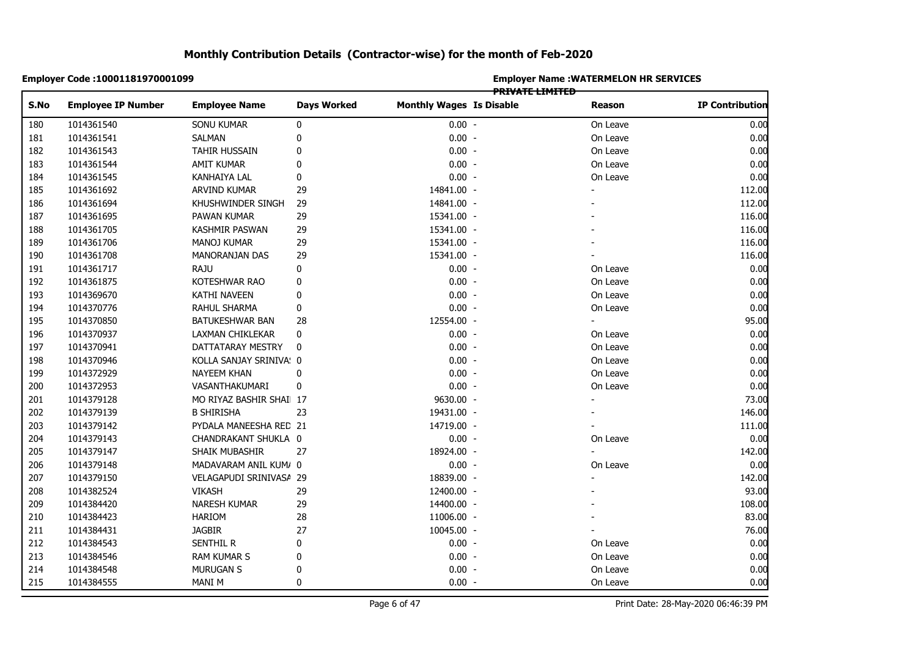# Monthly Contribution Details (Contractor-wise) for the month of Feb-2020

**Employer Code :10001181970001099**

**Employer Name :WATERMELON HR SERVICES PRIVATE LIMITED**

| S.No | Employee IP Number | Employee Name | Days Worked | Monthly Wages | Is Disable | Reason | IP Contribution |
|---|---|---|---|---|---|---|---|
| 180 | 1014361540 | SONU KUMAR | 0 | 0.00 | - | On Leave | 0.00 |
| 181 | 1014361541 | SALMAN | 0 | 0.00 | - | On Leave | 0.00 |
| 182 | 1014361543 | TAHIR HUSSAIN | 0 | 0.00 | - | On Leave | 0.00 |
| 183 | 1014361544 | AMIT KUMAR | 0 | 0.00 | - | On Leave | 0.00 |
| 184 | 1014361545 | KANHAIYA LAL | 0 | 0.00 | - | On Leave | 0.00 |
| 185 | 1014361692 | ARVIND KUMAR | 29 | 14841.00 | - | - | 112.00 |
| 186 | 1014361694 | KHUSHWINDER SINGH | 29 | 14841.00 | - | - | 112.00 |
| 187 | 1014361695 | PAWAN KUMAR | 29 | 15341.00 | - | - | 116.00 |
| 188 | 1014361705 | KASHMIR PASWAN | 29 | 15341.00 | - | - | 116.00 |
| 189 | 1014361706 | MANOJ KUMAR | 29 | 15341.00 | - | - | 116.00 |
| 190 | 1014361708 | MANORANJAN DAS | 29 | 15341.00 | - | - | 116.00 |
| 191 | 1014361717 | RAJU | 0 | 0.00 | - | On Leave | 0.00 |
| 192 | 1014361875 | KOTESHWAR RAO | 0 | 0.00 | - | On Leave | 0.00 |
| 193 | 1014369670 | KATHI NAVEEN | 0 | 0.00 | - | On Leave | 0.00 |
| 194 | 1014370776 | RAHUL SHARMA | 0 | 0.00 | - | On Leave | 0.00 |
| 195 | 1014370850 | BATUKESHWAR BAN | 28 | 12554.00 | - | - | 95.00 |
| 196 | 1014370937 | LAXMAN CHIKLEKAR | 0 | 0.00 | - | On Leave | 0.00 |
| 197 | 1014370941 | DATTATARAY MESTRY | 0 | 0.00 | - | On Leave | 0.00 |
| 198 | 1014370946 | KOLLA SANJAY SRINIVA! | 0 | 0.00 | - | On Leave | 0.00 |
| 199 | 1014372929 | NAYEEM KHAN | 0 | 0.00 | - | On Leave | 0.00 |
| 200 | 1014372953 | VASANTHAKUMARI | 0 | 0.00 | - | On Leave | 0.00 |
| 201 | 1014379128 | MO RIYAZ BASHIR SHAI | 17 | 9630.00 | - | - | 73.00 |
| 202 | 1014379139 | B SHIRISHA | 23 | 19431.00 | - | - | 146.00 |
| 203 | 1014379142 | PYDALA MANEESHA RED | 21 | 14719.00 | - | - | 111.00 |
| 204 | 1014379143 | CHANDRAKANT SHUKLA | 0 | 0.00 | - | On Leave | 0.00 |
| 205 | 1014379147 | SHAIK MUBASHIR | 27 | 18924.00 | - | - | 142.00 |
| 206 | 1014379148 | MADAVARAM ANIL KUM/ | 0 | 0.00 | - | On Leave | 0.00 |
| 207 | 1014379150 | VELAGAPUDI SRINIVASA | 29 | 18839.00 | - | - | 142.00 |
| 208 | 1014382524 | VIKASH | 29 | 12400.00 | - | - | 93.00 |
| 209 | 1014384420 | NARESH KUMAR | 29 | 14400.00 | - | - | 108.00 |
| 210 | 1014384423 | HARIOM | 28 | 11006.00 | - | - | 83.00 |
| 211 | 1014384431 | JAGBIR | 27 | 10045.00 | - | - | 76.00 |
| 212 | 1014384543 | SENTHIL R | 0 | 0.00 | - | On Leave | 0.00 |
| 213 | 1014384546 | RAM KUMAR S | 0 | 0.00 | - | On Leave | 0.00 |
| 214 | 1014384548 | MURUGAN S | 0 | 0.00 | - | On Leave | 0.00 |
| 215 | 1014384555 | MANI M | 0 | 0.00 | - | On Leave | 0.00 |

Print Date: 28-May-2020 06:46:39 PM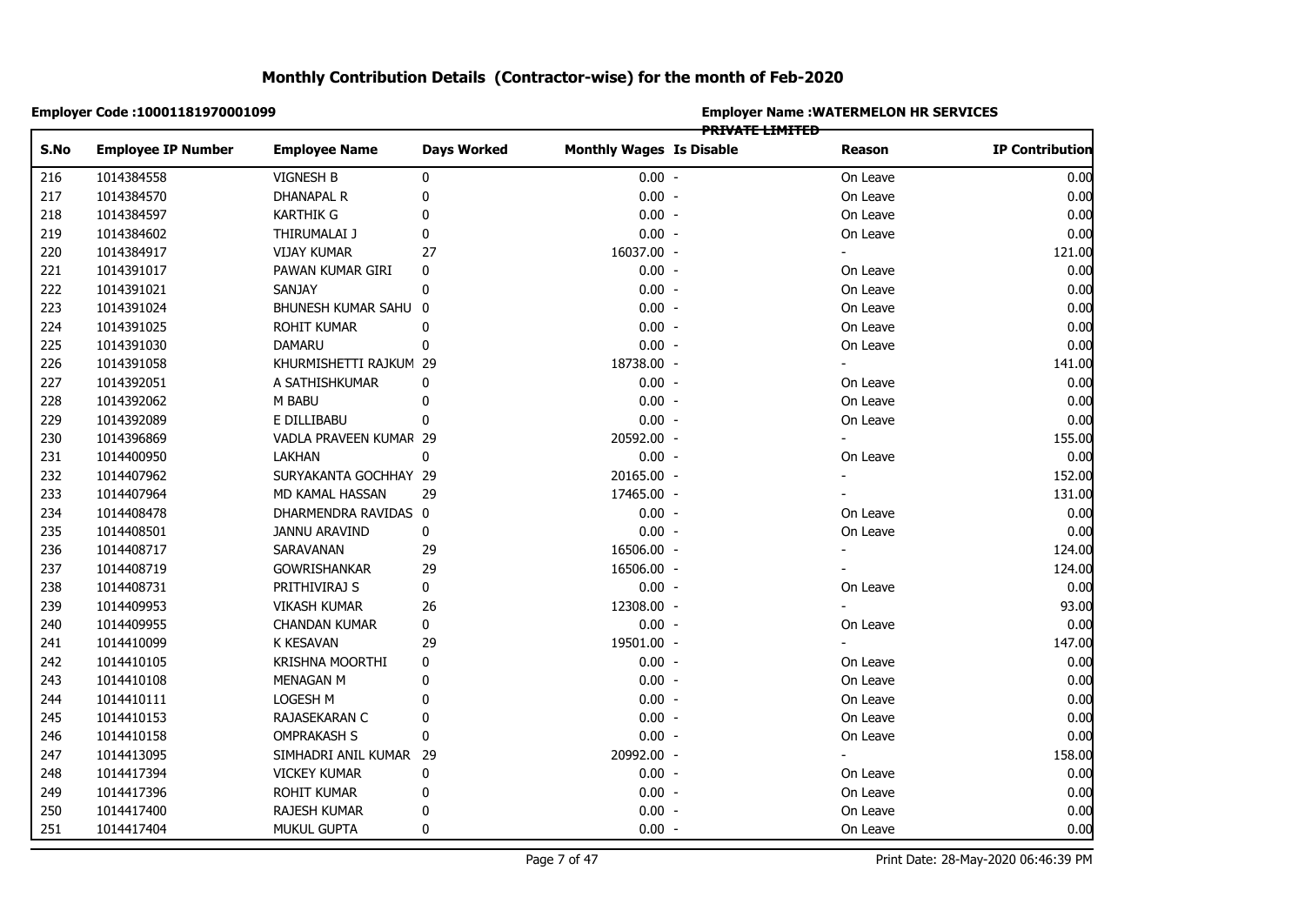# Monthly Contribution Details (Contractor-wise) for the month of Feb-2020

**Employer Code :10001181970001099**

**Employer Name :WATERMELON HR SERVICES PRIVATE LIMITED**

| S.No | Employee IP Number | Employee Name | Days Worked | Monthly Wages | Is Disable | Reason | IP Contribution |
|---|---|---|---|---|---|---|---|
| 216 | 1014384558 | VIGNESH B | 0 | 0.00 | - | On Leave | 0.00 |
| 217 | 1014384570 | DHANAPAL R | 0 | 0.00 | - | On Leave | 0.00 |
| 218 | 1014384597 | KARTHIK G | 0 | 0.00 | - | On Leave | 0.00 |
| 219 | 1014384602 | THIRUMALAI J | 0 | 0.00 | - | On Leave | 0.00 |
| 220 | 1014384917 | VIJAY KUMAR | 27 | 16037.00 | - | - | 121.00 |
| 221 | 1014391017 | PAWAN KUMAR GIRI | 0 | 0.00 | - | On Leave | 0.00 |
| 222 | 1014391021 | SANJAY | 0 | 0.00 | - | On Leave | 0.00 |
| 223 | 1014391024 | BHUNESH KUMAR SAHU | 0 | 0.00 | - | On Leave | 0.00 |
| 224 | 1014391025 | ROHIT KUMAR | 0 | 0.00 | - | On Leave | 0.00 |
| 225 | 1014391030 | DAMARU | 0 | 0.00 | - | On Leave | 0.00 |
| 226 | 1014391058 | KHURMISHETTI RAJKUM | 29 | 18738.00 | - | - | 141.00 |
| 227 | 1014392051 | A SATHISHKUMAR | 0 | 0.00 | - | On Leave | 0.00 |
| 228 | 1014392062 | M BABU | 0 | 0.00 | - | On Leave | 0.00 |
| 229 | 1014392089 | E DILLIBABU | 0 | 0.00 | - | On Leave | 0.00 |
| 230 | 1014396869 | VADLA PRAVEEN KUMAR | 29 | 20592.00 | - | - | 155.00 |
| 231 | 1014400950 | LAKHAN | 0 | 0.00 | - | On Leave | 0.00 |
| 232 | 1014407962 | SURYAKANTA GOCHHAY | 29 | 20165.00 | - | - | 152.00 |
| 233 | 1014407964 | MD KAMAL HASSAN | 29 | 17465.00 | - | - | 131.00 |
| 234 | 1014408478 | DHARMENDRA RAVIDAS | 0 | 0.00 | - | On Leave | 0.00 |
| 235 | 1014408501 | JANNU ARAVIND | 0 | 0.00 | - | On Leave | 0.00 |
| 236 | 1014408717 | SARAVANAN | 29 | 16506.00 | - | - | 124.00 |
| 237 | 1014408719 | GOWRISHANKAR | 29 | 16506.00 | - | - | 124.00 |
| 238 | 1014408731 | PRITHIVIRAJ S | 0 | 0.00 | - | On Leave | 0.00 |
| 239 | 1014409953 | VIKASH KUMAR | 26 | 12308.00 | - | - | 93.00 |
| 240 | 1014409955 | CHANDAN KUMAR | 0 | 0.00 | - | On Leave | 0.00 |
| 241 | 1014410099 | K KESAVAN | 29 | 19501.00 | - | - | 147.00 |
| 242 | 1014410105 | KRISHNA MOORTHI | 0 | 0.00 | - | On Leave | 0.00 |
| 243 | 1014410108 | MENAGAN M | 0 | 0.00 | - | On Leave | 0.00 |
| 244 | 1014410111 | LOGESH M | 0 | 0.00 | - | On Leave | 0.00 |
| 245 | 1014410153 | RAJASEKARAN C | 0 | 0.00 | - | On Leave | 0.00 |
| 246 | 1014410158 | OMPRAKASH S | 0 | 0.00 | - | On Leave | 0.00 |
| 247 | 1014413095 | SIMHADRI ANIL KUMAR | 29 | 20992.00 | - | - | 158.00 |
| 248 | 1014417394 | VICKEY KUMAR | 0 | 0.00 | - | On Leave | 0.00 |
| 249 | 1014417396 | ROHIT KUMAR | 0 | 0.00 | - | On Leave | 0.00 |
| 250 | 1014417400 | RAJESH KUMAR | 0 | 0.00 | - | On Leave | 0.00 |
| 251 | 1014417404 | MUKUL GUPTA | 0 | 0.00 | - | On Leave | 0.00 |

Print Date: 28-May-2020 06:46:39 PM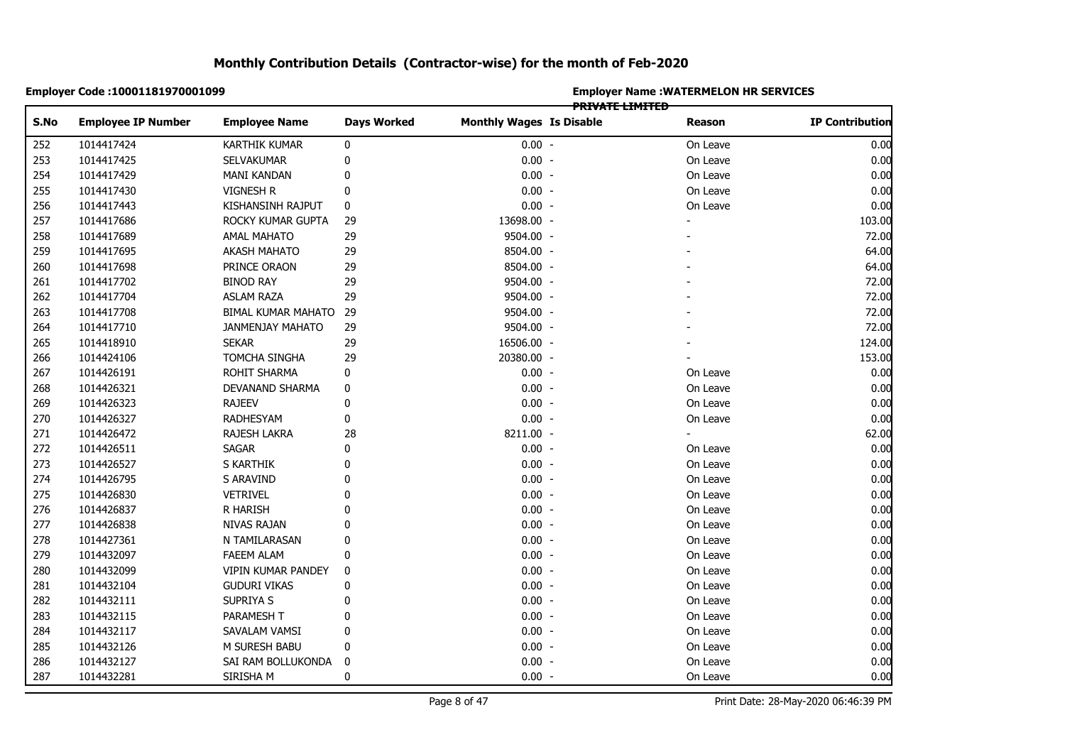# Monthly Contribution Details (Contractor-wise) for the month of Feb-2020

**Employer Code :10001181970001099**

**Employer Name :WATERMELON HR SERVICES PRIVATE LIMITED**

| S.No | Employee IP Number | Employee Name | Days Worked | Monthly Wages | Is Disable | Reason | IP Contribution |
|---|---|---|---|---|---|---|---|
| 252 | 1014417424 | KARTHIK KUMAR | 0 | 0.00 | - | On Leave | 0.00 |
| 253 | 1014417425 | SELVAKUMAR | 0 | 0.00 | - | On Leave | 0.00 |
| 254 | 1014417429 | MANI KANDAN | 0 | 0.00 | - | On Leave | 0.00 |
| 255 | 1014417430 | VIGNESH R | 0 | 0.00 | - | On Leave | 0.00 |
| 256 | 1014417443 | KISHANSINH RAJPUT | 0 | 0.00 | - | On Leave | 0.00 |
| 257 | 1014417686 | ROCKY KUMAR GUPTA | 29 | 13698.00 | - | - | 103.00 |
| 258 | 1014417689 | AMAL MAHATO | 29 | 9504.00 | - | - | 72.00 |
| 259 | 1014417695 | AKASH MAHATO | 29 | 8504.00 | - | - | 64.00 |
| 260 | 1014417698 | PRINCE ORAON | 29 | 8504.00 | - | - | 64.00 |
| 261 | 1014417702 | BINOD RAY | 29 | 9504.00 | - | - | 72.00 |
| 262 | 1014417704 | ASLAM RAZA | 29 | 9504.00 | - | - | 72.00 |
| 263 | 1014417708 | BIMAL KUMAR MAHATO | 29 | 9504.00 | - | - | 72.00 |
| 264 | 1014417710 | JANMENJAY MAHATO | 29 | 9504.00 | - | - | 72.00 |
| 265 | 1014418910 | SEKAR | 29 | 16506.00 | - | - | 124.00 |
| 266 | 1014424106 | TOMCHA SINGHA | 29 | 20380.00 | - | - | 153.00 |
| 267 | 1014426191 | ROHIT SHARMA | 0 | 0.00 | - | On Leave | 0.00 |
| 268 | 1014426321 | DEVANAND SHARMA | 0 | 0.00 | - | On Leave | 0.00 |
| 269 | 1014426323 | RAJEEV | 0 | 0.00 | - | On Leave | 0.00 |
| 270 | 1014426327 | RADHESYAM | 0 | 0.00 | - | On Leave | 0.00 |
| 271 | 1014426472 | RAJESH LAKRA | 28 | 8211.00 | - | - | 62.00 |
| 272 | 1014426511 | SAGAR | 0 | 0.00 | - | On Leave | 0.00 |
| 273 | 1014426527 | S KARTHIK | 0 | 0.00 | - | On Leave | 0.00 |
| 274 | 1014426795 | S ARAVIND | 0 | 0.00 | - | On Leave | 0.00 |
| 275 | 1014426830 | VETRIVEL | 0 | 0.00 | - | On Leave | 0.00 |
| 276 | 1014426837 | R HARISH | 0 | 0.00 | - | On Leave | 0.00 |
| 277 | 1014426838 | NIVAS RAJAN | 0 | 0.00 | - | On Leave | 0.00 |
| 278 | 1014427361 | N TAMILARASAN | 0 | 0.00 | - | On Leave | 0.00 |
| 279 | 1014432097 | FAEEM ALAM | 0 | 0.00 | - | On Leave | 0.00 |
| 280 | 1014432099 | VIPIN KUMAR PANDEY | 0 | 0.00 | - | On Leave | 0.00 |
| 281 | 1014432104 | GUDURI VIKAS | 0 | 0.00 | - | On Leave | 0.00 |
| 282 | 1014432111 | SUPRIYA S | 0 | 0.00 | - | On Leave | 0.00 |
| 283 | 1014432115 | PARAMESH T | 0 | 0.00 | - | On Leave | 0.00 |
| 284 | 1014432117 | SAVALAM VAMSI | 0 | 0.00 | - | On Leave | 0.00 |
| 285 | 1014432126 | M SURESH BABU | 0 | 0.00 | - | On Leave | 0.00 |
| 286 | 1014432127 | SAI RAM BOLLUKONDA | 0 | 0.00 | - | On Leave | 0.00 |
| 287 | 1014432281 | SIRISHA M | 0 | 0.00 | - | On Leave | 0.00 |

Print Date: 28-May-2020 06:46:39 PM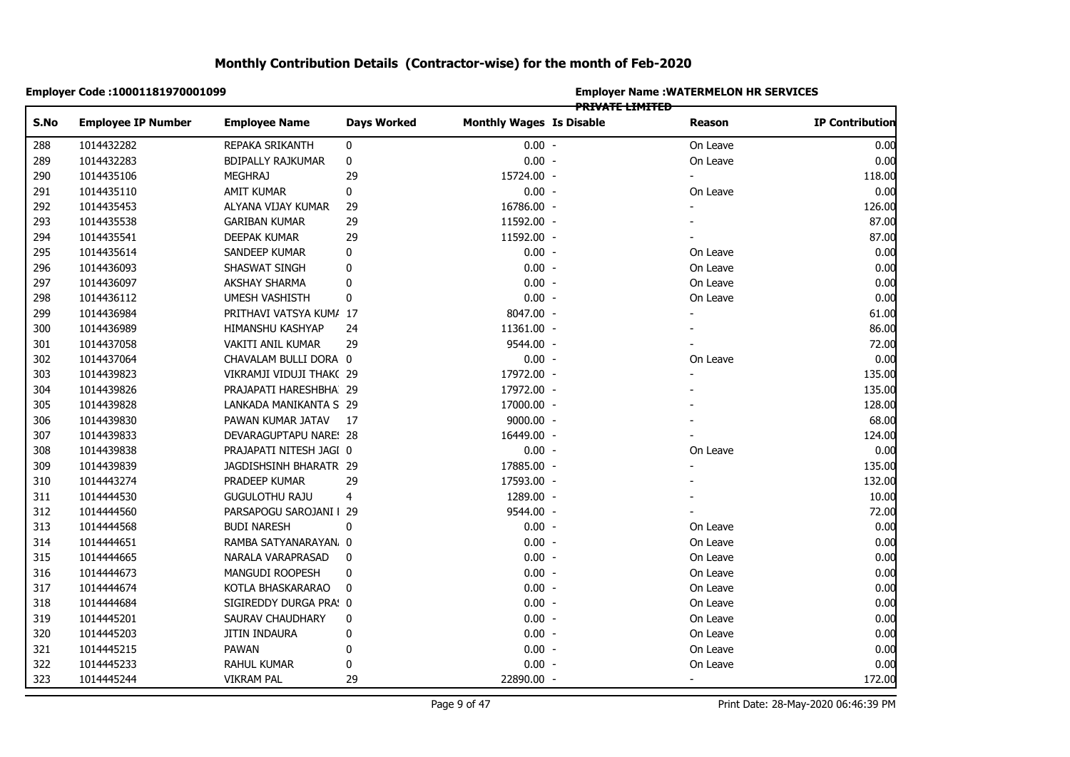# Monthly Contribution Details (Contractor-wise) for the month of Feb-2020

**Employer Code :10001181970001099**

**Employer Name :WATERMELON HR SERVICES PRIVATE LIMITED**

| S.No | Employee IP Number | Employee Name | Days Worked | Monthly Wages | Is Disable | Reason | IP Contribution |
|---|---|---|---|---|---|---|---|
| 288 | 1014432282 | REPAKA SRIKANTH | 0 | 0.00 | - | On Leave | 0.00 |
| 289 | 1014432283 | BDIPALLY RAJKUMAR | 0 | 0.00 | - | On Leave | 0.00 |
| 290 | 1014435106 | MEGHRAJ | 29 | 15724.00 | - | - | 118.00 |
| 291 | 1014435110 | AMIT KUMAR | 0 | 0.00 | - | On Leave | 0.00 |
| 292 | 1014435453 | ALYANA VIJAY KUMAR | 29 | 16786.00 | - | - | 126.00 |
| 293 | 1014435538 | GARIBAN KUMAR | 29 | 11592.00 | - | - | 87.00 |
| 294 | 1014435541 | DEEPAK KUMAR | 29 | 11592.00 | - | - | 87.00 |
| 295 | 1014435614 | SANDEEP KUMAR | 0 | 0.00 | - | On Leave | 0.00 |
| 296 | 1014436093 | SHASWAT SINGH | 0 | 0.00 | - | On Leave | 0.00 |
| 297 | 1014436097 | AKSHAY SHARMA | 0 | 0.00 | - | On Leave | 0.00 |
| 298 | 1014436112 | UMESH VASHISTH | 0 | 0.00 | - | On Leave | 0.00 |
| 299 | 1014436984 | PRITHAVI VATSYA KUMA | 17 | 8047.00 | - | - | 61.00 |
| 300 | 1014436989 | HIMANSHU KASHYAP | 24 | 11361.00 | - | - | 86.00 |
| 301 | 1014437058 | VAKITI ANIL KUMAR | 29 | 9544.00 | - | - | 72.00 |
| 302 | 1014437064 | CHAVALAM BULLI DORA | 0 | 0.00 | - | On Leave | 0.00 |
| 303 | 1014439823 | VIKRAMJI VIDUJI THAKO | 29 | 17972.00 | - | - | 135.00 |
| 304 | 1014439826 | PRAJAPATI HARESHBHA | 29 | 17972.00 | - | - | 135.00 |
| 305 | 1014439828 | LANKADA MANIKANTA S | 29 | 17000.00 | - | - | 128.00 |
| 306 | 1014439830 | PAWAN KUMAR JATAV | 17 | 9000.00 | - | - | 68.00 |
| 307 | 1014439833 | DEVARAGUPTAPU NARES | 28 | 16449.00 | - | - | 124.00 |
| 308 | 1014439838 | PRAJAPATI NITESH JAGI | 0 | 0.00 | - | On Leave | 0.00 |
| 309 | 1014439839 | JAGDISHSINH BHARATR | 29 | 17885.00 | - | - | 135.00 |
| 310 | 1014443274 | PRADEEP KUMAR | 29 | 17593.00 | - | - | 132.00 |
| 311 | 1014444530 | GUGULOTHU RAJU | 4 | 1289.00 | - | - | 10.00 |
| 312 | 1014444560 | PARSAPOGU SAROJANI I | 29 | 9544.00 | - | - | 72.00 |
| 313 | 1014444568 | BUDI NARESH | 0 | 0.00 | - | On Leave | 0.00 |
| 314 | 1014444651 | RAMBA SATYANARAYAN | 0 | 0.00 | - | On Leave | 0.00 |
| 315 | 1014444665 | NARALA VARAPRASAD | 0 | 0.00 | - | On Leave | 0.00 |
| 316 | 1014444673 | MANGUDI ROOPESH | 0 | 0.00 | - | On Leave | 0.00 |
| 317 | 1014444674 | KOTLA BHASKARARAO | 0 | 0.00 | - | On Leave | 0.00 |
| 318 | 1014444684 | SIGIREDDY DURGA PRA | 0 | 0.00 | - | On Leave | 0.00 |
| 319 | 1014445201 | SAURAV CHAUDHARY | 0 | 0.00 | - | On Leave | 0.00 |
| 320 | 1014445203 | JITIN INDAURA | 0 | 0.00 | - | On Leave | 0.00 |
| 321 | 1014445215 | PAWAN | 0 | 0.00 | - | On Leave | 0.00 |
| 322 | 1014445233 | RAHUL KUMAR | 0 | 0.00 | - | On Leave | 0.00 |
| 323 | 1014445244 | VIKRAM PAL | 29 | 22890.00 | - | - | 172.00 |

Print Date: 28-May-2020 06:46:39 PM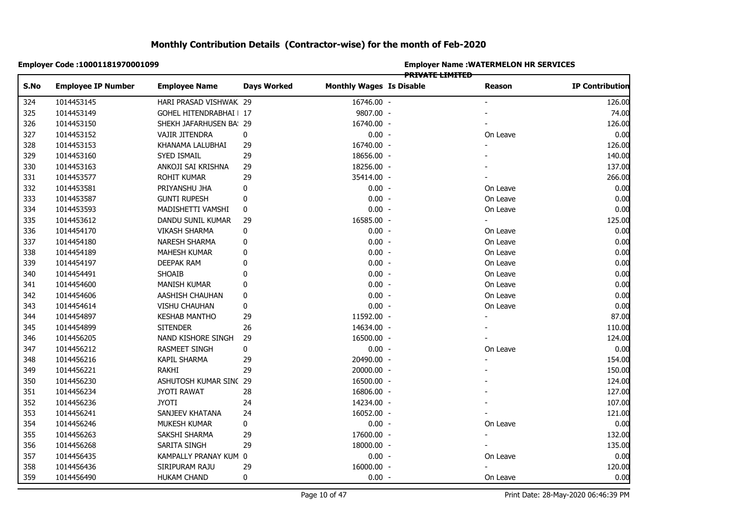# Monthly Contribution Details (Contractor-wise) for the month of Feb-2020

**Employer Code :10001181970001099**

**Employer Name :WATERMELON HR SERVICES PRIVATE LIMITED**

| S.No | Employee IP Number | Employee Name | Days Worked | Monthly Wages | Is Disable | Reason | IP Contribution |
|---|---|---|---|---|---|---|---|
| 324 | 1014453145 | HARI PRASAD VISHWAK | 29 | 16746.00 | - | - | 126.00 |
| 325 | 1014453149 | GOHEL HITENDRABHAI | 17 | 9807.00 | - | - | 74.00 |
| 326 | 1014453150 | SHEKH JAFARHUSEN BA | 29 | 16740.00 | - | - | 126.00 |
| 327 | 1014453152 | VAJIR JITENDRA | 0 | 0.00 | - | On Leave | 0.00 |
| 328 | 1014453153 | KHANAMA LALUBHAI | 29 | 16740.00 | - | - | 126.00 |
| 329 | 1014453160 | SYED ISMAIL | 29 | 18656.00 | - | - | 140.00 |
| 330 | 1014453163 | ANKOJI SAI KRISHNA | 29 | 18256.00 | - | - | 137.00 |
| 331 | 1014453577 | ROHIT KUMAR | 29 | 35414.00 | - | - | 266.00 |
| 332 | 1014453581 | PRIYANSHU JHA | 0 | 0.00 | - | On Leave | 0.00 |
| 333 | 1014453587 | GUNTI RUPESH | 0 | 0.00 | - | On Leave | 0.00 |
| 334 | 1014453593 | MADISHETTI VAMSHI | 0 | 0.00 | - | On Leave | 0.00 |
| 335 | 1014453612 | DANDU SUNIL KUMAR | 29 | 16585.00 | - | - | 125.00 |
| 336 | 1014454170 | VIKASH SHARMA | 0 | 0.00 | - | On Leave | 0.00 |
| 337 | 1014454180 | NARESH SHARMA | 0 | 0.00 | - | On Leave | 0.00 |
| 338 | 1014454189 | MAHESH KUMAR | 0 | 0.00 | - | On Leave | 0.00 |
| 339 | 1014454197 | DEEPAK RAM | 0 | 0.00 | - | On Leave | 0.00 |
| 340 | 1014454491 | SHOAIB | 0 | 0.00 | - | On Leave | 0.00 |
| 341 | 1014454600 | MANISH KUMAR | 0 | 0.00 | - | On Leave | 0.00 |
| 342 | 1014454606 | AASHISH CHAUHAN | 0 | 0.00 | - | On Leave | 0.00 |
| 343 | 1014454614 | VISHU CHAUHAN | 0 | 0.00 | - | On Leave | 0.00 |
| 344 | 1014454897 | KESHAB MANTHO | 29 | 11592.00 | - | - | 87.00 |
| 345 | 1014454899 | SITENDER | 26 | 14634.00 | - | - | 110.00 |
| 346 | 1014456205 | NAND KISHORE SINGH | 29 | 16500.00 | - | - | 124.00 |
| 347 | 1014456212 | RASMEET SINGH | 0 | 0.00 | - | On Leave | 0.00 |
| 348 | 1014456216 | KAPIL SHARMA | 29 | 20490.00 | - | - | 154.00 |
| 349 | 1014456221 | RAKHI | 29 | 20000.00 | - | - | 150.00 |
| 350 | 1014456230 | ASHUTOSH KUMAR SINC | 29 | 16500.00 | - | - | 124.00 |
| 351 | 1014456234 | JYOTI RAWAT | 28 | 16806.00 | - | - | 127.00 |
| 352 | 1014456236 | JYOTI | 24 | 14234.00 | - | - | 107.00 |
| 353 | 1014456241 | SANJEEV KHATANA | 24 | 16052.00 | - | - | 121.00 |
| 354 | 1014456246 | MUKESH KUMAR | 0 | 0.00 | - | On Leave | 0.00 |
| 355 | 1014456263 | SAKSHI SHARMA | 29 | 17600.00 | - | - | 132.00 |
| 356 | 1014456268 | SARITA SINGH | 29 | 18000.00 | - | - | 135.00 |
| 357 | 1014456435 | KAMPALLY PRANAY KUM | 0 | 0.00 | - | On Leave | 0.00 |
| 358 | 1014456436 | SIRIPURAM RAJU | 29 | 16000.00 | - | - | 120.00 |
| 359 | 1014456490 | HUKAM CHAND | 0 | 0.00 | - | On Leave | 0.00 |

Print Date: 28-May-2020 06:46:39 PM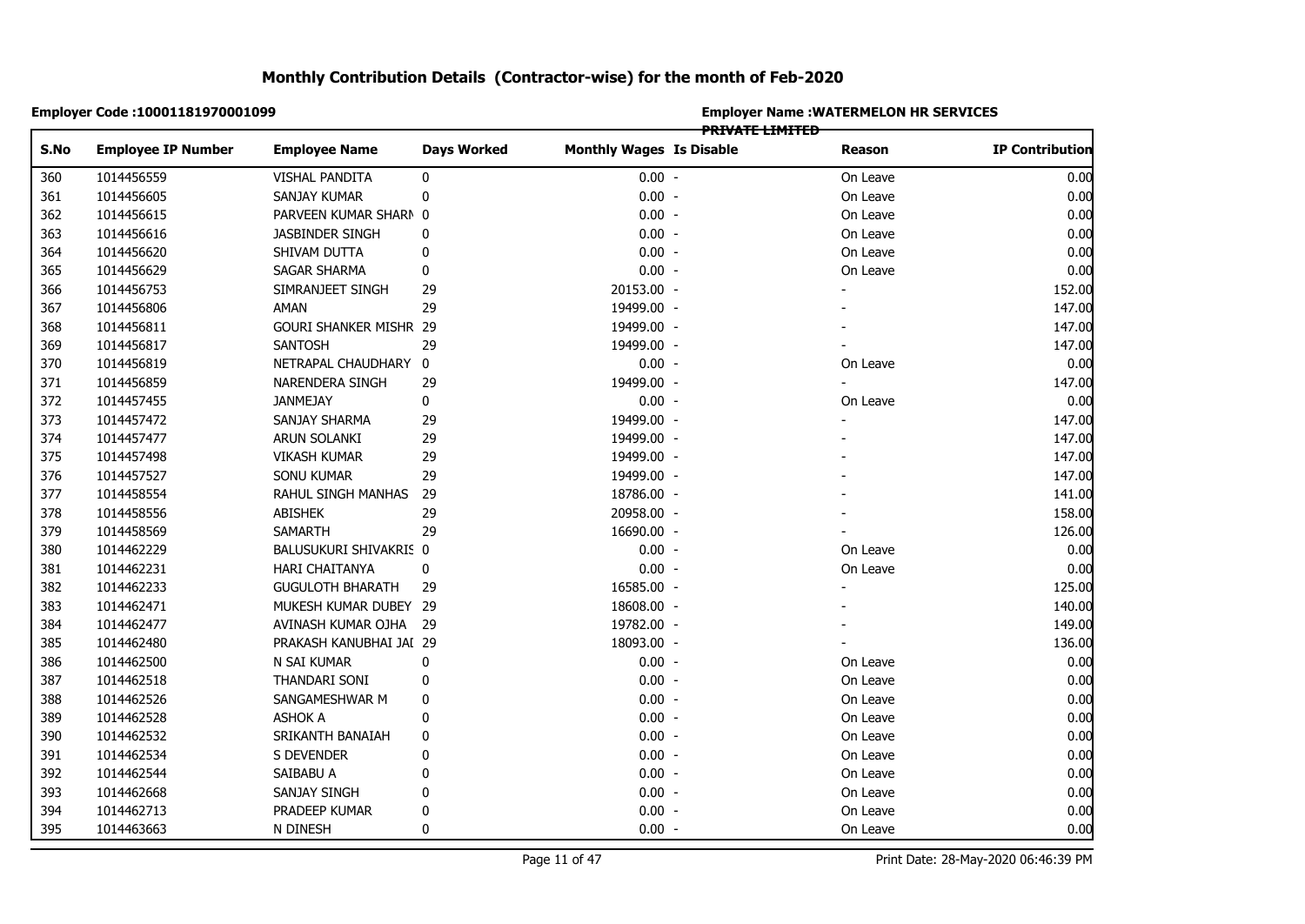# Monthly Contribution Details (Contractor-wise) for the month of Feb-2020

**Employer Code :10001181970001099**

**Employer Name :WATERMELON HR SERVICES PRIVATE LIMITED**

| S.No | Employee IP Number | Employee Name | Days Worked | Monthly Wages | Is Disable | Reason | IP Contribution |
|---|---|---|---|---|---|---|---|
| 360 | 1014456559 | VISHAL PANDITA | 0 | 0.00 | - | On Leave | 0.00 |
| 361 | 1014456605 | SANJAY KUMAR | 0 | 0.00 | - | On Leave | 0.00 |
| 362 | 1014456615 | PARVEEN KUMAR SHARM | 0 | 0.00 | - | On Leave | 0.00 |
| 363 | 1014456616 | JASBINDER SINGH | 0 | 0.00 | - | On Leave | 0.00 |
| 364 | 1014456620 | SHIVAM DUTTA | 0 | 0.00 | - | On Leave | 0.00 |
| 365 | 1014456629 | SAGAR SHARMA | 0 | 0.00 | - | On Leave | 0.00 |
| 366 | 1014456753 | SIMRANJEET SINGH | 29 | 20153.00 | - | - | 152.00 |
| 367 | 1014456806 | AMAN | 29 | 19499.00 | - | - | 147.00 |
| 368 | 1014456811 | GOURI SHANKER MISHR | 29 | 19499.00 | - | - | 147.00 |
| 369 | 1014456817 | SANTOSH | 29 | 19499.00 | - | - | 147.00 |
| 370 | 1014456819 | NETRAPAL CHAUDHARY | 0 | 0.00 | - | On Leave | 0.00 |
| 371 | 1014456859 | NARENDERA SINGH | 29 | 19499.00 | - | - | 147.00 |
| 372 | 1014457455 | JANMEJAY | 0 | 0.00 | - | On Leave | 0.00 |
| 373 | 1014457472 | SANJAY SHARMA | 29 | 19499.00 | - | - | 147.00 |
| 374 | 1014457477 | ARUN SOLANKI | 29 | 19499.00 | - | - | 147.00 |
| 375 | 1014457498 | VIKASH KUMAR | 29 | 19499.00 | - | - | 147.00 |
| 376 | 1014457527 | SONU KUMAR | 29 | 19499.00 | - | - | 147.00 |
| 377 | 1014458554 | RAHUL SINGH MANHAS | 29 | 18786.00 | - | - | 141.00 |
| 378 | 1014458556 | ABISHEK | 29 | 20958.00 | - | - | 158.00 |
| 379 | 1014458569 | SAMARTH | 29 | 16690.00 | - | - | 126.00 |
| 380 | 1014462229 | BALUSUKURI SHIVAKRIS | 0 | 0.00 | - | On Leave | 0.00 |
| 381 | 1014462231 | HARI CHAITANYA | 0 | 0.00 | - | On Leave | 0.00 |
| 382 | 1014462233 | GUGULOTH BHARATH | 29 | 16585.00 | - | - | 125.00 |
| 383 | 1014462471 | MUKESH KUMAR DUBEY | 29 | 18608.00 | - | - | 140.00 |
| 384 | 1014462477 | AVINASH KUMAR OJHA | 29 | 19782.00 | - | - | 149.00 |
| 385 | 1014462480 | PRAKASH KANUBHAI JAI | 29 | 18093.00 | - | - | 136.00 |
| 386 | 1014462500 | N SAI KUMAR | 0 | 0.00 | - | On Leave | 0.00 |
| 387 | 1014462518 | THANDARI SONI | 0 | 0.00 | - | On Leave | 0.00 |
| 388 | 1014462526 | SANGAMESHWAR M | 0 | 0.00 | - | On Leave | 0.00 |
| 389 | 1014462528 | ASHOK A | 0 | 0.00 | - | On Leave | 0.00 |
| 390 | 1014462532 | SRIKANTH BANAIAH | 0 | 0.00 | - | On Leave | 0.00 |
| 391 | 1014462534 | S DEVENDER | 0 | 0.00 | - | On Leave | 0.00 |
| 392 | 1014462544 | SAIBABU A | 0 | 0.00 | - | On Leave | 0.00 |
| 393 | 1014462668 | SANJAY SINGH | 0 | 0.00 | - | On Leave | 0.00 |
| 394 | 1014462713 | PRADEEP KUMAR | 0 | 0.00 | - | On Leave | 0.00 |
| 395 | 1014463663 | N DINESH | 0 | 0.00 | - | On Leave | 0.00 |

Print Date: 28-May-2020 06:46:39 PM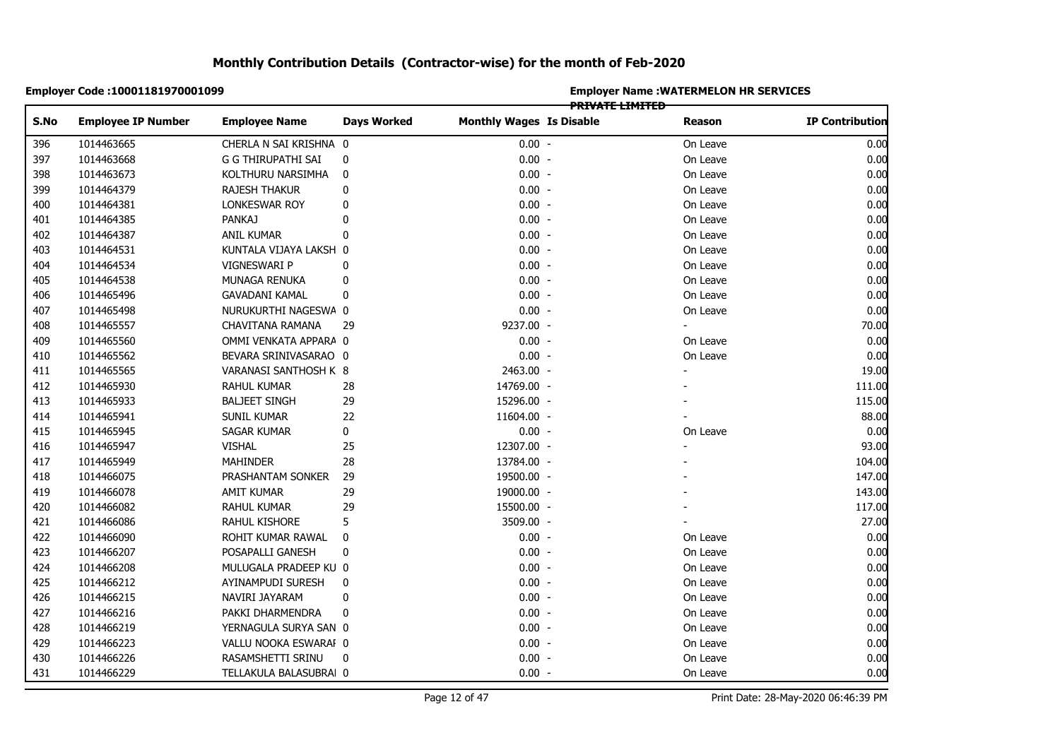# Monthly Contribution Details (Contractor-wise) for the month of Feb-2020

**Employer Code :10001181970001099**

**Employer Name :WATERMELON HR SERVICES PRIVATE LIMITED**

| S.No | Employee IP Number | Employee Name | Days Worked | Monthly Wages | Is Disable | Reason | IP Contribution |
|---|---|---|---|---|---|---|---|
| 396 | 1014463665 | CHERLA N SAI KRISHNA | 0 | 0.00 | - | On Leave | 0.00 |
| 397 | 1014463668 | G G THIRUPATHI SAI | 0 | 0.00 | - | On Leave | 0.00 |
| 398 | 1014463673 | KOLTHURU NARSIMHA | 0 | 0.00 | - | On Leave | 0.00 |
| 399 | 1014464379 | RAJESH THAKUR | 0 | 0.00 | - | On Leave | 0.00 |
| 400 | 1014464381 | LONKESWAR ROY | 0 | 0.00 | - | On Leave | 0.00 |
| 401 | 1014464385 | PANKAJ | 0 | 0.00 | - | On Leave | 0.00 |
| 402 | 1014464387 | ANIL KUMAR | 0 | 0.00 | - | On Leave | 0.00 |
| 403 | 1014464531 | KUNTALA VIJAYA LAKSH | 0 | 0.00 | - | On Leave | 0.00 |
| 404 | 1014464534 | VIGNESWARI P | 0 | 0.00 | - | On Leave | 0.00 |
| 405 | 1014464538 | MUNAGA RENUKA | 0 | 0.00 | - | On Leave | 0.00 |
| 406 | 1014465496 | GAVADANI KAMAL | 0 | 0.00 | - | On Leave | 0.00 |
| 407 | 1014465498 | NURUKURTHI NAGESWA | 0 | 0.00 | - | On Leave | 0.00 |
| 408 | 1014465557 | CHAVITANA RAMANA | 29 | 9237.00 | - | - | 70.00 |
| 409 | 1014465560 | OMMI VENKATA APPARA | 0 | 0.00 | - | On Leave | 0.00 |
| 410 | 1014465562 | BEVARA SRINIVASARAO | 0 | 0.00 | - | On Leave | 0.00 |
| 411 | 1014465565 | VARANASI SANTHOSH K | 8 | 2463.00 | - | - | 19.00 |
| 412 | 1014465930 | RAHUL KUMAR | 28 | 14769.00 | - | - | 111.00 |
| 413 | 1014465933 | BALJEET SINGH | 29 | 15296.00 | - | - | 115.00 |
| 414 | 1014465941 | SUNIL KUMAR | 22 | 11604.00 | - | - | 88.00 |
| 415 | 1014465945 | SAGAR KUMAR | 0 | 0.00 | - | On Leave | 0.00 |
| 416 | 1014465947 | VISHAL | 25 | 12307.00 | - | - | 93.00 |
| 417 | 1014465949 | MAHINDER | 28 | 13784.00 | - | - | 104.00 |
| 418 | 1014466075 | PRASHANTAM SONKER | 29 | 19500.00 | - | - | 147.00 |
| 419 | 1014466078 | AMIT KUMAR | 29 | 19000.00 | - | - | 143.00 |
| 420 | 1014466082 | RAHUL KUMAR | 29 | 15500.00 | - | - | 117.00 |
| 421 | 1014466086 | RAHUL KISHORE | 5 | 3509.00 | - | - | 27.00 |
| 422 | 1014466090 | ROHIT KUMAR RAWAL | 0 | 0.00 | - | On Leave | 0.00 |
| 423 | 1014466207 | POSAPALLI GANESH | 0 | 0.00 | - | On Leave | 0.00 |
| 424 | 1014466208 | MULUGALA PRADEEP KU | 0 | 0.00 | - | On Leave | 0.00 |
| 425 | 1014466212 | AYINAMPUDI SURESH | 0 | 0.00 | - | On Leave | 0.00 |
| 426 | 1014466215 | NAVIRI JAYARAM | 0 | 0.00 | - | On Leave | 0.00 |
| 427 | 1014466216 | PAKKI DHARMENDRA | 0 | 0.00 | - | On Leave | 0.00 |
| 428 | 1014466219 | YERNAGULA SURYA SAN | 0 | 0.00 | - | On Leave | 0.00 |
| 429 | 1014466223 | VALLU NOOKA ESWARAI | 0 | 0.00 | - | On Leave | 0.00 |
| 430 | 1014466226 | RASAMSHETTI SRINU | 0 | 0.00 | - | On Leave | 0.00 |
| 431 | 1014466229 | TELLAKULA BALASUBRAI | 0 | 0.00 | - | On Leave | 0.00 |

Print Date: 28-May-2020 06:46:39 PM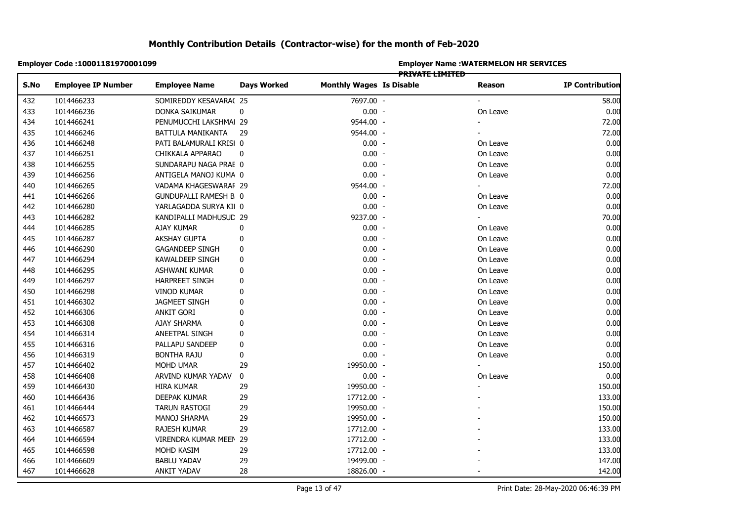# Monthly Contribution Details (Contractor-wise) for the month of Feb-2020

**Employer Code :10001181970001099**

**Employer Name :WATERMELON HR SERVICES PRIVATE LIMITED**

| S.No | Employee IP Number | Employee Name | Days Worked | Monthly Wages | Is Disable | Reason | IP Contribution |
|---|---|---|---|---|---|---|---|
| 432 | 1014466233 | SOMIREDDY KESAVARA( | 25 | 7697.00 | - | - | 58.00 |
| 433 | 1014466236 | DONKA SAIKUMAR | 0 | 0.00 | - | On Leave | 0.00 |
| 434 | 1014466241 | PENUMUCCHI LAKSHMAI | 29 | 9544.00 | - | - | 72.00 |
| 435 | 1014466246 | BATTULA MANIKANTA | 29 | 9544.00 | - | - | 72.00 |
| 436 | 1014466248 | PATI BALAMURALI KRISI | 0 | 0.00 | - | On Leave | 0.00 |
| 437 | 1014466251 | CHIKKALA APPARAO | 0 | 0.00 | - | On Leave | 0.00 |
| 438 | 1014466255 | SUNDARAPU NAGA PRAE | 0 | 0.00 | - | On Leave | 0.00 |
| 439 | 1014466256 | ANTIGELA MANOJ KUMA | 0 | 0.00 | - | On Leave | 0.00 |
| 440 | 1014466265 | VADAMA KHAGESWARAF | 29 | 9544.00 | - | - | 72.00 |
| 441 | 1014466266 | GUNDUPALLI RAMESH B | 0 | 0.00 | - | On Leave | 0.00 |
| 442 | 1014466280 | YARLAGADDA SURYA KII | 0 | 0.00 | - | On Leave | 0.00 |
| 443 | 1014466282 | KANDIPALLI MADHUSUD | 29 | 9237.00 | - | - | 70.00 |
| 444 | 1014466285 | AJAY KUMAR | 0 | 0.00 | - | On Leave | 0.00 |
| 445 | 1014466287 | AKSHAY GUPTA | 0 | 0.00 | - | On Leave | 0.00 |
| 446 | 1014466290 | GAGANDEEP SINGH | 0 | 0.00 | - | On Leave | 0.00 |
| 447 | 1014466294 | KAWALDEEP SINGH | 0 | 0.00 | - | On Leave | 0.00 |
| 448 | 1014466295 | ASHWANI KUMAR | 0 | 0.00 | - | On Leave | 0.00 |
| 449 | 1014466297 | HARPREET SINGH | 0 | 0.00 | - | On Leave | 0.00 |
| 450 | 1014466298 | VINOD KUMAR | 0 | 0.00 | - | On Leave | 0.00 |
| 451 | 1014466302 | JAGMEET SINGH | 0 | 0.00 | - | On Leave | 0.00 |
| 452 | 1014466306 | ANKIT GORI | 0 | 0.00 | - | On Leave | 0.00 |
| 453 | 1014466308 | AJAY SHARMA | 0 | 0.00 | - | On Leave | 0.00 |
| 454 | 1014466314 | ANEETPAL SINGH | 0 | 0.00 | - | On Leave | 0.00 |
| 455 | 1014466316 | PALLAPU SANDEEP | 0 | 0.00 | - | On Leave | 0.00 |
| 456 | 1014466319 | BONTHA RAJU | 0 | 0.00 | - | On Leave | 0.00 |
| 457 | 1014466402 | MOHD UMAR | 29 | 19950.00 | - | - | 150.00 |
| 458 | 1014466408 | ARVIND KUMAR YADAV | 0 | 0.00 | - | On Leave | 0.00 |
| 459 | 1014466430 | HIRA KUMAR | 29 | 19950.00 | - | - | 150.00 |
| 460 | 1014466436 | DEEPAK KUMAR | 29 | 17712.00 | - | - | 133.00 |
| 461 | 1014466444 | TARUN RASTOGI | 29 | 19950.00 | - | - | 150.00 |
| 462 | 1014466573 | MANOJ SHARMA | 29 | 19950.00 | - | - | 150.00 |
| 463 | 1014466587 | RAJESH KUMAR | 29 | 17712.00 | - | - | 133.00 |
| 464 | 1014466594 | VIRENDRA KUMAR MEEN | 29 | 17712.00 | - | - | 133.00 |
| 465 | 1014466598 | MOHD KASIM | 29 | 17712.00 | - | - | 133.00 |
| 466 | 1014466609 | BABLU YADAV | 29 | 19499.00 | - | - | 147.00 |
| 467 | 1014466628 | ANKIT YADAV | 28 | 18826.00 | - | - | 142.00 |

Print Date: 28-May-2020 06:46:39 PM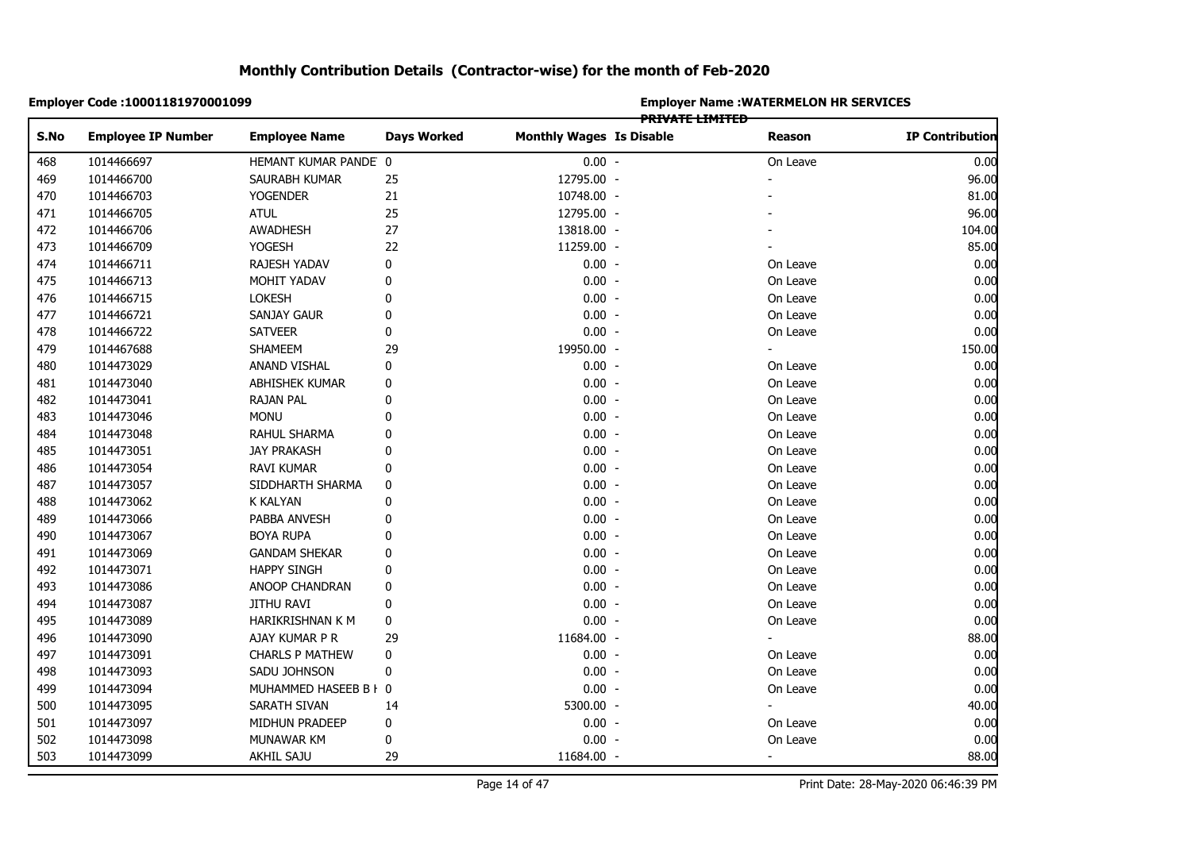# Monthly Contribution Details (Contractor-wise) for the month of Feb-2020

**Employer Code :10001181970001099**

**Employer Name :WATERMELON HR SERVICES PRIVATE LIMITED**

| S.No | Employee IP Number | Employee Name | Days Worked | Monthly Wages | Is Disable | Reason | IP Contribution |
|---|---|---|---|---|---|---|---|
| 468 | 1014466697 | HEMANT KUMAR PANDE | 0 | 0.00 | - | On Leave | 0.00 |
| 469 | 1014466700 | SAURABH KUMAR | 25 | 12795.00 | - | - | 96.00 |
| 470 | 1014466703 | YOGENDER | 21 | 10748.00 | - | - | 81.00 |
| 471 | 1014466705 | ATUL | 25 | 12795.00 | - | - | 96.00 |
| 472 | 1014466706 | AWADHESH | 27 | 13818.00 | - | - | 104.00 |
| 473 | 1014466709 | YOGESH | 22 | 11259.00 | - | - | 85.00 |
| 474 | 1014466711 | RAJESH YADAV | 0 | 0.00 | - | On Leave | 0.00 |
| 475 | 1014466713 | MOHIT YADAV | 0 | 0.00 | - | On Leave | 0.00 |
| 476 | 1014466715 | LOKESH | 0 | 0.00 | - | On Leave | 0.00 |
| 477 | 1014466721 | SANJAY GAUR | 0 | 0.00 | - | On Leave | 0.00 |
| 478 | 1014466722 | SATVEER | 0 | 0.00 | - | On Leave | 0.00 |
| 479 | 1014467688 | SHAMEEM | 29 | 19950.00 | - | - | 150.00 |
| 480 | 1014473029 | ANAND VISHAL | 0 | 0.00 | - | On Leave | 0.00 |
| 481 | 1014473040 | ABHISHEK KUMAR | 0 | 0.00 | - | On Leave | 0.00 |
| 482 | 1014473041 | RAJAN PAL | 0 | 0.00 | - | On Leave | 0.00 |
| 483 | 1014473046 | MONU | 0 | 0.00 | - | On Leave | 0.00 |
| 484 | 1014473048 | RAHUL SHARMA | 0 | 0.00 | - | On Leave | 0.00 |
| 485 | 1014473051 | JAY PRAKASH | 0 | 0.00 | - | On Leave | 0.00 |
| 486 | 1014473054 | RAVI KUMAR | 0 | 0.00 | - | On Leave | 0.00 |
| 487 | 1014473057 | SIDDHARTH SHARMA | 0 | 0.00 | - | On Leave | 0.00 |
| 488 | 1014473062 | K KALYAN | 0 | 0.00 | - | On Leave | 0.00 |
| 489 | 1014473066 | PABBA ANVESH | 0 | 0.00 | - | On Leave | 0.00 |
| 490 | 1014473067 | BOYA RUPA | 0 | 0.00 | - | On Leave | 0.00 |
| 491 | 1014473069 | GANDAM SHEKAR | 0 | 0.00 | - | On Leave | 0.00 |
| 492 | 1014473071 | HAPPY SINGH | 0 | 0.00 | - | On Leave | 0.00 |
| 493 | 1014473086 | ANOOP CHANDRAN | 0 | 0.00 | - | On Leave | 0.00 |
| 494 | 1014473087 | JITHU RAVI | 0 | 0.00 | - | On Leave | 0.00 |
| 495 | 1014473089 | HARIKRISHNAN K M | 0 | 0.00 | - | On Leave | 0.00 |
| 496 | 1014473090 | AJAY KUMAR P R | 29 | 11684.00 | - | - | 88.00 |
| 497 | 1014473091 | CHARLS P MATHEW | 0 | 0.00 | - | On Leave | 0.00 |
| 498 | 1014473093 | SADU JOHNSON | 0 | 0.00 | - | On Leave | 0.00 |
| 499 | 1014473094 | MUHAMMED HASEEB B I | 0 | 0.00 | - | On Leave | 0.00 |
| 500 | 1014473095 | SARATH SIVAN | 14 | 5300.00 | - | - | 40.00 |
| 501 | 1014473097 | MIDHUN PRADEEP | 0 | 0.00 | - | On Leave | 0.00 |
| 502 | 1014473098 | MUNAWAR KM | 0 | 0.00 | - | On Leave | 0.00 |
| 503 | 1014473099 | AKHIL SAJU | 29 | 11684.00 | - | - | 88.00 |

Print Date: 28-May-2020 06:46:39 PM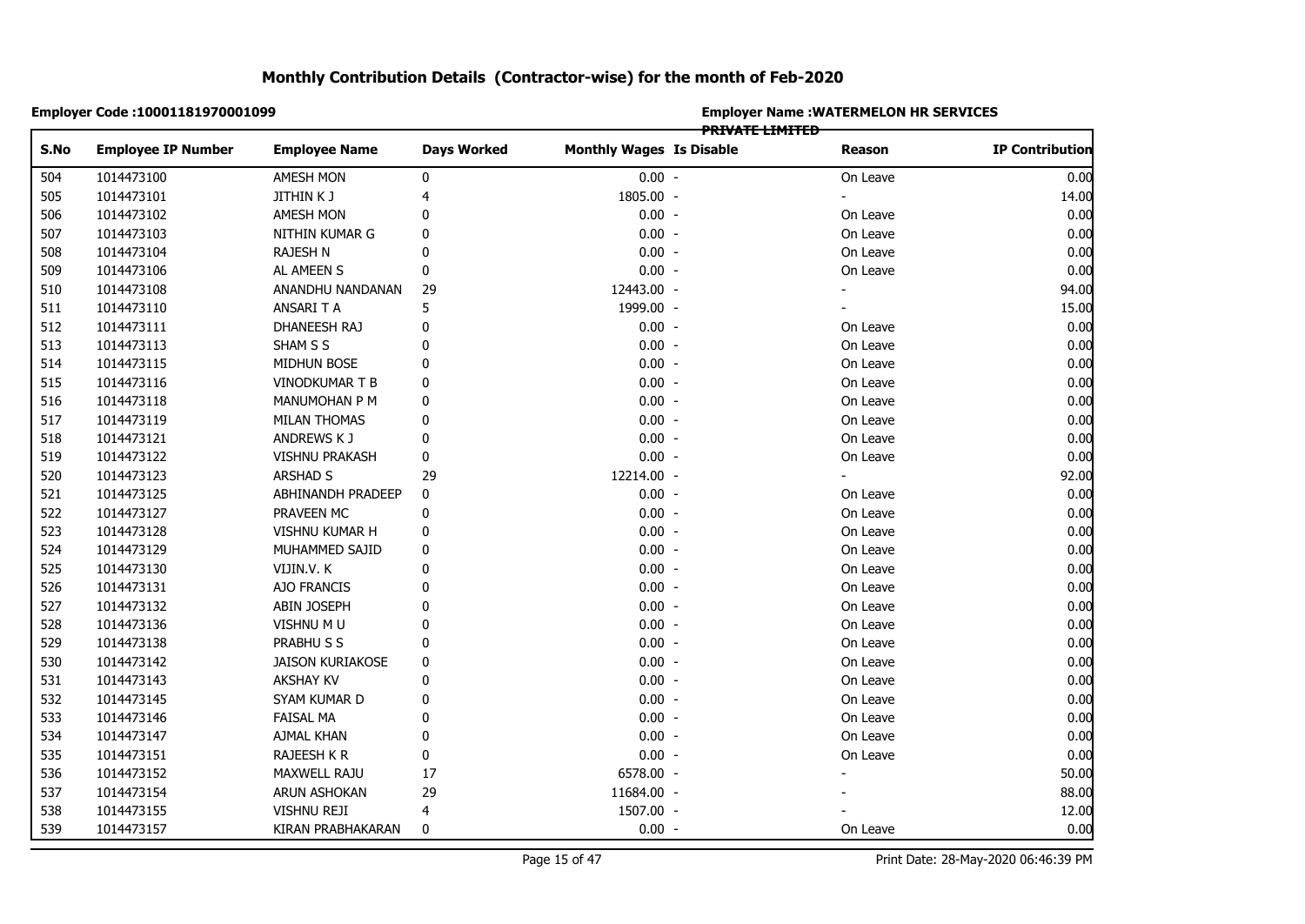# Monthly Contribution Details (Contractor-wise) for the month of Feb-2020

**Employer Code :10001181970001099**

**Employer Name :WATERMELON HR SERVICES PRIVATE LIMITED**

| S.No | Employee IP Number | Employee Name | Days Worked | Monthly Wages | Is Disable | Reason | IP Contribution |
|---|---|---|---|---|---|---|---|
| 504 | 1014473100 | AMESH MON | 0 | 0.00 | - | On Leave | 0.00 |
| 505 | 1014473101 | JITHIN K J | 4 | 1805.00 | - | - | 14.00 |
| 506 | 1014473102 | AMESH MON | 0 | 0.00 | - | On Leave | 0.00 |
| 507 | 1014473103 | NITHIN KUMAR G | 0 | 0.00 | - | On Leave | 0.00 |
| 508 | 1014473104 | RAJESH N | 0 | 0.00 | - | On Leave | 0.00 |
| 509 | 1014473106 | AL AMEEN S | 0 | 0.00 | - | On Leave | 0.00 |
| 510 | 1014473108 | ANANDHU NANDANAN | 29 | 12443.00 | - | - | 94.00 |
| 511 | 1014473110 | ANSARI T A | 5 | 1999.00 | - | - | 15.00 |
| 512 | 1014473111 | DHANEESH RAJ | 0 | 0.00 | - | On Leave | 0.00 |
| 513 | 1014473113 | SHAM S S | 0 | 0.00 | - | On Leave | 0.00 |
| 514 | 1014473115 | MIDHUN BOSE | 0 | 0.00 | - | On Leave | 0.00 |
| 515 | 1014473116 | VINODKUMAR T B | 0 | 0.00 | - | On Leave | 0.00 |
| 516 | 1014473118 | MANUMOHAN P M | 0 | 0.00 | - | On Leave | 0.00 |
| 517 | 1014473119 | MILAN THOMAS | 0 | 0.00 | - | On Leave | 0.00 |
| 518 | 1014473121 | ANDREWS K J | 0 | 0.00 | - | On Leave | 0.00 |
| 519 | 1014473122 | VISHNU PRAKASH | 0 | 0.00 | - | On Leave | 0.00 |
| 520 | 1014473123 | ARSHAD S | 29 | 12214.00 | - | - | 92.00 |
| 521 | 1014473125 | ABHINANDH PRADEEP | 0 | 0.00 | - | On Leave | 0.00 |
| 522 | 1014473127 | PRAVEEN MC | 0 | 0.00 | - | On Leave | 0.00 |
| 523 | 1014473128 | VISHNU KUMAR H | 0 | 0.00 | - | On Leave | 0.00 |
| 524 | 1014473129 | MUHAMMED SAJID | 0 | 0.00 | - | On Leave | 0.00 |
| 525 | 1014473130 | VIJIN.V. K | 0 | 0.00 | - | On Leave | 0.00 |
| 526 | 1014473131 | AJO FRANCIS | 0 | 0.00 | - | On Leave | 0.00 |
| 527 | 1014473132 | ABIN JOSEPH | 0 | 0.00 | - | On Leave | 0.00 |
| 528 | 1014473136 | VISHNU M U | 0 | 0.00 | - | On Leave | 0.00 |
| 529 | 1014473138 | PRABHU S S | 0 | 0.00 | - | On Leave | 0.00 |
| 530 | 1014473142 | JAISON KURIAKOSE | 0 | 0.00 | - | On Leave | 0.00 |
| 531 | 1014473143 | AKSHAY KV | 0 | 0.00 | - | On Leave | 0.00 |
| 532 | 1014473145 | SYAM KUMAR D | 0 | 0.00 | - | On Leave | 0.00 |
| 533 | 1014473146 | FAISAL MA | 0 | 0.00 | - | On Leave | 0.00 |
| 534 | 1014473147 | AJMAL KHAN | 0 | 0.00 | - | On Leave | 0.00 |
| 535 | 1014473151 | RAJEESH K R | 0 | 0.00 | - | On Leave | 0.00 |
| 536 | 1014473152 | MAXWELL RAJU | 17 | 6578.00 | - | - | 50.00 |
| 537 | 1014473154 | ARUN ASHOKAN | 29 | 11684.00 | - | - | 88.00 |
| 538 | 1014473155 | VISHNU REJI | 4 | 1507.00 | - | - | 12.00 |
| 539 | 1014473157 | KIRAN PRABHAKARAN | 0 | 0.00 | - | On Leave | 0.00 |

Print Date: 28-May-2020 06:46:39 PM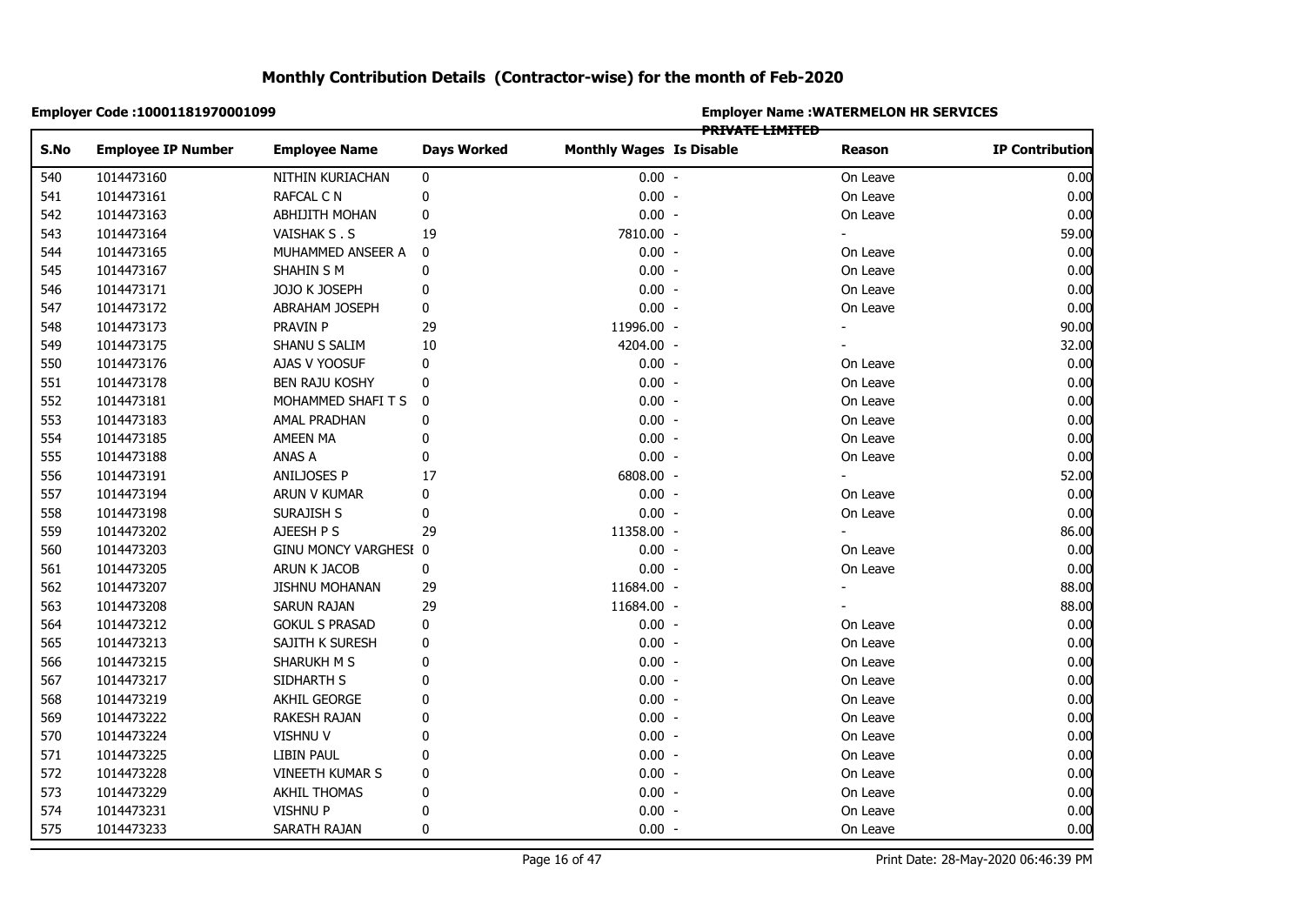# Monthly Contribution Details (Contractor-wise) for the month of Feb-2020

**Employer Code :10001181970001099**

**Employer Name :WATERMELON HR SERVICES PRIVATE LIMITED**

| S.No | Employee IP Number | Employee Name | Days Worked | Monthly Wages | Is Disable | Reason | IP Contribution |
|---|---|---|---|---|---|---|---|
| 540 | 1014473160 | NITHIN KURIACHAN | 0 | 0.00 | - | On Leave | 0.00 |
| 541 | 1014473161 | RAFCAL C N | 0 | 0.00 | - | On Leave | 0.00 |
| 542 | 1014473163 | ABHIJITH MOHAN | 0 | 0.00 | - | On Leave | 0.00 |
| 543 | 1014473164 | VAISHAK S . S | 19 | 7810.00 | - | - | 59.00 |
| 544 | 1014473165 | MUHAMMED ANSEER A | 0 | 0.00 | - | On Leave | 0.00 |
| 545 | 1014473167 | SHAHIN S M | 0 | 0.00 | - | On Leave | 0.00 |
| 546 | 1014473171 | JOJO K JOSEPH | 0 | 0.00 | - | On Leave | 0.00 |
| 547 | 1014473172 | ABRAHAM JOSEPH | 0 | 0.00 | - | On Leave | 0.00 |
| 548 | 1014473173 | PRAVIN P | 29 | 11996.00 | - | - | 90.00 |
| 549 | 1014473175 | SHANU S SALIM | 10 | 4204.00 | - | - | 32.00 |
| 550 | 1014473176 | AJAS V YOOSUF | 0 | 0.00 | - | On Leave | 0.00 |
| 551 | 1014473178 | BEN RAJU KOSHY | 0 | 0.00 | - | On Leave | 0.00 |
| 552 | 1014473181 | MOHAMMED SHAFI T S | 0 | 0.00 | - | On Leave | 0.00 |
| 553 | 1014473183 | AMAL PRADHAN | 0 | 0.00 | - | On Leave | 0.00 |
| 554 | 1014473185 | AMEEN MA | 0 | 0.00 | - | On Leave | 0.00 |
| 555 | 1014473188 | ANAS A | 0 | 0.00 | - | On Leave | 0.00 |
| 556 | 1014473191 | ANILJOSES P | 17 | 6808.00 | - | - | 52.00 |
| 557 | 1014473194 | ARUN V KUMAR | 0 | 0.00 | - | On Leave | 0.00 |
| 558 | 1014473198 | SURAJISH S | 0 | 0.00 | - | On Leave | 0.00 |
| 559 | 1014473202 | AJEESH P S | 29 | 11358.00 | - | - | 86.00 |
| 560 | 1014473203 | GINU MONCY VARGHESE | 0 | 0.00 | - | On Leave | 0.00 |
| 561 | 1014473205 | ARUN K JACOB | 0 | 0.00 | - | On Leave | 0.00 |
| 562 | 1014473207 | JISHNU MOHANAN | 29 | 11684.00 | - | - | 88.00 |
| 563 | 1014473208 | SARUN RAJAN | 29 | 11684.00 | - | - | 88.00 |
| 564 | 1014473212 | GOKUL S PRASAD | 0 | 0.00 | - | On Leave | 0.00 |
| 565 | 1014473213 | SAJITH K SURESH | 0 | 0.00 | - | On Leave | 0.00 |
| 566 | 1014473215 | SHARUKH M S | 0 | 0.00 | - | On Leave | 0.00 |
| 567 | 1014473217 | SIDHARTH S | 0 | 0.00 | - | On Leave | 0.00 |
| 568 | 1014473219 | AKHIL GEORGE | 0 | 0.00 | - | On Leave | 0.00 |
| 569 | 1014473222 | RAKESH RAJAN | 0 | 0.00 | - | On Leave | 0.00 |
| 570 | 1014473224 | VISHNU V | 0 | 0.00 | - | On Leave | 0.00 |
| 571 | 1014473225 | LIBIN PAUL | 0 | 0.00 | - | On Leave | 0.00 |
| 572 | 1014473228 | VINEETH KUMAR S | 0 | 0.00 | - | On Leave | 0.00 |
| 573 | 1014473229 | AKHIL THOMAS | 0 | 0.00 | - | On Leave | 0.00 |
| 574 | 1014473231 | VISHNU P | 0 | 0.00 | - | On Leave | 0.00 |
| 575 | 1014473233 | SARATH RAJAN | 0 | 0.00 | - | On Leave | 0.00 |

Print Date: 28-May-2020 06:46:39 PM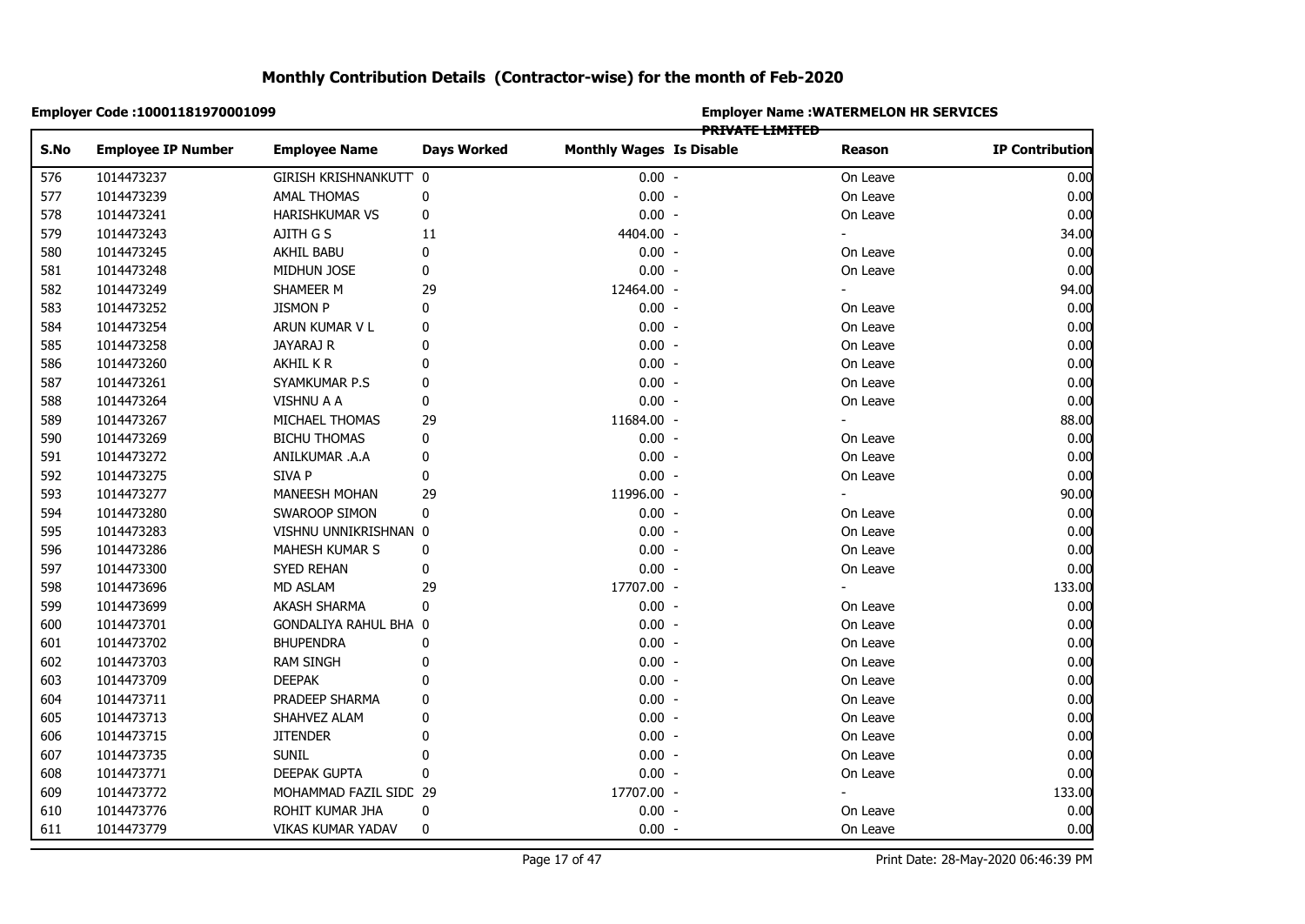# Monthly Contribution Details (Contractor-wise) for the month of Feb-2020

**Employer Code :10001181970001099**

**Employer Name :WATERMELON HR SERVICES PRIVATE LIMITED**

| S.No | Employee IP Number | Employee Name | Days Worked | Monthly Wages | Is Disable | Reason | IP Contribution |
|---|---|---|---|---|---|---|---|
| 576 | 1014473237 | GIRISH KRISHNANKUTT | 0 | 0.00 | - | On Leave | 0.00 |
| 577 | 1014473239 | AMAL THOMAS | 0 | 0.00 | - | On Leave | 0.00 |
| 578 | 1014473241 | HARISHKUMAR VS | 0 | 0.00 | - | On Leave | 0.00 |
| 579 | 1014473243 | AJITH G S | 11 | 4404.00 | - | - | 34.00 |
| 580 | 1014473245 | AKHIL BABU | 0 | 0.00 | - | On Leave | 0.00 |
| 581 | 1014473248 | MIDHUN JOSE | 0 | 0.00 | - | On Leave | 0.00 |
| 582 | 1014473249 | SHAMEER M | 29 | 12464.00 | - | - | 94.00 |
| 583 | 1014473252 | JISMON P | 0 | 0.00 | - | On Leave | 0.00 |
| 584 | 1014473254 | ARUN KUMAR V L | 0 | 0.00 | - | On Leave | 0.00 |
| 585 | 1014473258 | JAYARAJ R | 0 | 0.00 | - | On Leave | 0.00 |
| 586 | 1014473260 | AKHIL K R | 0 | 0.00 | - | On Leave | 0.00 |
| 587 | 1014473261 | SYAMKUMAR P.S | 0 | 0.00 | - | On Leave | 0.00 |
| 588 | 1014473264 | VISHNU A A | 0 | 0.00 | - | On Leave | 0.00 |
| 589 | 1014473267 | MICHAEL THOMAS | 29 | 11684.00 | - | - | 88.00 |
| 590 | 1014473269 | BICHU THOMAS | 0 | 0.00 | - | On Leave | 0.00 |
| 591 | 1014473272 | ANILKUMAR .A.A | 0 | 0.00 | - | On Leave | 0.00 |
| 592 | 1014473275 | SIVA P | 0 | 0.00 | - | On Leave | 0.00 |
| 593 | 1014473277 | MANEESH MOHAN | 29 | 11996.00 | - | - | 90.00 |
| 594 | 1014473280 | SWAROOP SIMON | 0 | 0.00 | - | On Leave | 0.00 |
| 595 | 1014473283 | VISHNU UNNIKRISHNAN | 0 | 0.00 | - | On Leave | 0.00 |
| 596 | 1014473286 | MAHESH KUMAR S | 0 | 0.00 | - | On Leave | 0.00 |
| 597 | 1014473300 | SYED REHAN | 0 | 0.00 | - | On Leave | 0.00 |
| 598 | 1014473696 | MD ASLAM | 29 | 17707.00 | - | - | 133.00 |
| 599 | 1014473699 | AKASH SHARMA | 0 | 0.00 | - | On Leave | 0.00 |
| 600 | 1014473701 | GONDALIYA RAHUL BHA | 0 | 0.00 | - | On Leave | 0.00 |
| 601 | 1014473702 | BHUPENDRA | 0 | 0.00 | - | On Leave | 0.00 |
| 602 | 1014473703 | RAM SINGH | 0 | 0.00 | - | On Leave | 0.00 |
| 603 | 1014473709 | DEEPAK | 0 | 0.00 | - | On Leave | 0.00 |
| 604 | 1014473711 | PRADEEP SHARMA | 0 | 0.00 | - | On Leave | 0.00 |
| 605 | 1014473713 | SHAHVEZ ALAM | 0 | 0.00 | - | On Leave | 0.00 |
| 606 | 1014473715 | JITENDER | 0 | 0.00 | - | On Leave | 0.00 |
| 607 | 1014473735 | SUNIL | 0 | 0.00 | - | On Leave | 0.00 |
| 608 | 1014473771 | DEEPAK GUPTA | 0 | 0.00 | - | On Leave | 0.00 |
| 609 | 1014473772 | MOHAMMAD FAZIL SIDD | 29 | 17707.00 | - | - | 133.00 |
| 610 | 1014473776 | ROHIT KUMAR JHA | 0 | 0.00 | - | On Leave | 0.00 |
| 611 | 1014473779 | VIKAS KUMAR YADAV | 0 | 0.00 | - | On Leave | 0.00 |

Print Date: 28-May-2020 06:46:39 PM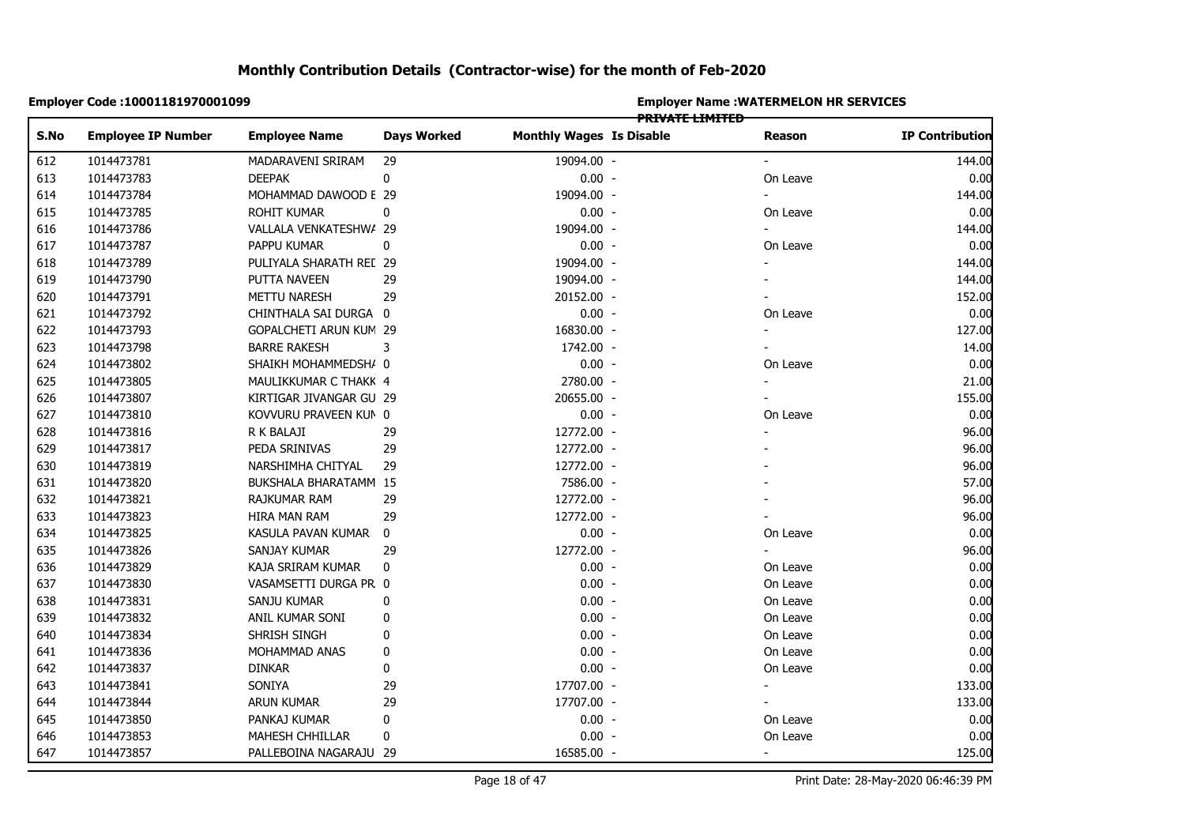# Monthly Contribution Details (Contractor-wise) for the month of Feb-2020

**Employer Code :10001181970001099**

**Employer Name :WATERMELON HR SERVICES PRIVATE LIMITED**

| S.No | Employee IP Number | Employee Name | Days Worked | Monthly Wages | Is Disable | Reason | IP Contribution |
|---|---|---|---|---|---|---|---|
| 612 | 1014473781 | MADARAVENI SRIRAM | 29 | 19094.00 | - | - | 144.00 |
| 613 | 1014473783 | DEEPAK | 0 | 0.00 | - | On Leave | 0.00 |
| 614 | 1014473784 | MOHAMMAD DAWOOD E | 29 | 19094.00 | - | - | 144.00 |
| 615 | 1014473785 | ROHIT KUMAR | 0 | 0.00 | - | On Leave | 0.00 |
| 616 | 1014473786 | VALLALA VENKATESHWA | 29 | 19094.00 | - | - | 144.00 |
| 617 | 1014473787 | PAPPU KUMAR | 0 | 0.00 | - | On Leave | 0.00 |
| 618 | 1014473789 | PULIYALA SHARATH REI | 29 | 19094.00 | - | - | 144.00 |
| 619 | 1014473790 | PUTTA NAVEEN | 29 | 19094.00 | - | - | 144.00 |
| 620 | 1014473791 | METTU NARESH | 29 | 20152.00 | - | - | 152.00 |
| 621 | 1014473792 | CHINTHALA SAI DURGA | 0 | 0.00 | - | On Leave | 0.00 |
| 622 | 1014473793 | GOPALCHETI ARUN KUM | 29 | 16830.00 | - | - | 127.00 |
| 623 | 1014473798 | BARRE RAKESH | 3 | 1742.00 | - | - | 14.00 |
| 624 | 1014473802 | SHAIKH MOHAMMEDSHA | 0 | 0.00 | - | On Leave | 0.00 |
| 625 | 1014473805 | MAULIKKUMAR C THAKK | 4 | 2780.00 | - | - | 21.00 |
| 626 | 1014473807 | KIRTIGAR JIVANGAR GU | 29 | 20655.00 | - | - | 155.00 |
| 627 | 1014473810 | KOVVURU PRAVEEN KUN | 0 | 0.00 | - | On Leave | 0.00 |
| 628 | 1014473816 | R K BALAJI | 29 | 12772.00 | - | - | 96.00 |
| 629 | 1014473817 | PEDA SRINIVAS | 29 | 12772.00 | - | - | 96.00 |
| 630 | 1014473819 | NARSHIMHA CHITYAL | 29 | 12772.00 | - | - | 96.00 |
| 631 | 1014473820 | BUKSHALA BHARATAMM | 15 | 7586.00 | - | - | 57.00 |
| 632 | 1014473821 | RAJKUMAR RAM | 29 | 12772.00 | - | - | 96.00 |
| 633 | 1014473823 | HIRA MAN RAM | 29 | 12772.00 | - | - | 96.00 |
| 634 | 1014473825 | KASULA PAVAN KUMAR | 0 | 0.00 | - | On Leave | 0.00 |
| 635 | 1014473826 | SANJAY KUMAR | 29 | 12772.00 | - | - | 96.00 |
| 636 | 1014473829 | KAJA SRIRAM KUMAR | 0 | 0.00 | - | On Leave | 0.00 |
| 637 | 1014473830 | VASAMSETTI DURGA PR | 0 | 0.00 | - | On Leave | 0.00 |
| 638 | 1014473831 | SANJU KUMAR | 0 | 0.00 | - | On Leave | 0.00 |
| 639 | 1014473832 | ANIL KUMAR SONI | 0 | 0.00 | - | On Leave | 0.00 |
| 640 | 1014473834 | SHRISH SINGH | 0 | 0.00 | - | On Leave | 0.00 |
| 641 | 1014473836 | MOHAMMAD ANAS | 0 | 0.00 | - | On Leave | 0.00 |
| 642 | 1014473837 | DINKAR | 0 | 0.00 | - | On Leave | 0.00 |
| 643 | 1014473841 | SONIYA | 29 | 17707.00 | - | - | 133.00 |
| 644 | 1014473844 | ARUN KUMAR | 29 | 17707.00 | - | - | 133.00 |
| 645 | 1014473850 | PANKAJ KUMAR | 0 | 0.00 | - | On Leave | 0.00 |
| 646 | 1014473853 | MAHESH CHHILLAR | 0 | 0.00 | - | On Leave | 0.00 |
| 647 | 1014473857 | PALLEBOINA NAGARAJU | 29 | 16585.00 | - | - | 125.00 |

Print Date: 28-May-2020 06:46:39 PM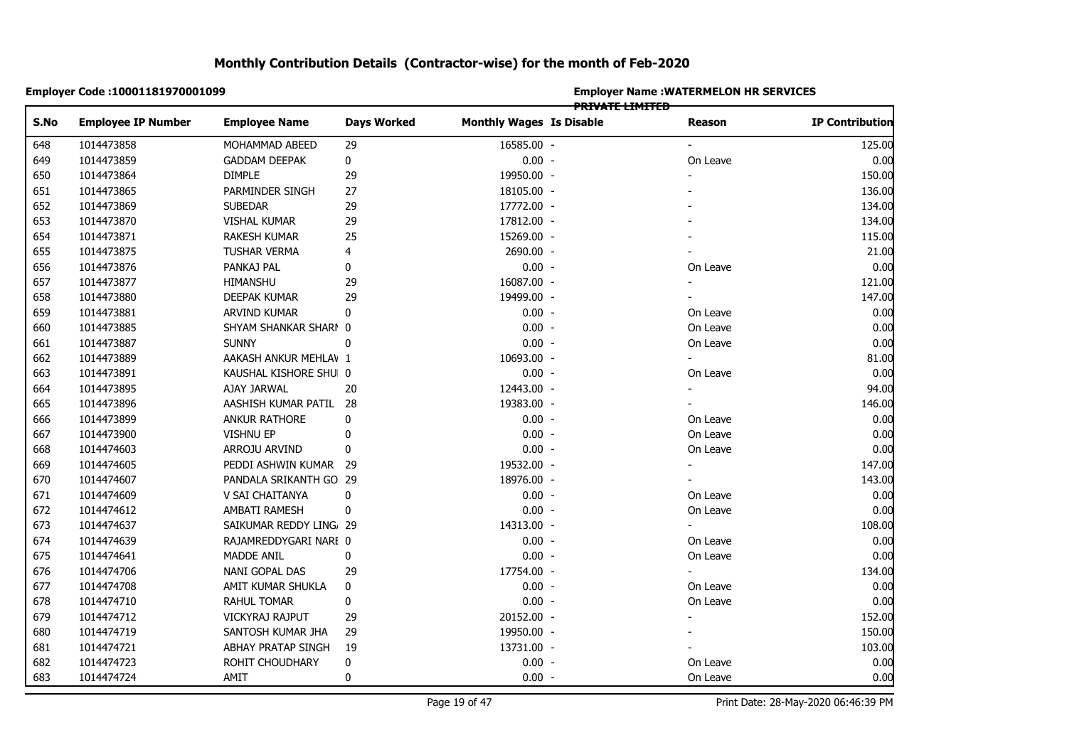# Monthly Contribution Details (Contractor-wise) for the month of Feb-2020

**Employer Code :10001181970001099**

**Employer Name :WATERMELON HR SERVICES PRIVATE LIMITED**

| S.No | Employee IP Number | Employee Name | Days Worked | Monthly Wages | Is Disable | Reason | IP Contribution |
|---|---|---|---|---|---|---|---|
| 648 | 1014473858 | MOHAMMAD ABEED | 29 | 16585.00 | - | - | 125.00 |
| 649 | 1014473859 | GADDAM DEEPAK | 0 | 0.00 | - | On Leave | 0.00 |
| 650 | 1014473864 | DIMPLE | 29 | 19950.00 | - | - | 150.00 |
| 651 | 1014473865 | PARMINDER SINGH | 27 | 18105.00 | - | - | 136.00 |
| 652 | 1014473869 | SUBEDAR | 29 | 17772.00 | - | - | 134.00 |
| 653 | 1014473870 | VISHAL KUMAR | 29 | 17812.00 | - | - | 134.00 |
| 654 | 1014473871 | RAKESH KUMAR | 25 | 15269.00 | - | - | 115.00 |
| 655 | 1014473875 | TUSHAR VERMA | 4 | 2690.00 | - | - | 21.00 |
| 656 | 1014473876 | PANKAJ PAL | 0 | 0.00 | - | On Leave | 0.00 |
| 657 | 1014473877 | HIMANSHU | 29 | 16087.00 | - | - | 121.00 |
| 658 | 1014473880 | DEEPAK KUMAR | 29 | 19499.00 | - | - | 147.00 |
| 659 | 1014473881 | ARVIND KUMAR | 0 | 0.00 | - | On Leave | 0.00 |
| 660 | 1014473885 | SHYAM SHANKAR SHARI | 0 | 0.00 | - | On Leave | 0.00 |
| 661 | 1014473887 | SUNNY | 0 | 0.00 | - | On Leave | 0.00 |
| 662 | 1014473889 | AAKASH ANKUR MEHLAV | 1 | 10693.00 | - | - | 81.00 |
| 663 | 1014473891 | KAUSHAL KISHORE SHU | 0 | 0.00 | - | On Leave | 0.00 |
| 664 | 1014473895 | AJAY JARWAL | 20 | 12443.00 | - | - | 94.00 |
| 665 | 1014473896 | AASHISH KUMAR PATIL | 28 | 19383.00 | - | - | 146.00 |
| 666 | 1014473899 | ANKUR RATHORE | 0 | 0.00 | - | On Leave | 0.00 |
| 667 | 1014473900 | VISHNU EP | 0 | 0.00 | - | On Leave | 0.00 |
| 668 | 1014474603 | ARROJU ARVIND | 0 | 0.00 | - | On Leave | 0.00 |
| 669 | 1014474605 | PEDDI ASHWIN KUMAR | 29 | 19532.00 | - | - | 147.00 |
| 670 | 1014474607 | PANDALA SRIKANTH GO | 29 | 18976.00 | - | - | 143.00 |
| 671 | 1014474609 | V SAI CHAITANYA | 0 | 0.00 | - | On Leave | 0.00 |
| 672 | 1014474612 | AMBATI RAMESH | 0 | 0.00 | - | On Leave | 0.00 |
| 673 | 1014474637 | SAIKUMAR REDDY LING | 29 | 14313.00 | - | - | 108.00 |
| 674 | 1014474639 | RAJAMREDDYGARI NARI | 0 | 0.00 | - | On Leave | 0.00 |
| 675 | 1014474641 | MADDE ANIL | 0 | 0.00 | - | On Leave | 0.00 |
| 676 | 1014474706 | NANI GOPAL DAS | 29 | 17754.00 | - | - | 134.00 |
| 677 | 1014474708 | AMIT KUMAR SHUKLA | 0 | 0.00 | - | On Leave | 0.00 |
| 678 | 1014474710 | RAHUL TOMAR | 0 | 0.00 | - | On Leave | 0.00 |
| 679 | 1014474712 | VICKYRAJ RAJPUT | 29 | 20152.00 | - | - | 152.00 |
| 680 | 1014474719 | SANTOSH KUMAR JHA | 29 | 19950.00 | - | - | 150.00 |
| 681 | 1014474721 | ABHAY PRATAP SINGH | 19 | 13731.00 | - | - | 103.00 |
| 682 | 1014474723 | ROHIT CHOUDHARY | 0 | 0.00 | - | On Leave | 0.00 |
| 683 | 1014474724 | AMIT | 0 | 0.00 | - | On Leave | 0.00 |

Print Date: 28-May-2020 06:46:39 PM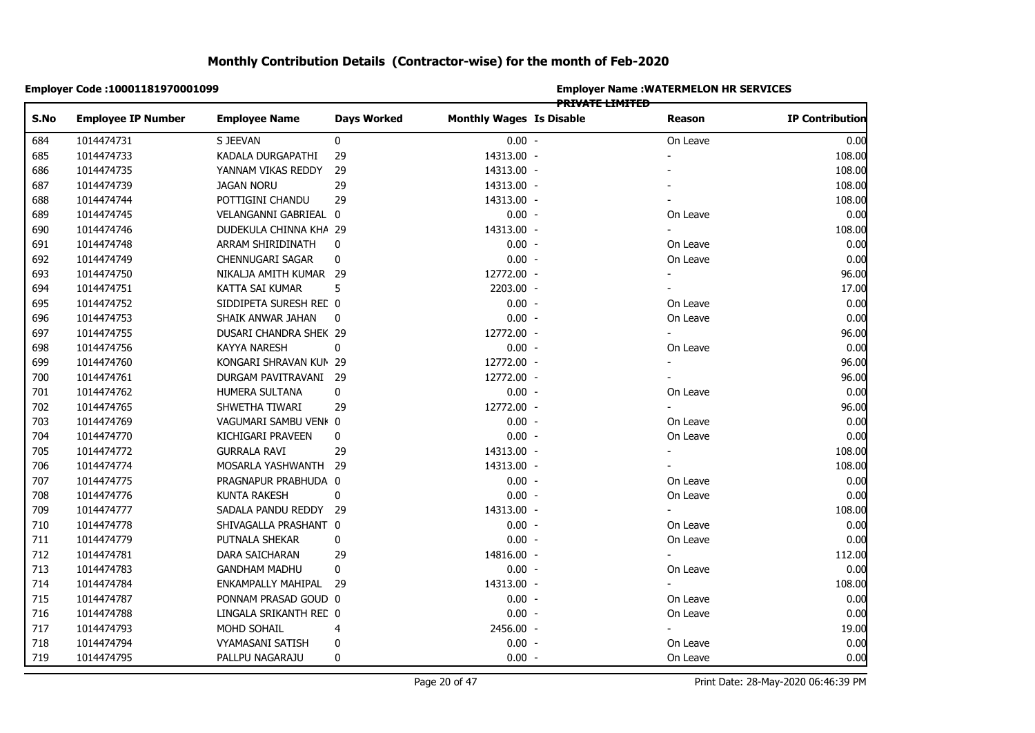# Monthly Contribution Details (Contractor-wise) for the month of Feb-2020

**Employer Code :10001181970001099**

**Employer Name :WATERMELON HR SERVICES PRIVATE LIMITED**

| S.No | Employee IP Number | Employee Name | Days Worked | Monthly Wages | Is Disable | Reason | IP Contribution |
|---|---|---|---|---|---|---|---|
| 684 | 1014474731 | S JEEVAN | 0 | 0.00 | - | On Leave | 0.00 |
| 685 | 1014474733 | KADALA DURGAPATHI | 29 | 14313.00 | - | - | 108.00 |
| 686 | 1014474735 | YANNAM VIKAS REDDY | 29 | 14313.00 | - | - | 108.00 |
| 687 | 1014474739 | JAGAN NORU | 29 | 14313.00 | - | - | 108.00 |
| 688 | 1014474744 | POTTIGINI CHANDU | 29 | 14313.00 | - | - | 108.00 |
| 689 | 1014474745 | VELANGANNI GABRIEAL | 0 | 0.00 | - | On Leave | 0.00 |
| 690 | 1014474746 | DUDEKULA CHINNA KHA | 29 | 14313.00 | - | - | 108.00 |
| 691 | 1014474748 | ARRAM SHIRIDINATH | 0 | 0.00 | - | On Leave | 0.00 |
| 692 | 1014474749 | CHENNUGARI SAGAR | 0 | 0.00 | - | On Leave | 0.00 |
| 693 | 1014474750 | NIKALJA AMITH KUMAR | 29 | 12772.00 | - | - | 96.00 |
| 694 | 1014474751 | KATTA SAI KUMAR | 5 | 2203.00 | - | - | 17.00 |
| 695 | 1014474752 | SIDDIPETA SURESH REI | 0 | 0.00 | - | On Leave | 0.00 |
| 696 | 1014474753 | SHAIK ANWAR JAHAN | 0 | 0.00 | - | On Leave | 0.00 |
| 697 | 1014474755 | DUSARI CHANDRA SHEK | 29 | 12772.00 | - | - | 96.00 |
| 698 | 1014474756 | KAYYA NARESH | 0 | 0.00 | - | On Leave | 0.00 |
| 699 | 1014474760 | KONGARI SHRAVAN KUN | 29 | 12772.00 | - | - | 96.00 |
| 700 | 1014474761 | DURGAM PAVITRAVANI | 29 | 12772.00 | - | - | 96.00 |
| 701 | 1014474762 | HUMERA SULTANA | 0 | 0.00 | - | On Leave | 0.00 |
| 702 | 1014474765 | SHWETHA TIWARI | 29 | 12772.00 | - | - | 96.00 |
| 703 | 1014474769 | VAGUMARI SAMBU VENI | 0 | 0.00 | - | On Leave | 0.00 |
| 704 | 1014474770 | KICHIGARI PRAVEEN | 0 | 0.00 | - | On Leave | 0.00 |
| 705 | 1014474772 | GURRALA RAVI | 29 | 14313.00 | - | - | 108.00 |
| 706 | 1014474774 | MOSARLA YASHWANTH | 29 | 14313.00 | - | - | 108.00 |
| 707 | 1014474775 | PRAGNAPUR PRABHUDA | 0 | 0.00 | - | On Leave | 0.00 |
| 708 | 1014474776 | KUNTA RAKESH | 0 | 0.00 | - | On Leave | 0.00 |
| 709 | 1014474777 | SADALA PANDU REDDY | 29 | 14313.00 | - | - | 108.00 |
| 710 | 1014474778 | SHIVAGALLA PRASHANT | 0 | 0.00 | - | On Leave | 0.00 |
| 711 | 1014474779 | PUTNALA SHEKAR | 0 | 0.00 | - | On Leave | 0.00 |
| 712 | 1014474781 | DARA SAICHARAN | 29 | 14816.00 | - | - | 112.00 |
| 713 | 1014474783 | GANDHAM MADHU | 0 | 0.00 | - | On Leave | 0.00 |
| 714 | 1014474784 | ENKAMPALLY MAHIPAL | 29 | 14313.00 | - | - | 108.00 |
| 715 | 1014474787 | PONNAM PRASAD GOUD | 0 | 0.00 | - | On Leave | 0.00 |
| 716 | 1014474788 | LINGALA SRIKANTH REI | 0 | 0.00 | - | On Leave | 0.00 |
| 717 | 1014474793 | MOHD SOHAIL | 4 | 2456.00 | - | - | 19.00 |
| 718 | 1014474794 | VYAMASANI SATISH | 0 | 0.00 | - | On Leave | 0.00 |
| 719 | 1014474795 | PALLPU NAGARAJU | 0 | 0.00 | - | On Leave | 0.00 |

Print Date: 28-May-2020 06:46:39 PM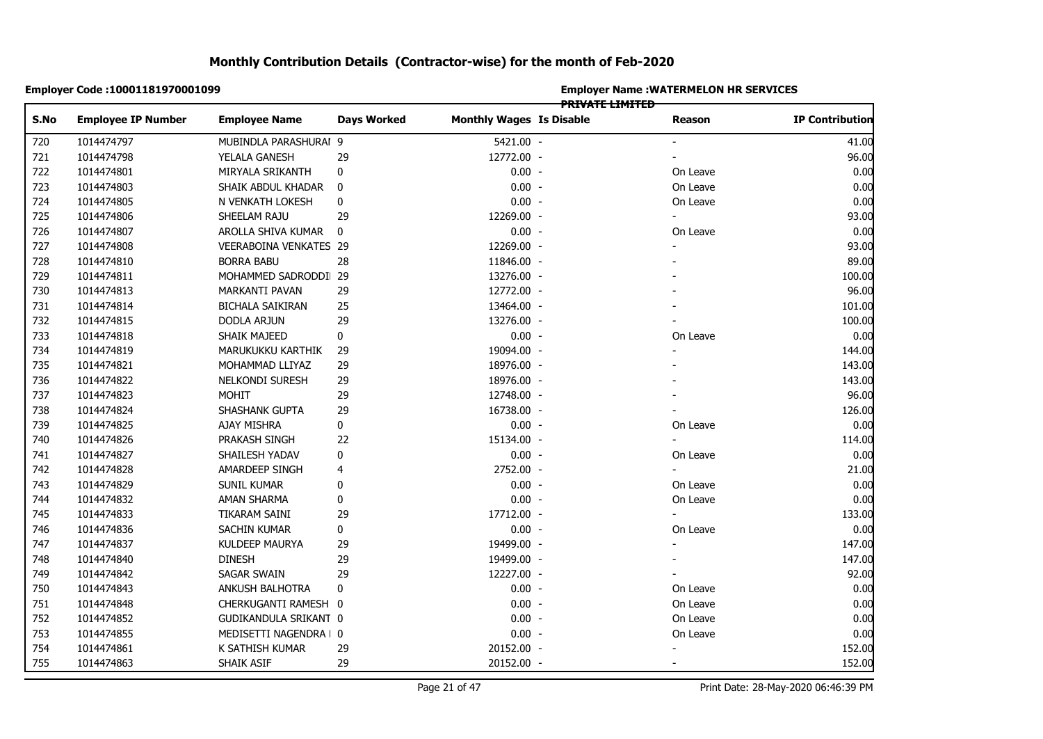# Monthly Contribution Details (Contractor-wise) for the month of Feb-2020

**Employer Code :10001181970001099**

**Employer Name :WATERMELON HR SERVICES PRIVATE LIMITED**

| S.No | Employee IP Number | Employee Name | Days Worked | Monthly Wages | Is Disable | Reason | IP Contribution |
|---|---|---|---|---|---|---|---|
| 720 | 1014474797 | MUBINDLA PARASHURAI | 9 | 5421.00 | - | - | 41.00 |
| 721 | 1014474798 | YELALA GANESH | 29 | 12772.00 | - | - | 96.00 |
| 722 | 1014474801 | MIRYALA SRIKANTH | 0 | 0.00 | - | On Leave | 0.00 |
| 723 | 1014474803 | SHAIK ABDUL KHADAR | 0 | 0.00 | - | On Leave | 0.00 |
| 724 | 1014474805 | N VENKATH LOKESH | 0 | 0.00 | - | On Leave | 0.00 |
| 725 | 1014474806 | SHEELAM RAJU | 29 | 12269.00 | - | - | 93.00 |
| 726 | 1014474807 | AROLLA SHIVA KUMAR | 0 | 0.00 | - | On Leave | 0.00 |
| 727 | 1014474808 | VEERABOINA VENKATES | 29 | 12269.00 | - | - | 93.00 |
| 728 | 1014474810 | BORRA BABU | 28 | 11846.00 | - | - | 89.00 |
| 729 | 1014474811 | MOHAMMED SADRODDI | 29 | 13276.00 | - | - | 100.00 |
| 730 | 1014474813 | MARKANTI PAVAN | 29 | 12772.00 | - | - | 96.00 |
| 731 | 1014474814 | BICHALA SAIKIRAN | 25 | 13464.00 | - | - | 101.00 |
| 732 | 1014474815 | DODLA ARJUN | 29 | 13276.00 | - | - | 100.00 |
| 733 | 1014474818 | SHAIK MAJEED | 0 | 0.00 | - | On Leave | 0.00 |
| 734 | 1014474819 | MARUKUKKU KARTHIK | 29 | 19094.00 | - | - | 144.00 |
| 735 | 1014474821 | MOHAMMAD LLIYAZ | 29 | 18976.00 | - | - | 143.00 |
| 736 | 1014474822 | NELKONDI SURESH | 29 | 18976.00 | - | - | 143.00 |
| 737 | 1014474823 | MOHIT | 29 | 12748.00 | - | - | 96.00 |
| 738 | 1014474824 | SHASHANK GUPTA | 29 | 16738.00 | - | - | 126.00 |
| 739 | 1014474825 | AJAY MISHRA | 0 | 0.00 | - | On Leave | 0.00 |
| 740 | 1014474826 | PRAKASH SINGH | 22 | 15134.00 | - | - | 114.00 |
| 741 | 1014474827 | SHAILESH YADAV | 0 | 0.00 | - | On Leave | 0.00 |
| 742 | 1014474828 | AMARDEEP SINGH | 4 | 2752.00 | - | - | 21.00 |
| 743 | 1014474829 | SUNIL KUMAR | 0 | 0.00 | - | On Leave | 0.00 |
| 744 | 1014474832 | AMAN SHARMA | 0 | 0.00 | - | On Leave | 0.00 |
| 745 | 1014474833 | TIKARAM SAINI | 29 | 17712.00 | - | - | 133.00 |
| 746 | 1014474836 | SACHIN KUMAR | 0 | 0.00 | - | On Leave | 0.00 |
| 747 | 1014474837 | KULDEEP MAURYA | 29 | 19499.00 | - | - | 147.00 |
| 748 | 1014474840 | DINESH | 29 | 19499.00 | - | - | 147.00 |
| 749 | 1014474842 | SAGAR SWAIN | 29 | 12227.00 | - | - | 92.00 |
| 750 | 1014474843 | ANKUSH BALHOTRA | 0 | 0.00 | - | On Leave | 0.00 |
| 751 | 1014474848 | CHERKUGANTI RAMESH | 0 | 0.00 | - | On Leave | 0.00 |
| 752 | 1014474852 | GUDIKANDULA SRIKANT | 0 | 0.00 | - | On Leave | 0.00 |
| 753 | 1014474855 | MEDISETTI NAGENDRA I | 0 | 0.00 | - | On Leave | 0.00 |
| 754 | 1014474861 | K SATHISH KUMAR | 29 | 20152.00 | - | - | 152.00 |
| 755 | 1014474863 | SHAIK ASIF | 29 | 20152.00 | - | - | 152.00 |

Print Date: 28-May-2020 06:46:39 PM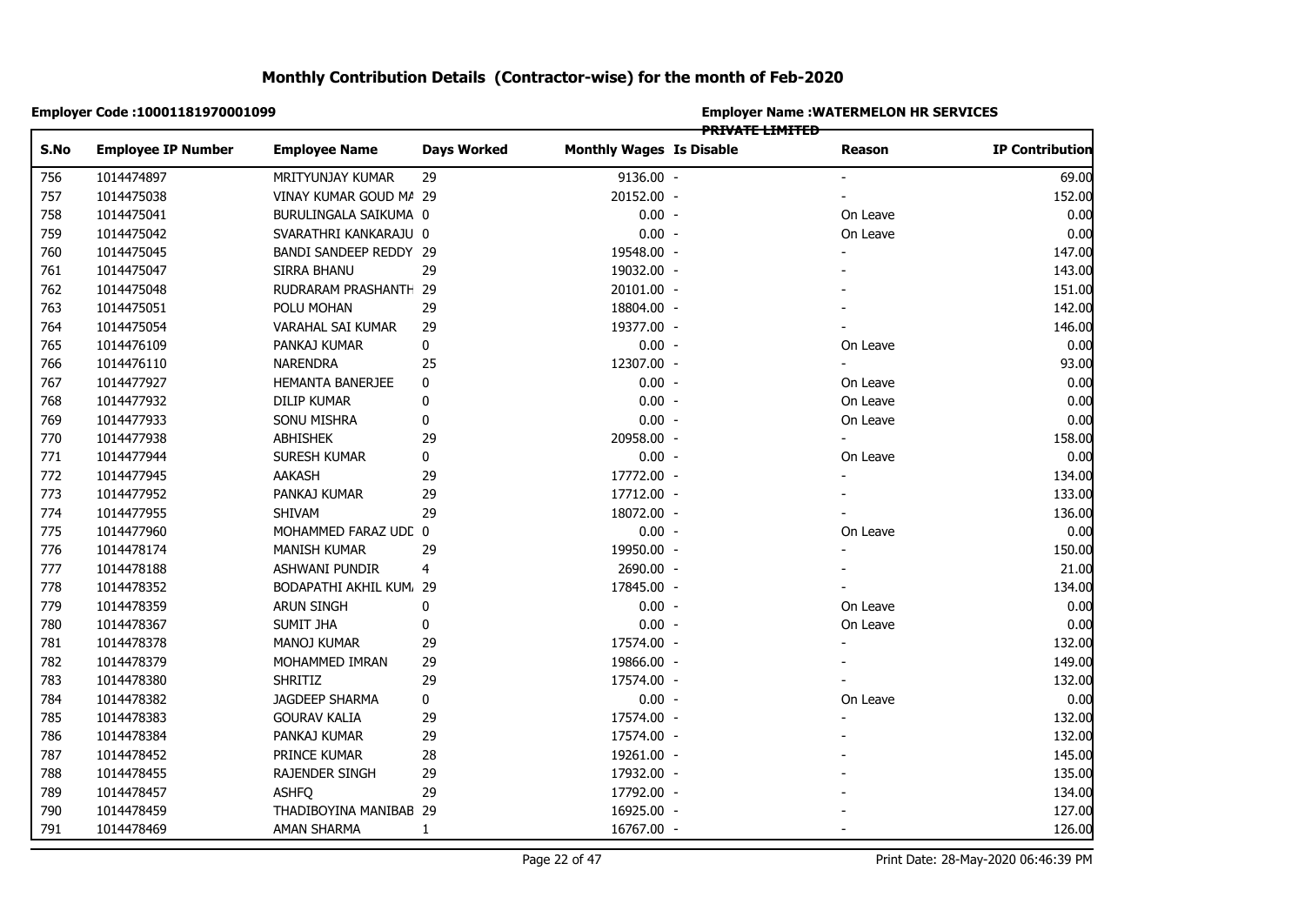# Monthly Contribution Details (Contractor-wise) for the month of Feb-2020

**Employer Code :10001181970001099**

**Employer Name :WATERMELON HR SERVICES PRIVATE LIMITED**

| S.No | Employee IP Number | Employee Name | Days Worked | Monthly Wages | Is Disable | Reason | IP Contribution |
|---|---|---|---|---|---|---|---|
| 756 | 1014474897 | MRITYUNJAY KUMAR | 29 | 9136.00 | - | - | 69.00 |
| 757 | 1014475038 | VINAY KUMAR GOUD MA | 29 | 20152.00 | - | - | 152.00 |
| 758 | 1014475041 | BURULINGALA SAIKUMA | 0 | 0.00 | - | On Leave | 0.00 |
| 759 | 1014475042 | SVARATHRI KANKARAJU | 0 | 0.00 | - | On Leave | 0.00 |
| 760 | 1014475045 | BANDI SANDEEP REDDY | 29 | 19548.00 | - | - | 147.00 |
| 761 | 1014475047 | SIRRA BHANU | 29 | 19032.00 | - | - | 143.00 |
| 762 | 1014475048 | RUDRARAM PRASHANTH | 29 | 20101.00 | - | - | 151.00 |
| 763 | 1014475051 | POLU MOHAN | 29 | 18804.00 | - | - | 142.00 |
| 764 | 1014475054 | VARAHAL SAI KUMAR | 29 | 19377.00 | - | - | 146.00 |
| 765 | 1014476109 | PANKAJ KUMAR | 0 | 0.00 | - | On Leave | 0.00 |
| 766 | 1014476110 | NARENDRA | 25 | 12307.00 | - | - | 93.00 |
| 767 | 1014477927 | HEMANTA BANERJEE | 0 | 0.00 | - | On Leave | 0.00 |
| 768 | 1014477932 | DILIP KUMAR | 0 | 0.00 | - | On Leave | 0.00 |
| 769 | 1014477933 | SONU MISHRA | 0 | 0.00 | - | On Leave | 0.00 |
| 770 | 1014477938 | ABHISHEK | 29 | 20958.00 | - | - | 158.00 |
| 771 | 1014477944 | SURESH KUMAR | 0 | 0.00 | - | On Leave | 0.00 |
| 772 | 1014477945 | AAKASH | 29 | 17772.00 | - | - | 134.00 |
| 773 | 1014477952 | PANKAJ KUMAR | 29 | 17712.00 | - | - | 133.00 |
| 774 | 1014477955 | SHIVAM | 29 | 18072.00 | - | - | 136.00 |
| 775 | 1014477960 | MOHAMMED FARAZ UDD | 0 | 0.00 | - | On Leave | 0.00 |
| 776 | 1014478174 | MANISH KUMAR | 29 | 19950.00 | - | - | 150.00 |
| 777 | 1014478188 | ASHWANI PUNDIR | 4 | 2690.00 | - | - | 21.00 |
| 778 | 1014478352 | BODAPATHI AKHIL KUMA | 29 | 17845.00 | - | - | 134.00 |
| 779 | 1014478359 | ARUN SINGH | 0 | 0.00 | - | On Leave | 0.00 |
| 780 | 1014478367 | SUMIT JHA | 0 | 0.00 | - | On Leave | 0.00 |
| 781 | 1014478378 | MANOJ KUMAR | 29 | 17574.00 | - | - | 132.00 |
| 782 | 1014478379 | MOHAMMED IMRAN | 29 | 19866.00 | - | - | 149.00 |
| 783 | 1014478380 | SHRITIZ | 29 | 17574.00 | - | - | 132.00 |
| 784 | 1014478382 | JAGDEEP SHARMA | 0 | 0.00 | - | On Leave | 0.00 |
| 785 | 1014478383 | GOURAV KALIA | 29 | 17574.00 | - | - | 132.00 |
| 786 | 1014478384 | PANKAJ KUMAR | 29 | 17574.00 | - | - | 132.00 |
| 787 | 1014478452 | PRINCE KUMAR | 28 | 19261.00 | - | - | 145.00 |
| 788 | 1014478455 | RAJENDER SINGH | 29 | 17932.00 | - | - | 135.00 |
| 789 | 1014478457 | ASHFQ | 29 | 17792.00 | - | - | 134.00 |
| 790 | 1014478459 | THADIBOYINA MANIBAB | 29 | 16925.00 | - | - | 127.00 |
| 791 | 1014478469 | AMAN SHARMA | 1 | 16767.00 | - | - | 126.00 |

Print Date: 28-May-2020 06:46:39 PM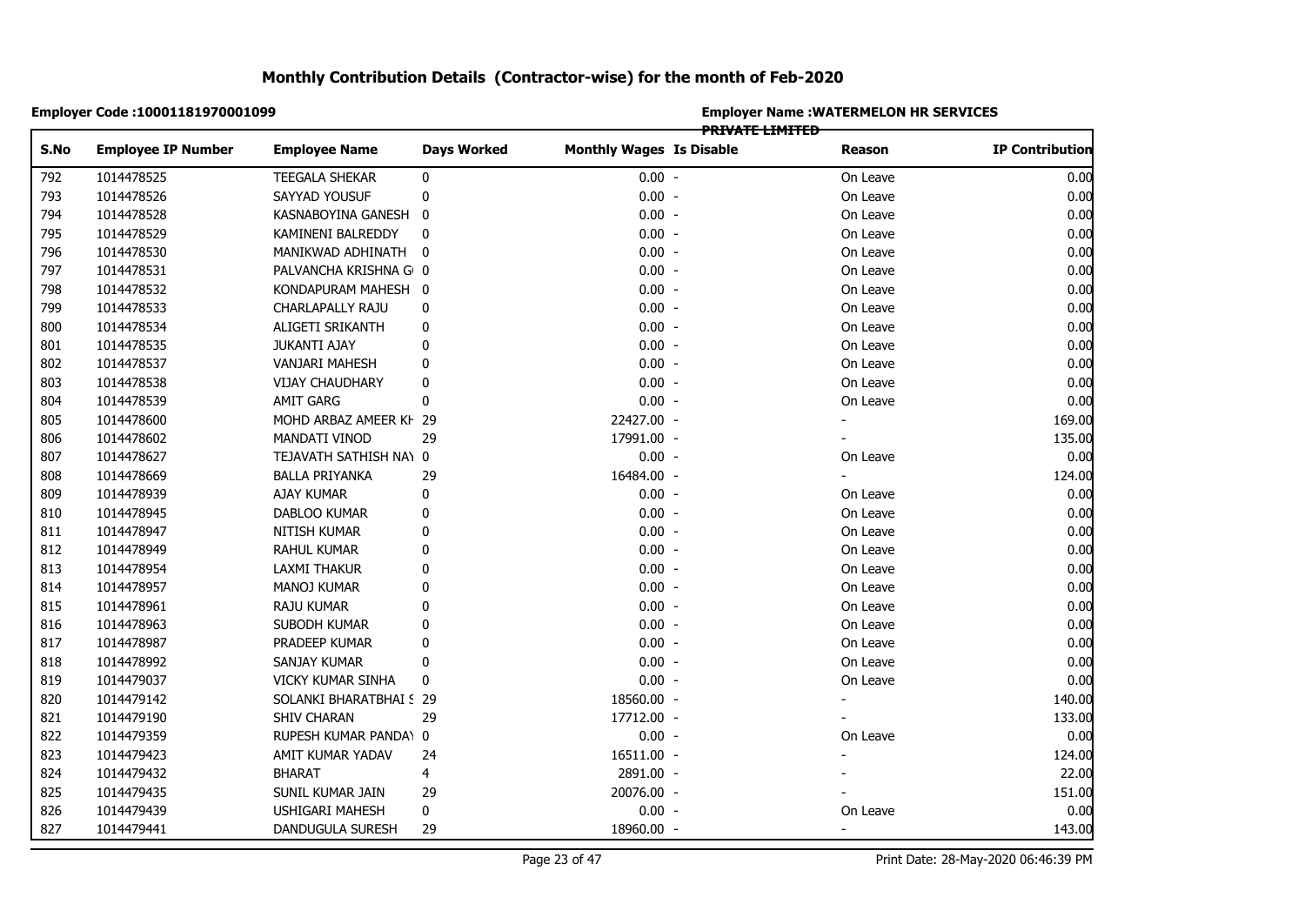# Monthly Contribution Details (Contractor-wise) for the month of Feb-2020

**Employer Code :10001181970001099**

**Employer Name :WATERMELON HR SERVICES PRIVATE LIMITED**

| S.No | Employee IP Number | Employee Name | Days Worked | Monthly Wages | Is Disable | Reason | IP Contribution |
|---|---|---|---|---|---|---|---|
| 792 | 1014478525 | TEEGALA SHEKAR | 0 | 0.00 | - | On Leave | 0.00 |
| 793 | 1014478526 | SAYYAD YOUSUF | 0 | 0.00 | - | On Leave | 0.00 |
| 794 | 1014478528 | KASNABOYINA GANESH | 0 | 0.00 | - | On Leave | 0.00 |
| 795 | 1014478529 | KAMINENI BALREDDY | 0 | 0.00 | - | On Leave | 0.00 |
| 796 | 1014478530 | MANIKWAD ADHINATH | 0 | 0.00 | - | On Leave | 0.00 |
| 797 | 1014478531 | PALVANCHA KRISHNA G | 0 | 0.00 | - | On Leave | 0.00 |
| 798 | 1014478532 | KONDAPURAM MAHESH | 0 | 0.00 | - | On Leave | 0.00 |
| 799 | 1014478533 | CHARLAPALLY RAJU | 0 | 0.00 | - | On Leave | 0.00 |
| 800 | 1014478534 | ALIGETI SRIKANTH | 0 | 0.00 | - | On Leave | 0.00 |
| 801 | 1014478535 | JUKANTI AJAY | 0 | 0.00 | - | On Leave | 0.00 |
| 802 | 1014478537 | VANJARI MAHESH | 0 | 0.00 | - | On Leave | 0.00 |
| 803 | 1014478538 | VIJAY CHAUDHARY | 0 | 0.00 | - | On Leave | 0.00 |
| 804 | 1014478539 | AMIT GARG | 0 | 0.00 | - | On Leave | 0.00 |
| 805 | 1014478600 | MOHD ARBAZ AMEER KH | 29 | 22427.00 | - | - | 169.00 |
| 806 | 1014478602 | MANDATI VINOD | 29 | 17991.00 | - | - | 135.00 |
| 807 | 1014478627 | TEJAVATH SATHISH NAY | 0 | 0.00 | - | On Leave | 0.00 |
| 808 | 1014478669 | BALLA PRIYANKA | 29 | 16484.00 | - | - | 124.00 |
| 809 | 1014478939 | AJAY KUMAR | 0 | 0.00 | - | On Leave | 0.00 |
| 810 | 1014478945 | DABLOO KUMAR | 0 | 0.00 | - | On Leave | 0.00 |
| 811 | 1014478947 | NITISH KUMAR | 0 | 0.00 | - | On Leave | 0.00 |
| 812 | 1014478949 | RAHUL KUMAR | 0 | 0.00 | - | On Leave | 0.00 |
| 813 | 1014478954 | LAXMI THAKUR | 0 | 0.00 | - | On Leave | 0.00 |
| 814 | 1014478957 | MANOJ KUMAR | 0 | 0.00 | - | On Leave | 0.00 |
| 815 | 1014478961 | RAJU KUMAR | 0 | 0.00 | - | On Leave | 0.00 |
| 816 | 1014478963 | SUBODH KUMAR | 0 | 0.00 | - | On Leave | 0.00 |
| 817 | 1014478987 | PRADEEP KUMAR | 0 | 0.00 | - | On Leave | 0.00 |
| 818 | 1014478992 | SANJAY KUMAR | 0 | 0.00 | - | On Leave | 0.00 |
| 819 | 1014479037 | VICKY KUMAR SINHA | 0 | 0.00 | - | On Leave | 0.00 |
| 820 | 1014479142 | SOLANKI BHARATBHAI S | 29 | 18560.00 | - | - | 140.00 |
| 821 | 1014479190 | SHIV CHARAN | 29 | 17712.00 | - | - | 133.00 |
| 822 | 1014479359 | RUPESH KUMAR PANDAY | 0 | 0.00 | - | On Leave | 0.00 |
| 823 | 1014479423 | AMIT KUMAR YADAV | 24 | 16511.00 | - | - | 124.00 |
| 824 | 1014479432 | BHARAT | 4 | 2891.00 | - | - | 22.00 |
| 825 | 1014479435 | SUNIL KUMAR JAIN | 29 | 20076.00 | - | - | 151.00 |
| 826 | 1014479439 | USHIGARI MAHESH | 0 | 0.00 | - | On Leave | 0.00 |
| 827 | 1014479441 | DANDUGULA SURESH | 29 | 18960.00 | - | - | 143.00 |

Print Date: 28-May-2020 06:46:39 PM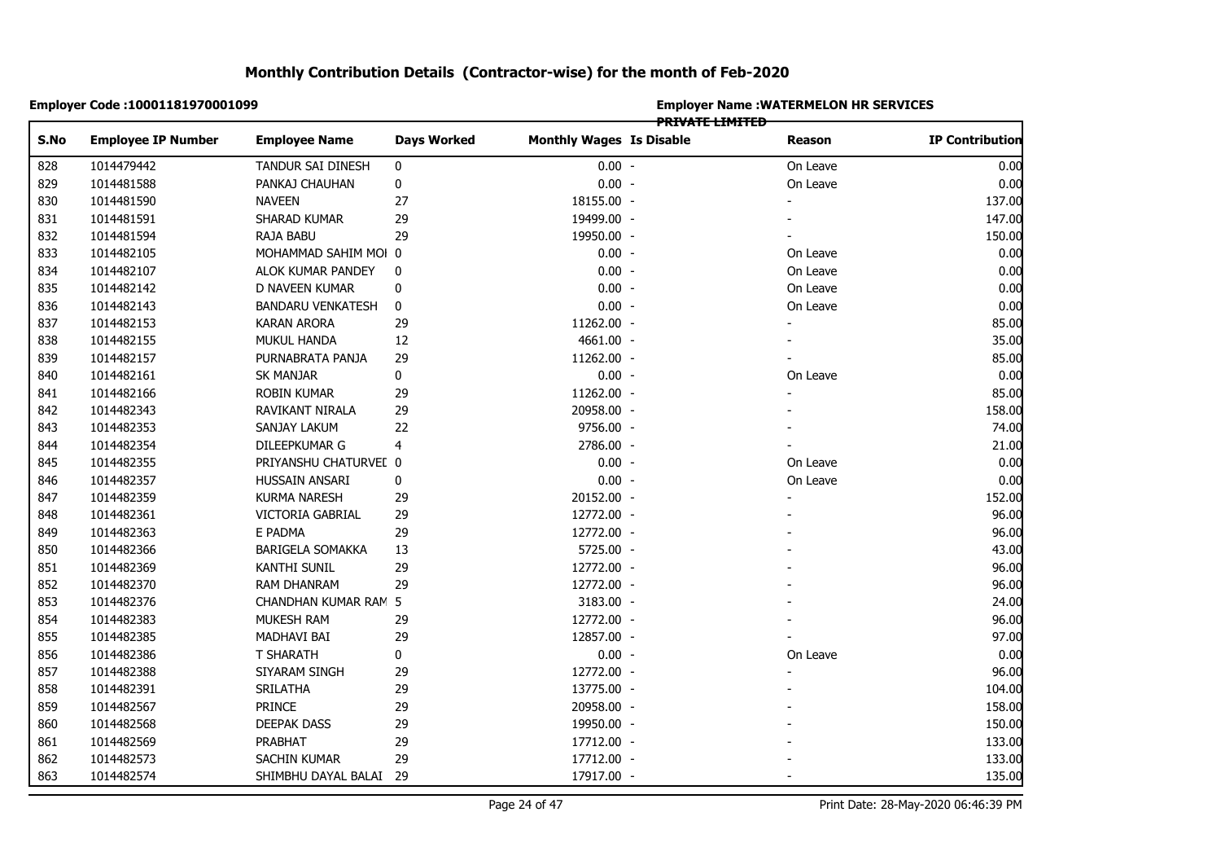## Monthly Contribution Details (Contractor-wise) for the month of Feb-2020

**Employer Code :10001181970001099**

**Employer Name :WATERMELON HR SERVICES PRIVATE LIMITED**

| S.No | Employee IP Number | Employee Name | Days Worked | Monthly Wages | Is Disable | Reason | IP Contribution |
|---|---|---|---|---|---|---|---|
| 828 | 1014479442 | TANDUR SAI DINESH | 0 | 0.00 | - | On Leave | 0.00 |
| 829 | 1014481588 | PANKAJ CHAUHAN | 0 | 0.00 | - | On Leave | 0.00 |
| 830 | 1014481590 | NAVEEN | 27 | 18155.00 | - | - | 137.00 |
| 831 | 1014481591 | SHARAD KUMAR | 29 | 19499.00 | - | - | 147.00 |
| 832 | 1014481594 | RAJA BABU | 29 | 19950.00 | - | - | 150.00 |
| 833 | 1014482105 | MOHAMMAD SAHIM MOI | 0 | 0.00 | - | On Leave | 0.00 |
| 834 | 1014482107 | ALOK KUMAR PANDEY | 0 | 0.00 | - | On Leave | 0.00 |
| 835 | 1014482142 | D NAVEEN KUMAR | 0 | 0.00 | - | On Leave | 0.00 |
| 836 | 1014482143 | BANDARU VENKATESH | 0 | 0.00 | - | On Leave | 0.00 |
| 837 | 1014482153 | KARAN ARORA | 29 | 11262.00 | - | - | 85.00 |
| 838 | 1014482155 | MUKUL HANDA | 12 | 4661.00 | - | - | 35.00 |
| 839 | 1014482157 | PURNABRATA PANJA | 29 | 11262.00 | - | - | 85.00 |
| 840 | 1014482161 | SK MANJAR | 0 | 0.00 | - | On Leave | 0.00 |
| 841 | 1014482166 | ROBIN KUMAR | 29 | 11262.00 | - | - | 85.00 |
| 842 | 1014482343 | RAVIKANT NIRALA | 29 | 20958.00 | - | - | 158.00 |
| 843 | 1014482353 | SANJAY LAKUM | 22 | 9756.00 | - | - | 74.00 |
| 844 | 1014482354 | DILEEPKUMAR G | 4 | 2786.00 | - | - | 21.00 |
| 845 | 1014482355 | PRIYANSHU CHATURVEI | 0 | 0.00 | - | On Leave | 0.00 |
| 846 | 1014482357 | HUSSAIN ANSARI | 0 | 0.00 | - | On Leave | 0.00 |
| 847 | 1014482359 | KURMA NARESH | 29 | 20152.00 | - | - | 152.00 |
| 848 | 1014482361 | VICTORIA GABRIAL | 29 | 12772.00 | - | - | 96.00 |
| 849 | 1014482363 | E PADMA | 29 | 12772.00 | - | - | 96.00 |
| 850 | 1014482366 | BARIGELA SOMAKKA | 13 | 5725.00 | - | - | 43.00 |
| 851 | 1014482369 | KANTHI SUNIL | 29 | 12772.00 | - | - | 96.00 |
| 852 | 1014482370 | RAM DHANRAM | 29 | 12772.00 | - | - | 96.00 |
| 853 | 1014482376 | CHANDHAN KUMAR RAM | 5 | 3183.00 | - | - | 24.00 |
| 854 | 1014482383 | MUKESH RAM | 29 | 12772.00 | - | - | 96.00 |
| 855 | 1014482385 | MADHAVI BAI | 29 | 12857.00 | - | - | 97.00 |
| 856 | 1014482386 | T SHARATH | 0 | 0.00 | - | On Leave | 0.00 |
| 857 | 1014482388 | SIYARAM SINGH | 29 | 12772.00 | - | - | 96.00 |
| 858 | 1014482391 | SRILATHA | 29 | 13775.00 | - | - | 104.00 |
| 859 | 1014482567 | PRINCE | 29 | 20958.00 | - | - | 158.00 |
| 860 | 1014482568 | DEEPAK DASS | 29 | 19950.00 | - | - | 150.00 |
| 861 | 1014482569 | PRABHAT | 29 | 17712.00 | - | - | 133.00 |
| 862 | 1014482573 | SACHIN KUMAR | 29 | 17712.00 | - | - | 133.00 |
| 863 | 1014482574 | SHIMBHU DAYAL BALAI | 29 | 17917.00 | - | - | 135.00 |

Print Date: 28-May-2020 06:46:39 PM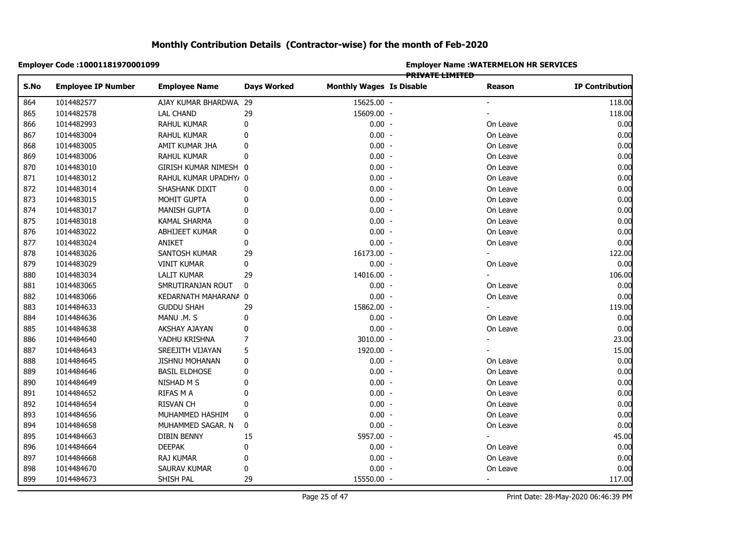# Monthly Contribution Details (Contractor-wise) for the month of Feb-2020

**Employer Code :10001181970001099**

**Employer Name :WATERMELON HR SERVICES PRIVATE LIMITED**

| S.No | Employee IP Number | Employee Name | Days Worked | Monthly Wages | Is Disable | Reason | IP Contribution |
|---|---|---|---|---|---|---|---|
| 864 | 1014482577 | AJAY KUMAR BHARDWA. | 29 | 15625.00 | - | - | 118.00 |
| 865 | 1014482578 | LAL CHAND | 29 | 15609.00 | - | - | 118.00 |
| 866 | 1014482993 | RAHUL KUMAR | 0 | 0.00 | - | On Leave | 0.00 |
| 867 | 1014483004 | RAHUL KUMAR | 0 | 0.00 | - | On Leave | 0.00 |
| 868 | 1014483005 | AMIT KUMAR JHA | 0 | 0.00 | - | On Leave | 0.00 |
| 869 | 1014483006 | RAHUL KUMAR | 0 | 0.00 | - | On Leave | 0.00 |
| 870 | 1014483010 | GIRISH KUMAR NIMESH | 0 | 0.00 | - | On Leave | 0.00 |
| 871 | 1014483012 | RAHUL KUMAR UPADHY/ | 0 | 0.00 | - | On Leave | 0.00 |
| 872 | 1014483014 | SHASHANK DIXIT | 0 | 0.00 | - | On Leave | 0.00 |
| 873 | 1014483015 | MOHIT GUPTA | 0 | 0.00 | - | On Leave | 0.00 |
| 874 | 1014483017 | MANISH GUPTA | 0 | 0.00 | - | On Leave | 0.00 |
| 875 | 1014483018 | KAMAL SHARMA | 0 | 0.00 | - | On Leave | 0.00 |
| 876 | 1014483022 | ABHIJEET KUMAR | 0 | 0.00 | - | On Leave | 0.00 |
| 877 | 1014483024 | ANIKET | 0 | 0.00 | - | On Leave | 0.00 |
| 878 | 1014483026 | SANTOSH KUMAR | 29 | 16173.00 | - | - | 122.00 |
| 879 | 1014483029 | VINIT KUMAR | 0 | 0.00 | - | On Leave | 0.00 |
| 880 | 1014483034 | LALIT KUMAR | 29 | 14016.00 | - | - | 106.00 |
| 881 | 1014483065 | SMRUTIRANJAN ROUT | 0 | 0.00 | - | On Leave | 0.00 |
| 882 | 1014483066 | KEDARNATH MAHARANA | 0 | 0.00 | - | On Leave | 0.00 |
| 883 | 1014484633 | GUDDU SHAH | 29 | 15862.00 | - | - | 119.00 |
| 884 | 1014484636 | MANU .M. S | 0 | 0.00 | - | On Leave | 0.00 |
| 885 | 1014484638 | AKSHAY AJAYAN | 0 | 0.00 | - | On Leave | 0.00 |
| 886 | 1014484640 | YADHU KRISHNA | 7 | 3010.00 | - | - | 23.00 |
| 887 | 1014484643 | SREEJITH VIJAYAN | 5 | 1920.00 | - | - | 15.00 |
| 888 | 1014484645 | JISHNU MOHANAN | 0 | 0.00 | - | On Leave | 0.00 |
| 889 | 1014484646 | BASIL ELDHOSE | 0 | 0.00 | - | On Leave | 0.00 |
| 890 | 1014484649 | NISHAD M S | 0 | 0.00 | - | On Leave | 0.00 |
| 891 | 1014484652 | RIFAS M A | 0 | 0.00 | - | On Leave | 0.00 |
| 892 | 1014484654 | RISVAN CH | 0 | 0.00 | - | On Leave | 0.00 |
| 893 | 1014484656 | MUHAMMED HASHIM | 0 | 0.00 | - | On Leave | 0.00 |
| 894 | 1014484658 | MUHAMMED SAGAR. N | 0 | 0.00 | - | On Leave | 0.00 |
| 895 | 1014484663 | DIBIN BENNY | 15 | 5957.00 | - | - | 45.00 |
| 896 | 1014484664 | DEEPAK | 0 | 0.00 | - | On Leave | 0.00 |
| 897 | 1014484668 | RAJ KUMAR | 0 | 0.00 | - | On Leave | 0.00 |
| 898 | 1014484670 | SAURAV KUMAR | 0 | 0.00 | - | On Leave | 0.00 |
| 899 | 1014484673 | SHISH PAL | 29 | 15550.00 | - | - | 117.00 |

Print Date: 28-May-2020 06:46:39 PM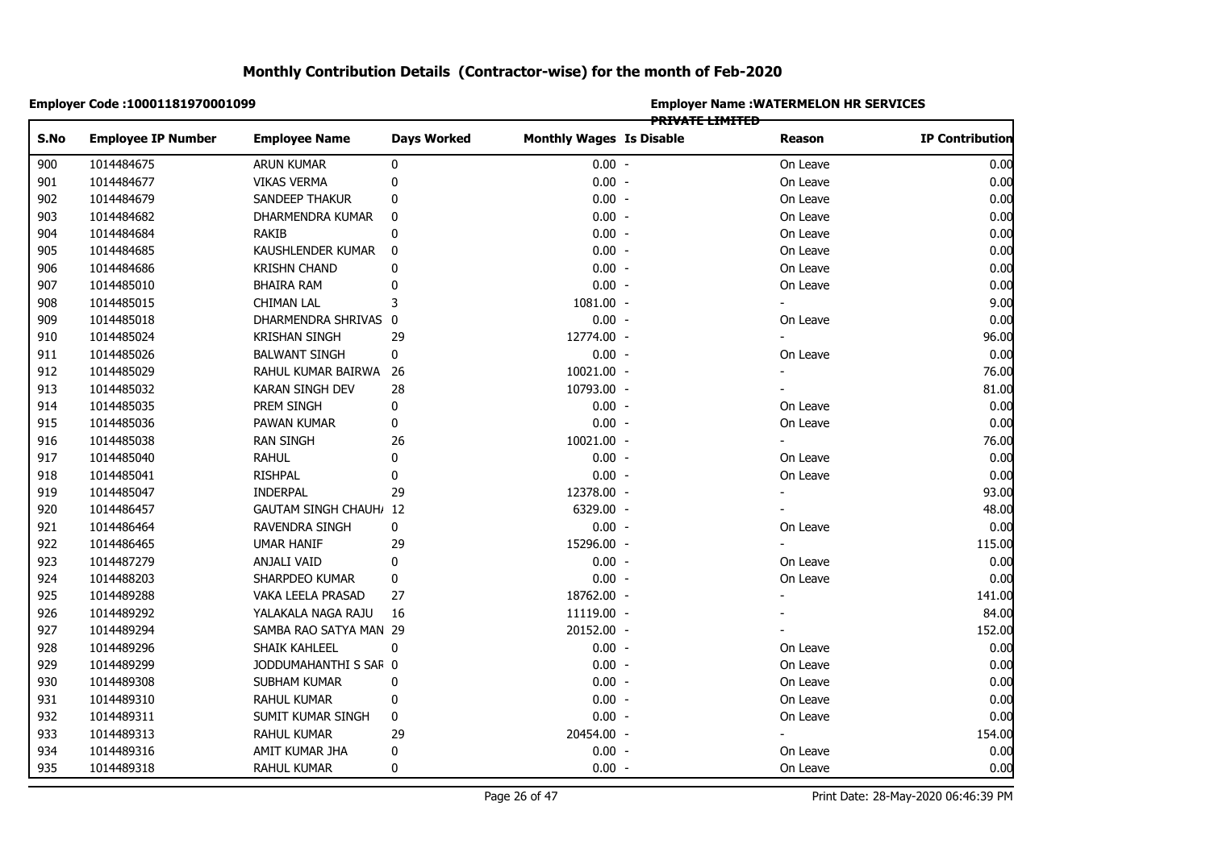# Monthly Contribution Details (Contractor-wise) for the month of Feb-2020

**Employer Code :10001181970001099**

**Employer Name :WATERMELON HR SERVICES PRIVATE LIMITED**

| S.No | Employee IP Number | Employee Name | Days Worked | Monthly Wages | Is Disable | Reason | IP Contribution |
|---|---|---|---|---|---|---|---|
| 900 | 1014484675 | ARUN KUMAR | 0 | 0.00 | - | On Leave | 0.00 |
| 901 | 1014484677 | VIKAS VERMA | 0 | 0.00 | - | On Leave | 0.00 |
| 902 | 1014484679 | SANDEEP THAKUR | 0 | 0.00 | - | On Leave | 0.00 |
| 903 | 1014484682 | DHARMENDRA KUMAR | 0 | 0.00 | - | On Leave | 0.00 |
| 904 | 1014484684 | RAKIB | 0 | 0.00 | - | On Leave | 0.00 |
| 905 | 1014484685 | KAUSHLENDER KUMAR | 0 | 0.00 | - | On Leave | 0.00 |
| 906 | 1014484686 | KRISHN CHAND | 0 | 0.00 | - | On Leave | 0.00 |
| 907 | 1014485010 | BHAIRA RAM | 0 | 0.00 | - | On Leave | 0.00 |
| 908 | 1014485015 | CHIMAN LAL | 3 | 1081.00 | - | - | 9.00 |
| 909 | 1014485018 | DHARMENDRA SHRIVAS | 0 | 0.00 | - | On Leave | 0.00 |
| 910 | 1014485024 | KRISHAN SINGH | 29 | 12774.00 | - | - | 96.00 |
| 911 | 1014485026 | BALWANT SINGH | 0 | 0.00 | - | On Leave | 0.00 |
| 912 | 1014485029 | RAHUL KUMAR BAIRWA | 26 | 10021.00 | - | - | 76.00 |
| 913 | 1014485032 | KARAN SINGH DEV | 28 | 10793.00 | - | - | 81.00 |
| 914 | 1014485035 | PREM SINGH | 0 | 0.00 | - | On Leave | 0.00 |
| 915 | 1014485036 | PAWAN KUMAR | 0 | 0.00 | - | On Leave | 0.00 |
| 916 | 1014485038 | RAN SINGH | 26 | 10021.00 | - | - | 76.00 |
| 917 | 1014485040 | RAHUL | 0 | 0.00 | - | On Leave | 0.00 |
| 918 | 1014485041 | RISHPAL | 0 | 0.00 | - | On Leave | 0.00 |
| 919 | 1014485047 | INDERPAL | 29 | 12378.00 | - | - | 93.00 |
| 920 | 1014486457 | GAUTAM SINGH CHAUH/ | 12 | 6329.00 | - | - | 48.00 |
| 921 | 1014486464 | RAVENDRA SINGH | 0 | 0.00 | - | On Leave | 0.00 |
| 922 | 1014486465 | UMAR HANIF | 29 | 15296.00 | - | - | 115.00 |
| 923 | 1014487279 | ANJALI VAID | 0 | 0.00 | - | On Leave | 0.00 |
| 924 | 1014488203 | SHARPDEO KUMAR | 0 | 0.00 | - | On Leave | 0.00 |
| 925 | 1014489288 | VAKA LEELA PRASAD | 27 | 18762.00 | - | - | 141.00 |
| 926 | 1014489292 | YALAKALA NAGA RAJU | 16 | 11119.00 | - | - | 84.00 |
| 927 | 1014489294 | SAMBA RAO SATYA MAN | 29 | 20152.00 | - | - | 152.00 |
| 928 | 1014489296 | SHAIK KAHLEEL | 0 | 0.00 | - | On Leave | 0.00 |
| 929 | 1014489299 | JODDUMAHANTHI S SAR | 0 | 0.00 | - | On Leave | 0.00 |
| 930 | 1014489308 | SUBHAM KUMAR | 0 | 0.00 | - | On Leave | 0.00 |
| 931 | 1014489310 | RAHUL KUMAR | 0 | 0.00 | - | On Leave | 0.00 |
| 932 | 1014489311 | SUMIT KUMAR SINGH | 0 | 0.00 | - | On Leave | 0.00 |
| 933 | 1014489313 | RAHUL KUMAR | 29 | 20454.00 | - | - | 154.00 |
| 934 | 1014489316 | AMIT KUMAR JHA | 0 | 0.00 | - | On Leave | 0.00 |
| 935 | 1014489318 | RAHUL KUMAR | 0 | 0.00 | - | On Leave | 0.00 |

Print Date: 28-May-2020 06:46:39 PM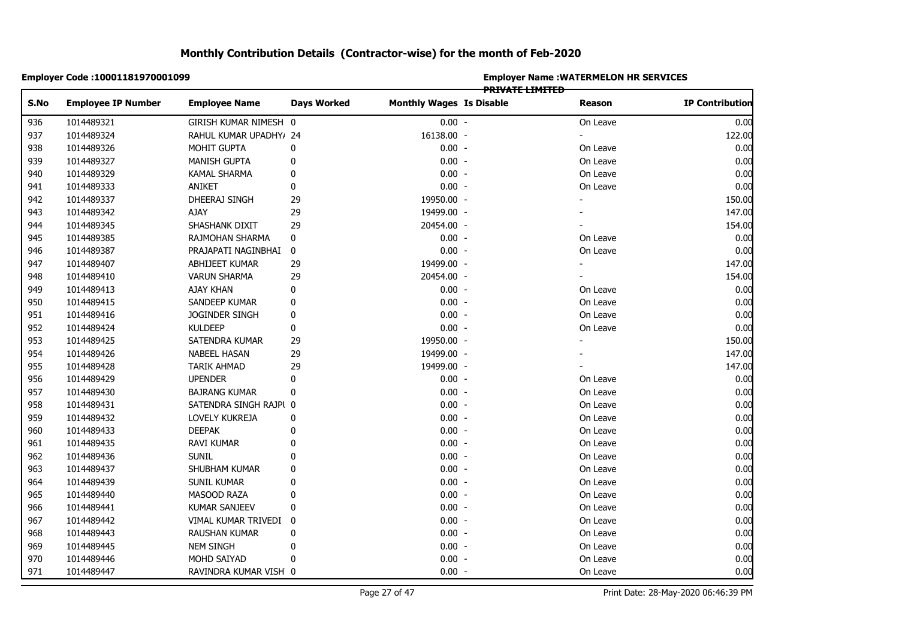# Monthly Contribution Details (Contractor-wise) for the month of Feb-2020

**Employer Code :10001181970001099**

**Employer Name :WATERMELON HR SERVICES PRIVATE LIMITED**

| S.No | Employee IP Number | Employee Name | Days Worked | Monthly Wages | Is Disable | Reason | IP Contribution |
|---|---|---|---|---|---|---|---|
| 936 | 1014489321 | GIRISH KUMAR NIMESH | 0 | 0.00 | - | On Leave | 0.00 |
| 937 | 1014489324 | RAHUL KUMAR UPADHY/ | 24 | 16138.00 | - | - | 122.00 |
| 938 | 1014489326 | MOHIT GUPTA | 0 | 0.00 | - | On Leave | 0.00 |
| 939 | 1014489327 | MANISH GUPTA | 0 | 0.00 | - | On Leave | 0.00 |
| 940 | 1014489329 | KAMAL SHARMA | 0 | 0.00 | - | On Leave | 0.00 |
| 941 | 1014489333 | ANIKET | 0 | 0.00 | - | On Leave | 0.00 |
| 942 | 1014489337 | DHEERAJ SINGH | 29 | 19950.00 | - | - | 150.00 |
| 943 | 1014489342 | AJAY | 29 | 19499.00 | - | - | 147.00 |
| 944 | 1014489345 | SHASHANK DIXIT | 29 | 20454.00 | - | - | 154.00 |
| 945 | 1014489385 | RAJMOHAN SHARMA | 0 | 0.00 | - | On Leave | 0.00 |
| 946 | 1014489387 | PRAJAPATI NAGINBHAI | 0 | 0.00 | - | On Leave | 0.00 |
| 947 | 1014489407 | ABHIJEET KUMAR | 29 | 19499.00 | - | - | 147.00 |
| 948 | 1014489410 | VARUN SHARMA | 29 | 20454.00 | - | - | 154.00 |
| 949 | 1014489413 | AJAY KHAN | 0 | 0.00 | - | On Leave | 0.00 |
| 950 | 1014489415 | SANDEEP KUMAR | 0 | 0.00 | - | On Leave | 0.00 |
| 951 | 1014489416 | JOGINDER SINGH | 0 | 0.00 | - | On Leave | 0.00 |
| 952 | 1014489424 | KULDEEP | 0 | 0.00 | - | On Leave | 0.00 |
| 953 | 1014489425 | SATENDRA KUMAR | 29 | 19950.00 | - | - | 150.00 |
| 954 | 1014489426 | NABEEL HASAN | 29 | 19499.00 | - | - | 147.00 |
| 955 | 1014489428 | TARIK AHMAD | 29 | 19499.00 | - | - | 147.00 |
| 956 | 1014489429 | UPENDER | 0 | 0.00 | - | On Leave | 0.00 |
| 957 | 1014489430 | BAJRANG KUMAR | 0 | 0.00 | - | On Leave | 0.00 |
| 958 | 1014489431 | SATENDRA SINGH RAJPU | 0 | 0.00 | - | On Leave | 0.00 |
| 959 | 1014489432 | LOVELY KUKREJA | 0 | 0.00 | - | On Leave | 0.00 |
| 960 | 1014489433 | DEEPAK | 0 | 0.00 | - | On Leave | 0.00 |
| 961 | 1014489435 | RAVI KUMAR | 0 | 0.00 | - | On Leave | 0.00 |
| 962 | 1014489436 | SUNIL | 0 | 0.00 | - | On Leave | 0.00 |
| 963 | 1014489437 | SHUBHAM KUMAR | 0 | 0.00 | - | On Leave | 0.00 |
| 964 | 1014489439 | SUNIL KUMAR | 0 | 0.00 | - | On Leave | 0.00 |
| 965 | 1014489440 | MASOOD RAZA | 0 | 0.00 | - | On Leave | 0.00 |
| 966 | 1014489441 | KUMAR SANJEEV | 0 | 0.00 | - | On Leave | 0.00 |
| 967 | 1014489442 | VIMAL KUMAR TRIVEDI | 0 | 0.00 | - | On Leave | 0.00 |
| 968 | 1014489443 | RAUSHAN KUMAR | 0 | 0.00 | - | On Leave | 0.00 |
| 969 | 1014489445 | NEM SINGH | 0 | 0.00 | - | On Leave | 0.00 |
| 970 | 1014489446 | MOHD SAIYAD | 0 | 0.00 | - | On Leave | 0.00 |
| 971 | 1014489447 | RAVINDRA KUMAR VISH | 0 | 0.00 | - | On Leave | 0.00 |

Print Date: 28-May-2020 06:46:39 PM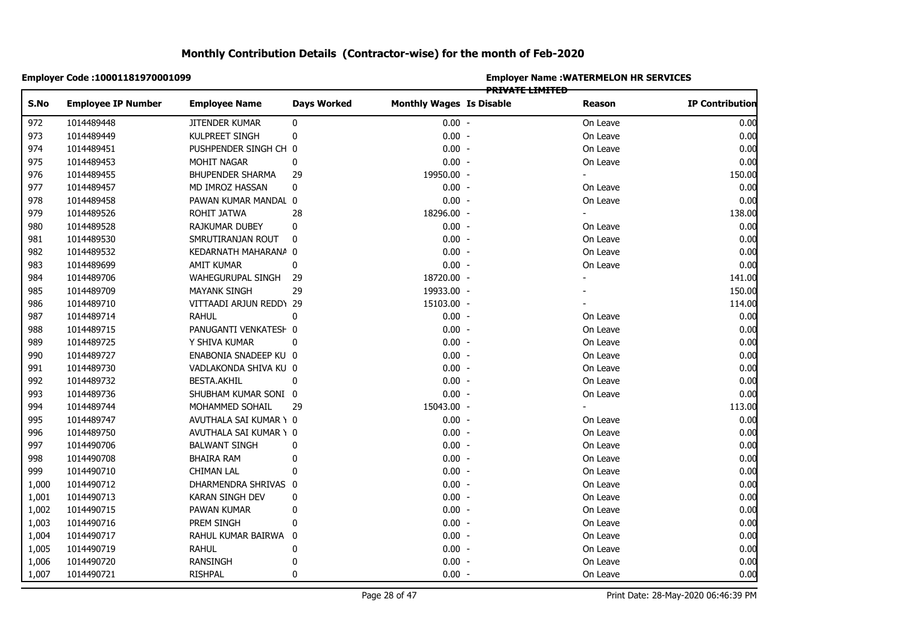# Monthly Contribution Details (Contractor-wise) for the month of Feb-2020

**Employer Code :10001181970001099**

**Employer Name :WATERMELON HR SERVICES PRIVATE LIMITED**

| S.No | Employee IP Number | Employee Name | Days Worked | Monthly Wages | Is Disable | Reason | IP Contribution |
|---|---|---|---|---|---|---|---|
| 972 | 1014489448 | JITENDER KUMAR | 0 | 0.00 | - | On Leave | 0.00 |
| 973 | 1014489449 | KULPREET SINGH | 0 | 0.00 | - | On Leave | 0.00 |
| 974 | 1014489451 | PUSHPENDER SINGH CH | 0 | 0.00 | - | On Leave | 0.00 |
| 975 | 1014489453 | MOHIT NAGAR | 0 | 0.00 | - | On Leave | 0.00 |
| 976 | 1014489455 | BHUPENDER SHARMA | 29 | 19950.00 | - | - | 150.00 |
| 977 | 1014489457 | MD IMROZ HASSAN | 0 | 0.00 | - | On Leave | 0.00 |
| 978 | 1014489458 | PAWAN KUMAR MANDAL | 0 | 0.00 | - | On Leave | 0.00 |
| 979 | 1014489526 | ROHIT JATWA | 28 | 18296.00 | - | - | 138.00 |
| 980 | 1014489528 | RAJKUMAR DUBEY | 0 | 0.00 | - | On Leave | 0.00 |
| 981 | 1014489530 | SMRUTIRANJAN ROUT | 0 | 0.00 | - | On Leave | 0.00 |
| 982 | 1014489532 | KEDARNATH MAHARANA | 0 | 0.00 | - | On Leave | 0.00 |
| 983 | 1014489699 | AMIT KUMAR | 0 | 0.00 | - | On Leave | 0.00 |
| 984 | 1014489706 | WAHEGURUPAL SINGH | 29 | 18720.00 | - | - | 141.00 |
| 985 | 1014489709 | MAYANK SINGH | 29 | 19933.00 | - | - | 150.00 |
| 986 | 1014489710 | VITTAADI ARJUN REDDY | 29 | 15103.00 | - | - | 114.00 |
| 987 | 1014489714 | RAHUL | 0 | 0.00 | - | On Leave | 0.00 |
| 988 | 1014489715 | PANUGANTI VENKATESH | 0 | 0.00 | - | On Leave | 0.00 |
| 989 | 1014489725 | Y SHIVA KUMAR | 0 | 0.00 | - | On Leave | 0.00 |
| 990 | 1014489727 | ENABONIA SNADEEP KU | 0 | 0.00 | - | On Leave | 0.00 |
| 991 | 1014489730 | VADLAKONDA SHIVA KU | 0 | 0.00 | - | On Leave | 0.00 |
| 992 | 1014489732 | BESTA.AKHIL | 0 | 0.00 | - | On Leave | 0.00 |
| 993 | 1014489736 | SHUBHAM KUMAR SONI | 0 | 0.00 | - | On Leave | 0.00 |
| 994 | 1014489744 | MOHAMMED SOHAIL | 29 | 15043.00 | - | - | 113.00 |
| 995 | 1014489747 | AVUTHALA SAI KUMAR Y | 0 | 0.00 | - | On Leave | 0.00 |
| 996 | 1014489750 | AVUTHALA SAI KUMAR Y | 0 | 0.00 | - | On Leave | 0.00 |
| 997 | 1014490706 | BALWANT SINGH | 0 | 0.00 | - | On Leave | 0.00 |
| 998 | 1014490708 | BHAIRA RAM | 0 | 0.00 | - | On Leave | 0.00 |
| 999 | 1014490710 | CHIMAN LAL | 0 | 0.00 | - | On Leave | 0.00 |
| 1,000 | 1014490712 | DHARMENDRA SHRIVAS | 0 | 0.00 | - | On Leave | 0.00 |
| 1,001 | 1014490713 | KARAN SINGH DEV | 0 | 0.00 | - | On Leave | 0.00 |
| 1,002 | 1014490715 | PAWAN KUMAR | 0 | 0.00 | - | On Leave | 0.00 |
| 1,003 | 1014490716 | PREM SINGH | 0 | 0.00 | - | On Leave | 0.00 |
| 1,004 | 1014490717 | RAHUL KUMAR BAIRWA | 0 | 0.00 | - | On Leave | 0.00 |
| 1,005 | 1014490719 | RAHUL | 0 | 0.00 | - | On Leave | 0.00 |
| 1,006 | 1014490720 | RANSINGH | 0 | 0.00 | - | On Leave | 0.00 |
| 1,007 | 1014490721 | RISHPAL | 0 | 0.00 | - | On Leave | 0.00 |

Print Date: 28-May-2020 06:46:39 PM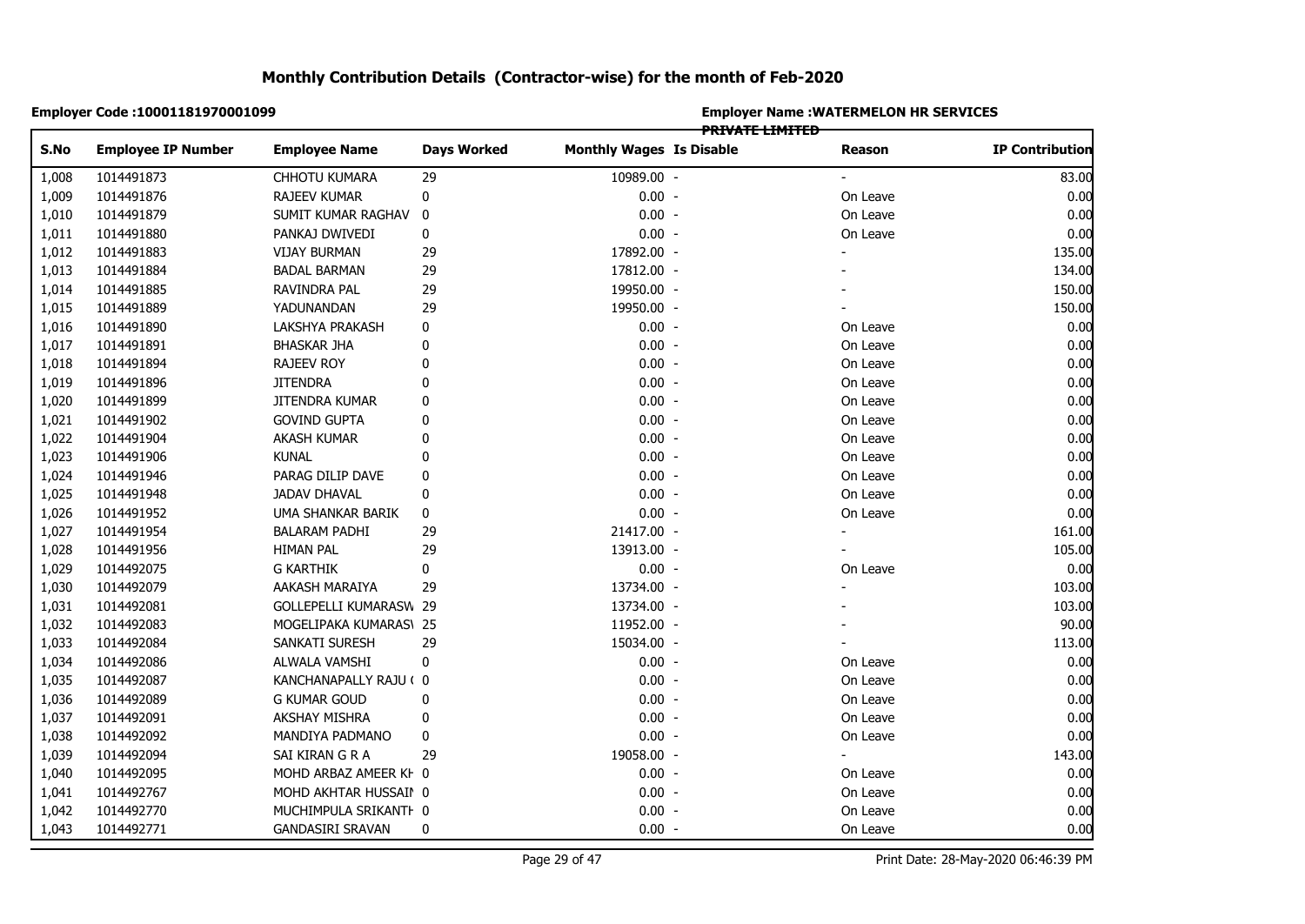# Monthly Contribution Details (Contractor-wise) for the month of Feb-2020

**Employer Code :10001181970001099**

**Employer Name :WATERMELON HR SERVICES PRIVATE LIMITED**

| S.No | Employee IP Number | Employee Name | Days Worked | Monthly Wages | Is Disable | Reason | IP Contribution |
|---|---|---|---|---|---|---|---|
| 1,008 | 1014491873 | CHHOTU KUMARA | 29 | 10989.00 | - | - | 83.00 |
| 1,009 | 1014491876 | RAJEEV KUMAR | 0 | 0.00 | - | On Leave | 0.00 |
| 1,010 | 1014491879 | SUMIT KUMAR RAGHAV | 0 | 0.00 | - | On Leave | 0.00 |
| 1,011 | 1014491880 | PANKAJ DWIVEDI | 0 | 0.00 | - | On Leave | 0.00 |
| 1,012 | 1014491883 | VIJAY BURMAN | 29 | 17892.00 | - | - | 135.00 |
| 1,013 | 1014491884 | BADAL BARMAN | 29 | 17812.00 | - | - | 134.00 |
| 1,014 | 1014491885 | RAVINDRA PAL | 29 | 19950.00 | - | - | 150.00 |
| 1,015 | 1014491889 | YADUNANDAN | 29 | 19950.00 | - | - | 150.00 |
| 1,016 | 1014491890 | LAKSHYA PRAKASH | 0 | 0.00 | - | On Leave | 0.00 |
| 1,017 | 1014491891 | BHASKAR JHA | 0 | 0.00 | - | On Leave | 0.00 |
| 1,018 | 1014491894 | RAJEEV ROY | 0 | 0.00 | - | On Leave | 0.00 |
| 1,019 | 1014491896 | JITENDRA | 0 | 0.00 | - | On Leave | 0.00 |
| 1,020 | 1014491899 | JITENDRA KUMAR | 0 | 0.00 | - | On Leave | 0.00 |
| 1,021 | 1014491902 | GOVIND GUPTA | 0 | 0.00 | - | On Leave | 0.00 |
| 1,022 | 1014491904 | AKASH KUMAR | 0 | 0.00 | - | On Leave | 0.00 |
| 1,023 | 1014491906 | KUNAL | 0 | 0.00 | - | On Leave | 0.00 |
| 1,024 | 1014491946 | PARAG DILIP DAVE | 0 | 0.00 | - | On Leave | 0.00 |
| 1,025 | 1014491948 | JADAV DHAVAL | 0 | 0.00 | - | On Leave | 0.00 |
| 1,026 | 1014491952 | UMA SHANKAR BARIK | 0 | 0.00 | - | On Leave | 0.00 |
| 1,027 | 1014491954 | BALARAM PADHI | 29 | 21417.00 | - | - | 161.00 |
| 1,028 | 1014491956 | HIMAN PAL | 29 | 13913.00 | - | - | 105.00 |
| 1,029 | 1014492075 | G KARTHIK | 0 | 0.00 | - | On Leave | 0.00 |
| 1,030 | 1014492079 | AAKASH MARAIYA | 29 | 13734.00 | - | - | 103.00 |
| 1,031 | 1014492081 | GOLLEPELLI KUMARASW | 29 | 13734.00 | - | - | 103.00 |
| 1,032 | 1014492083 | MOGELIPAKA KUMARAS\ | 25 | 11952.00 | - | - | 90.00 |
| 1,033 | 1014492084 | SANKATI SURESH | 29 | 15034.00 | - | - | 113.00 |
| 1,034 | 1014492086 | ALWALA VAMSHI | 0 | 0.00 | - | On Leave | 0.00 |
| 1,035 | 1014492087 | KANCHANAPALLY RAJU ( | 0 | 0.00 | - | On Leave | 0.00 |
| 1,036 | 1014492089 | G KUMAR GOUD | 0 | 0.00 | - | On Leave | 0.00 |
| 1,037 | 1014492091 | AKSHAY MISHRA | 0 | 0.00 | - | On Leave | 0.00 |
| 1,038 | 1014492092 | MANDIYA PADMANO | 0 | 0.00 | - | On Leave | 0.00 |
| 1,039 | 1014492094 | SAI KIRAN G R A | 29 | 19058.00 | - | - | 143.00 |
| 1,040 | 1014492095 | MOHD ARBAZ AMEER KH | 0 | 0.00 | - | On Leave | 0.00 |
| 1,041 | 1014492767 | MOHD AKHTAR HUSSAIN | 0 | 0.00 | - | On Leave | 0.00 |
| 1,042 | 1014492770 | MUCHIMPULA SRIKANTH | 0 | 0.00 | - | On Leave | 0.00 |
| 1,043 | 1014492771 | GANDASIRI SRAVAN | 0 | 0.00 | - | On Leave | 0.00 |

Print Date: 28-May-2020 06:46:39 PM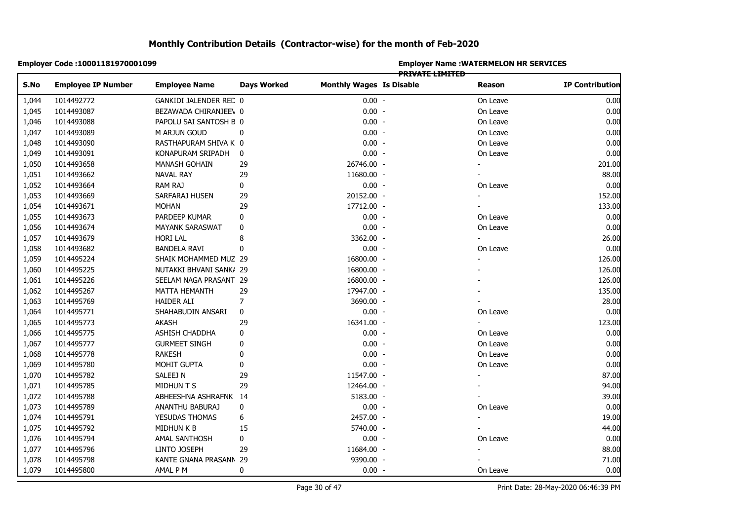# Monthly Contribution Details (Contractor-wise) for the month of Feb-2020

**Employer Code :10001181970001099**

**Employer Name :WATERMELON HR SERVICES PRIVATE LIMITED**

| S.No | Employee IP Number | Employee Name | Days Worked | Monthly Wages | Is Disable | Reason | IP Contribution |
|---|---|---|---|---|---|---|---|
| 1,044 | 1014492772 | GANKIDI JALENDER REI | 0 | 0.00 | - | On Leave | 0.00 |
| 1,045 | 1014493087 | BEZAWADA CHIRANJEEV | 0 | 0.00 | - | On Leave | 0.00 |
| 1,046 | 1014493088 | PAPOLU SAI SANTOSH B | 0 | 0.00 | - | On Leave | 0.00 |
| 1,047 | 1014493089 | M ARJUN GOUD | 0 | 0.00 | - | On Leave | 0.00 |
| 1,048 | 1014493090 | RASTHAPURAM SHIVA K | 0 | 0.00 | - | On Leave | 0.00 |
| 1,049 | 1014493091 | KONAPURAM SRIPADH | 0 | 0.00 | - | On Leave | 0.00 |
| 1,050 | 1014493658 | MANASH GOHAIN | 29 | 26746.00 | - | - | 201.00 |
| 1,051 | 1014493662 | NAVAL RAY | 29 | 11680.00 | - | - | 88.00 |
| 1,052 | 1014493664 | RAM RAJ | 0 | 0.00 | - | On Leave | 0.00 |
| 1,053 | 1014493669 | SARFARAJ HUSEN | 29 | 20152.00 | - | - | 152.00 |
| 1,054 | 1014493671 | MOHAN | 29 | 17712.00 | - | - | 133.00 |
| 1,055 | 1014493673 | PARDEEP KUMAR | 0 | 0.00 | - | On Leave | 0.00 |
| 1,056 | 1014493674 | MAYANK SARASWAT | 0 | 0.00 | - | On Leave | 0.00 |
| 1,057 | 1014493679 | HORI LAL | 8 | 3362.00 | - | - | 26.00 |
| 1,058 | 1014493682 | BANDELA RAVI | 0 | 0.00 | - | On Leave | 0.00 |
| 1,059 | 1014495224 | SHAIK MOHAMMED MUZ | 29 | 16800.00 | - | - | 126.00 |
| 1,060 | 1014495225 | NUTAKKI BHVANI SANK/ | 29 | 16800.00 | - | - | 126.00 |
| 1,061 | 1014495226 | SEELAM NAGA PRASANT | 29 | 16800.00 | - | - | 126.00 |
| 1,062 | 1014495267 | MATTA HEMANTH | 29 | 17947.00 | - | - | 135.00 |
| 1,063 | 1014495769 | HAIDER ALI | 7 | 3690.00 | - | - | 28.00 |
| 1,064 | 1014495771 | SHAHABUDIN ANSARI | 0 | 0.00 | - | On Leave | 0.00 |
| 1,065 | 1014495773 | AKASH | 29 | 16341.00 | - | - | 123.00 |
| 1,066 | 1014495775 | ASHISH CHADDHA | 0 | 0.00 | - | On Leave | 0.00 |
| 1,067 | 1014495777 | GURMEET SINGH | 0 | 0.00 | - | On Leave | 0.00 |
| 1,068 | 1014495778 | RAKESH | 0 | 0.00 | - | On Leave | 0.00 |
| 1,069 | 1014495780 | MOHIT GUPTA | 0 | 0.00 | - | On Leave | 0.00 |
| 1,070 | 1014495782 | SALEEJ N | 29 | 11547.00 | - | - | 87.00 |
| 1,071 | 1014495785 | MIDHUN T S | 29 | 12464.00 | - | - | 94.00 |
| 1,072 | 1014495788 | ABHEESHNA ASHRAFNK | 14 | 5183.00 | - | - | 39.00 |
| 1,073 | 1014495789 | ANANTHU BABURAJ | 0 | 0.00 | - | On Leave | 0.00 |
| 1,074 | 1014495791 | YESUDAS THOMAS | 6 | 2457.00 | - | - | 19.00 |
| 1,075 | 1014495792 | MIDHUN K B | 15 | 5740.00 | - | - | 44.00 |
| 1,076 | 1014495794 | AMAL SANTHOSH | 0 | 0.00 | - | On Leave | 0.00 |
| 1,077 | 1014495796 | LINTO JOSEPH | 29 | 11684.00 | - | - | 88.00 |
| 1,078 | 1014495798 | KANTE GNANA PRASANN | 29 | 9390.00 | - | - | 71.00 |
| 1,079 | 1014495800 | AMAL P M | 0 | 0.00 | - | On Leave | 0.00 |

Print Date: 28-May-2020 06:46:39 PM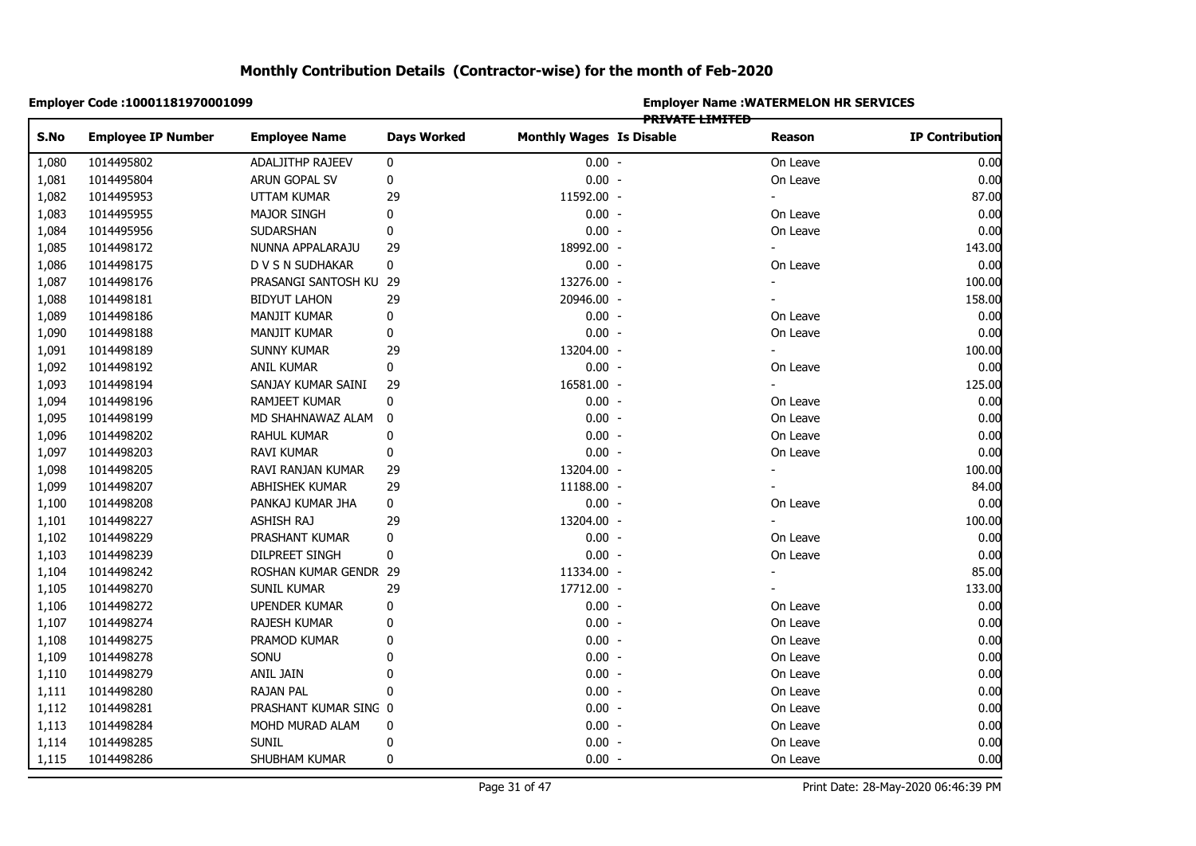# Monthly Contribution Details (Contractor-wise) for the month of Feb-2020

**Employer Code :10001181970001099**

**Employer Name :WATERMELON HR SERVICES PRIVATE LIMITED**

| S.No | Employee IP Number | Employee Name | Days Worked | Monthly Wages | Is Disable | Reason | IP Contribution |
|---|---|---|---|---|---|---|---|
| 1,080 | 1014495802 | ADALJITHP RAJEEV | 0 | 0.00 | - | On Leave | 0.00 |
| 1,081 | 1014495804 | ARUN GOPAL SV | 0 | 0.00 | - | On Leave | 0.00 |
| 1,082 | 1014495953 | UTTAM KUMAR | 29 | 11592.00 | - | - | 87.00 |
| 1,083 | 1014495955 | MAJOR SINGH | 0 | 0.00 | - | On Leave | 0.00 |
| 1,084 | 1014495956 | SUDARSHAN | 0 | 0.00 | - | On Leave | 0.00 |
| 1,085 | 1014498172 | NUNNA APPALARAJU | 29 | 18992.00 | - | - | 143.00 |
| 1,086 | 1014498175 | D V S N SUDHAKAR | 0 | 0.00 | - | On Leave | 0.00 |
| 1,087 | 1014498176 | PRASANGI SANTOSH KU | 29 | 13276.00 | - | - | 100.00 |
| 1,088 | 1014498181 | BIDYUT LAHON | 29 | 20946.00 | - | - | 158.00 |
| 1,089 | 1014498186 | MANJIT KUMAR | 0 | 0.00 | - | On Leave | 0.00 |
| 1,090 | 1014498188 | MANJIT KUMAR | 0 | 0.00 | - | On Leave | 0.00 |
| 1,091 | 1014498189 | SUNNY KUMAR | 29 | 13204.00 | - | - | 100.00 |
| 1,092 | 1014498192 | ANIL KUMAR | 0 | 0.00 | - | On Leave | 0.00 |
| 1,093 | 1014498194 | SANJAY KUMAR SAINI | 29 | 16581.00 | - | - | 125.00 |
| 1,094 | 1014498196 | RAMJEET KUMAR | 0 | 0.00 | - | On Leave | 0.00 |
| 1,095 | 1014498199 | MD SHAHNAWAZ ALAM | 0 | 0.00 | - | On Leave | 0.00 |
| 1,096 | 1014498202 | RAHUL KUMAR | 0 | 0.00 | - | On Leave | 0.00 |
| 1,097 | 1014498203 | RAVI KUMAR | 0 | 0.00 | - | On Leave | 0.00 |
| 1,098 | 1014498205 | RAVI RANJAN KUMAR | 29 | 13204.00 | - | - | 100.00 |
| 1,099 | 1014498207 | ABHISHEK KUMAR | 29 | 11188.00 | - | - | 84.00 |
| 1,100 | 1014498208 | PANKAJ KUMAR JHA | 0 | 0.00 | - | On Leave | 0.00 |
| 1,101 | 1014498227 | ASHISH RAJ | 29 | 13204.00 | - | - | 100.00 |
| 1,102 | 1014498229 | PRASHANT KUMAR | 0 | 0.00 | - | On Leave | 0.00 |
| 1,103 | 1014498239 | DILPREET SINGH | 0 | 0.00 | - | On Leave | 0.00 |
| 1,104 | 1014498242 | ROSHAN KUMAR GENDR | 29 | 11334.00 | - | - | 85.00 |
| 1,105 | 1014498270 | SUNIL KUMAR | 29 | 17712.00 | - | - | 133.00 |
| 1,106 | 1014498272 | UPENDER KUMAR | 0 | 0.00 | - | On Leave | 0.00 |
| 1,107 | 1014498274 | RAJESH KUMAR | 0 | 0.00 | - | On Leave | 0.00 |
| 1,108 | 1014498275 | PRAMOD KUMAR | 0 | 0.00 | - | On Leave | 0.00 |
| 1,109 | 1014498278 | SONU | 0 | 0.00 | - | On Leave | 0.00 |
| 1,110 | 1014498279 | ANIL JAIN | 0 | 0.00 | - | On Leave | 0.00 |
| 1,111 | 1014498280 | RAJAN PAL | 0 | 0.00 | - | On Leave | 0.00 |
| 1,112 | 1014498281 | PRASHANT KUMAR SING | 0 | 0.00 | - | On Leave | 0.00 |
| 1,113 | 1014498284 | MOHD MURAD ALAM | 0 | 0.00 | - | On Leave | 0.00 |
| 1,114 | 1014498285 | SUNIL | 0 | 0.00 | - | On Leave | 0.00 |
| 1,115 | 1014498286 | SHUBHAM KUMAR | 0 | 0.00 | - | On Leave | 0.00 |

Print Date: 28-May-2020 06:46:39 PM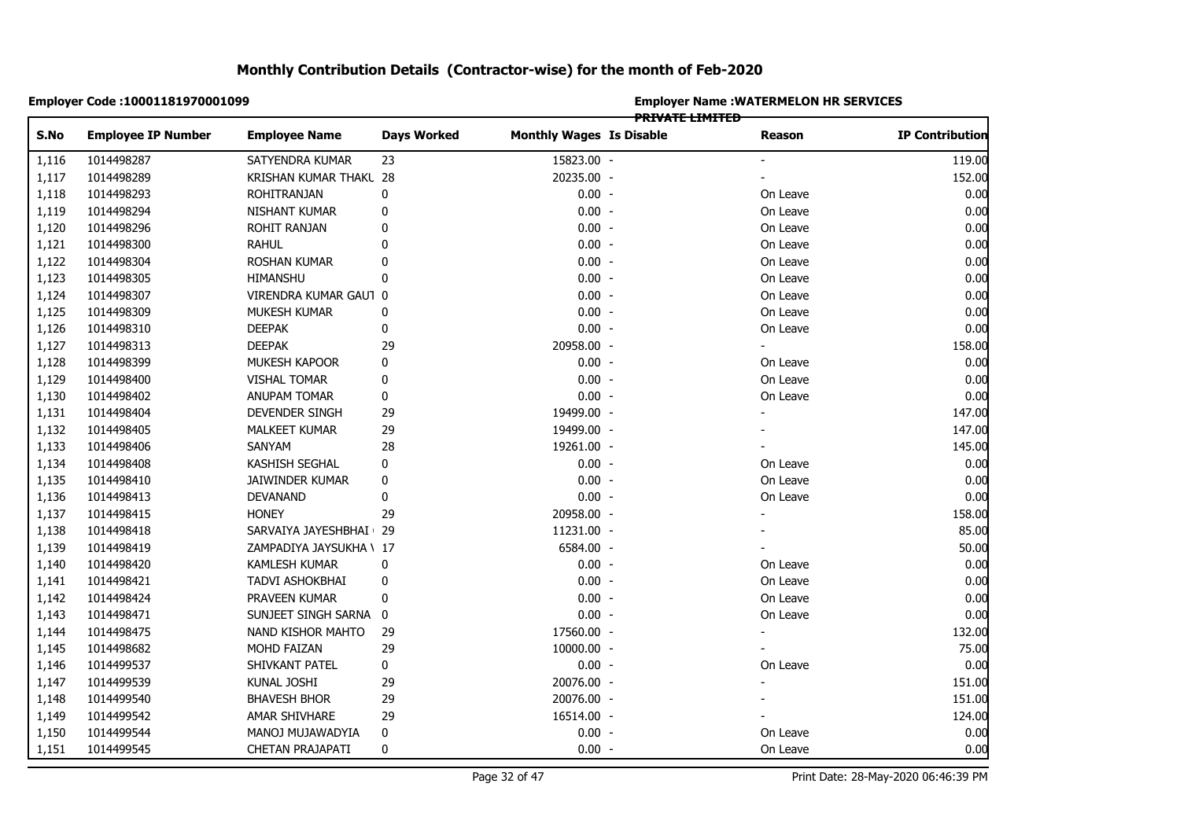# Monthly Contribution Details (Contractor-wise) for the month of Feb-2020

**Employer Code :10001181970001099**

**Employer Name :WATERMELON HR SERVICES PRIVATE LIMITED**

| S.No | Employee IP Number | Employee Name | Days Worked | Monthly Wages | Is Disable | Reason | IP Contribution |
|---|---|---|---|---|---|---|---|
| 1,116 | 1014498287 | SATYENDRA KUMAR | 23 | 15823.00 | - | - | 119.00 |
| 1,117 | 1014498289 | KRISHAN KUMAR THAKU | 28 | 20235.00 | - | - | 152.00 |
| 1,118 | 1014498293 | ROHITRANJAN | 0 | 0.00 | - | On Leave | 0.00 |
| 1,119 | 1014498294 | NISHANT KUMAR | 0 | 0.00 | - | On Leave | 0.00 |
| 1,120 | 1014498296 | ROHIT RANJAN | 0 | 0.00 | - | On Leave | 0.00 |
| 1,121 | 1014498300 | RAHUL | 0 | 0.00 | - | On Leave | 0.00 |
| 1,122 | 1014498304 | ROSHAN KUMAR | 0 | 0.00 | - | On Leave | 0.00 |
| 1,123 | 1014498305 | HIMANSHU | 0 | 0.00 | - | On Leave | 0.00 |
| 1,124 | 1014498307 | VIRENDRA KUMAR GAUT | 0 | 0.00 | - | On Leave | 0.00 |
| 1,125 | 1014498309 | MUKESH KUMAR | 0 | 0.00 | - | On Leave | 0.00 |
| 1,126 | 1014498310 | DEEPAK | 0 | 0.00 | - | On Leave | 0.00 |
| 1,127 | 1014498313 | DEEPAK | 29 | 20958.00 | - | - | 158.00 |
| 1,128 | 1014498399 | MUKESH KAPOOR | 0 | 0.00 | - | On Leave | 0.00 |
| 1,129 | 1014498400 | VISHAL TOMAR | 0 | 0.00 | - | On Leave | 0.00 |
| 1,130 | 1014498402 | ANUPAM TOMAR | 0 | 0.00 | - | On Leave | 0.00 |
| 1,131 | 1014498404 | DEVENDER SINGH | 29 | 19499.00 | - | - | 147.00 |
| 1,132 | 1014498405 | MALKEET KUMAR | 29 | 19499.00 | - | - | 147.00 |
| 1,133 | 1014498406 | SANYAM | 28 | 19261.00 | - | - | 145.00 |
| 1,134 | 1014498408 | KASHISH SEGHAL | 0 | 0.00 | - | On Leave | 0.00 |
| 1,135 | 1014498410 | JAIWINDER KUMAR | 0 | 0.00 | - | On Leave | 0.00 |
| 1,136 | 1014498413 | DEVANAND | 0 | 0.00 | - | On Leave | 0.00 |
| 1,137 | 1014498415 | HONEY | 29 | 20958.00 | - | - | 158.00 |
| 1,138 | 1014498418 | SARVAIYA JAYESHBHAI | 29 | 11231.00 | - | - | 85.00 |
| 1,139 | 1014498419 | ZAMPADIYA JAYSUKHA \ | 17 | 6584.00 | - | - | 50.00 |
| 1,140 | 1014498420 | KAMLESH KUMAR | 0 | 0.00 | - | On Leave | 0.00 |
| 1,141 | 1014498421 | TADVI ASHOKBHAI | 0 | 0.00 | - | On Leave | 0.00 |
| 1,142 | 1014498424 | PRAVEEN KUMAR | 0 | 0.00 | - | On Leave | 0.00 |
| 1,143 | 1014498471 | SUNJEET SINGH SARNA | 0 | 0.00 | - | On Leave | 0.00 |
| 1,144 | 1014498475 | NAND KISHOR MAHTO | 29 | 17560.00 | - | - | 132.00 |
| 1,145 | 1014498682 | MOHD FAIZAN | 29 | 10000.00 | - | - | 75.00 |
| 1,146 | 1014499537 | SHIVKANT PATEL | 0 | 0.00 | - | On Leave | 0.00 |
| 1,147 | 1014499539 | KUNAL JOSHI | 29 | 20076.00 | - | - | 151.00 |
| 1,148 | 1014499540 | BHAVESH BHOR | 29 | 20076.00 | - | - | 151.00 |
| 1,149 | 1014499542 | AMAR SHIVHARE | 29 | 16514.00 | - | - | 124.00 |
| 1,150 | 1014499544 | MANOJ MUJAWADYIA | 0 | 0.00 | - | On Leave | 0.00 |
| 1,151 | 1014499545 | CHETAN PRAJAPATI | 0 | 0.00 | - | On Leave | 0.00 |

Print Date: 28-May-2020 06:46:39 PM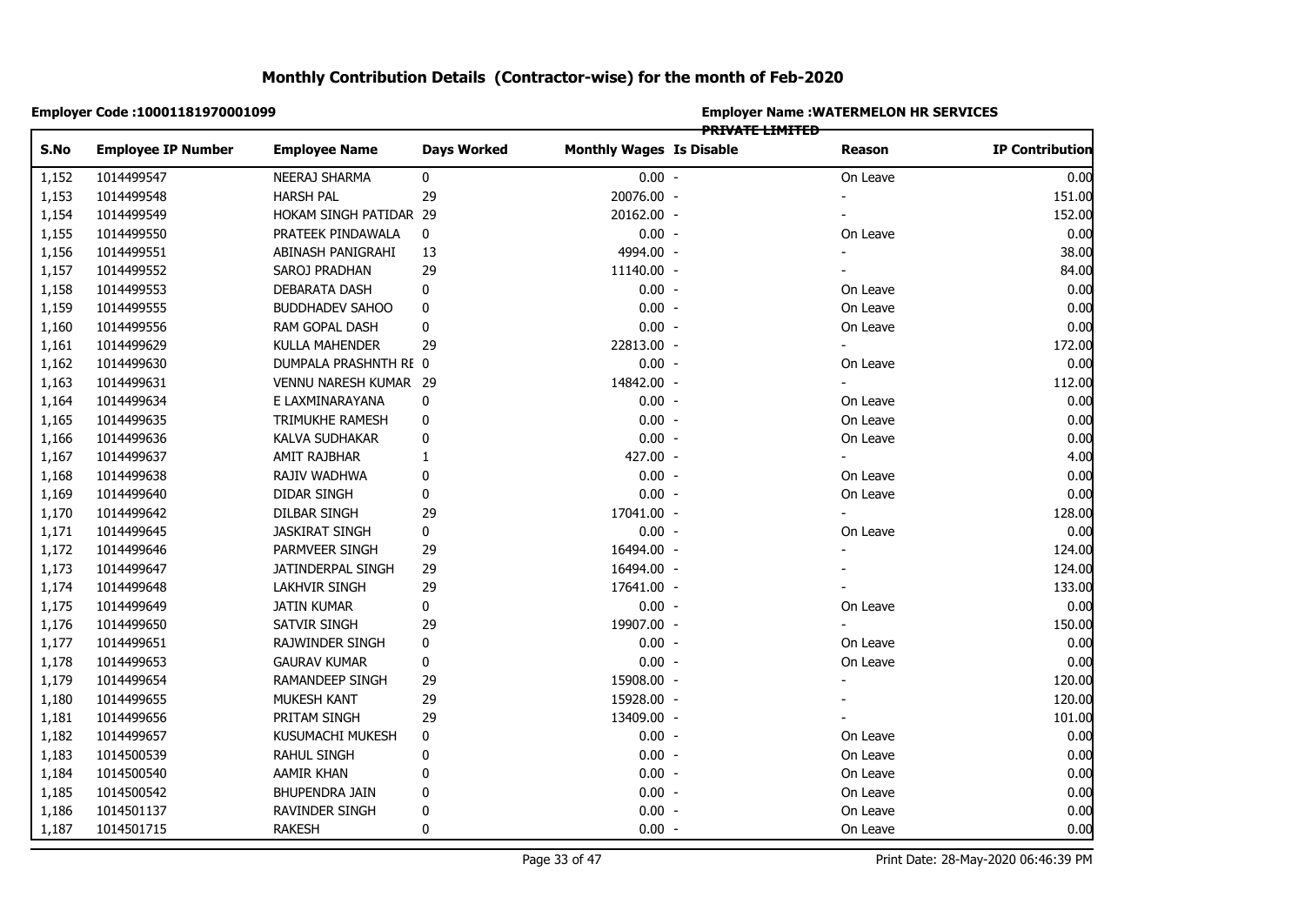# Monthly Contribution Details (Contractor-wise) for the month of Feb-2020

**Employer Code :10001181970001099**

**Employer Name :WATERMELON HR SERVICES PRIVATE LIMITED**

| S.No | Employee IP Number | Employee Name | Days Worked | Monthly Wages | Is Disable | Reason | IP Contribution |
|---|---|---|---|---|---|---|---|
| 1,152 | 1014499547 | NEERAJ SHARMA | 0 | 0.00 | - | On Leave | 0.00 |
| 1,153 | 1014499548 | HARSH PAL | 29 | 20076.00 | - | - | 151.00 |
| 1,154 | 1014499549 | HOKAM SINGH PATIDAR | 29 | 20162.00 | - | - | 152.00 |
| 1,155 | 1014499550 | PRATEEK PINDAWALA | 0 | 0.00 | - | On Leave | 0.00 |
| 1,156 | 1014499551 | ABINASH PANIGRAHI | 13 | 4994.00 | - | - | 38.00 |
| 1,157 | 1014499552 | SAROJ PRADHAN | 29 | 11140.00 | - | - | 84.00 |
| 1,158 | 1014499553 | DEBARATA DASH | 0 | 0.00 | - | On Leave | 0.00 |
| 1,159 | 1014499555 | BUDDHADEV SAHOO | 0 | 0.00 | - | On Leave | 0.00 |
| 1,160 | 1014499556 | RAM GOPAL DASH | 0 | 0.00 | - | On Leave | 0.00 |
| 1,161 | 1014499629 | KULLA MAHENDER | 29 | 22813.00 | - | - | 172.00 |
| 1,162 | 1014499630 | DUMPALA PRASHNTH RE | 0 | 0.00 | - | On Leave | 0.00 |
| 1,163 | 1014499631 | VENNU NARESH KUMAR | 29 | 14842.00 | - | - | 112.00 |
| 1,164 | 1014499634 | E LAXMINARAYANA | 0 | 0.00 | - | On Leave | 0.00 |
| 1,165 | 1014499635 | TRIMUKHE RAMESH | 0 | 0.00 | - | On Leave | 0.00 |
| 1,166 | 1014499636 | KALVA SUDHAKAR | 0 | 0.00 | - | On Leave | 0.00 |
| 1,167 | 1014499637 | AMIT RAJBHAR | 1 | 427.00 | - | - | 4.00 |
| 1,168 | 1014499638 | RAJIV WADHWA | 0 | 0.00 | - | On Leave | 0.00 |
| 1,169 | 1014499640 | DIDAR SINGH | 0 | 0.00 | - | On Leave | 0.00 |
| 1,170 | 1014499642 | DILBAR SINGH | 29 | 17041.00 | - | - | 128.00 |
| 1,171 | 1014499645 | JASKIRAT SINGH | 0 | 0.00 | - | On Leave | 0.00 |
| 1,172 | 1014499646 | PARMVEER SINGH | 29 | 16494.00 | - | - | 124.00 |
| 1,173 | 1014499647 | JATINDERPAL SINGH | 29 | 16494.00 | - | - | 124.00 |
| 1,174 | 1014499648 | LAKHVIR SINGH | 29 | 17641.00 | - | - | 133.00 |
| 1,175 | 1014499649 | JATIN KUMAR | 0 | 0.00 | - | On Leave | 0.00 |
| 1,176 | 1014499650 | SATVIR SINGH | 29 | 19907.00 | - | - | 150.00 |
| 1,177 | 1014499651 | RAJWINDER SINGH | 0 | 0.00 | - | On Leave | 0.00 |
| 1,178 | 1014499653 | GAURAV KUMAR | 0 | 0.00 | - | On Leave | 0.00 |
| 1,179 | 1014499654 | RAMANDEEP SINGH | 29 | 15908.00 | - | - | 120.00 |
| 1,180 | 1014499655 | MUKESH KANT | 29 | 15928.00 | - | - | 120.00 |
| 1,181 | 1014499656 | PRITAM SINGH | 29 | 13409.00 | - | - | 101.00 |
| 1,182 | 1014499657 | KUSUMACHI MUKESH | 0 | 0.00 | - | On Leave | 0.00 |
| 1,183 | 1014500539 | RAHUL SINGH | 0 | 0.00 | - | On Leave | 0.00 |
| 1,184 | 1014500540 | AAMIR KHAN | 0 | 0.00 | - | On Leave | 0.00 |
| 1,185 | 1014500542 | BHUPENDRA JAIN | 0 | 0.00 | - | On Leave | 0.00 |
| 1,186 | 1014501137 | RAVINDER SINGH | 0 | 0.00 | - | On Leave | 0.00 |
| 1,187 | 1014501715 | RAKESH | 0 | 0.00 | - | On Leave | 0.00 |

Print Date: 28-May-2020 06:46:39 PM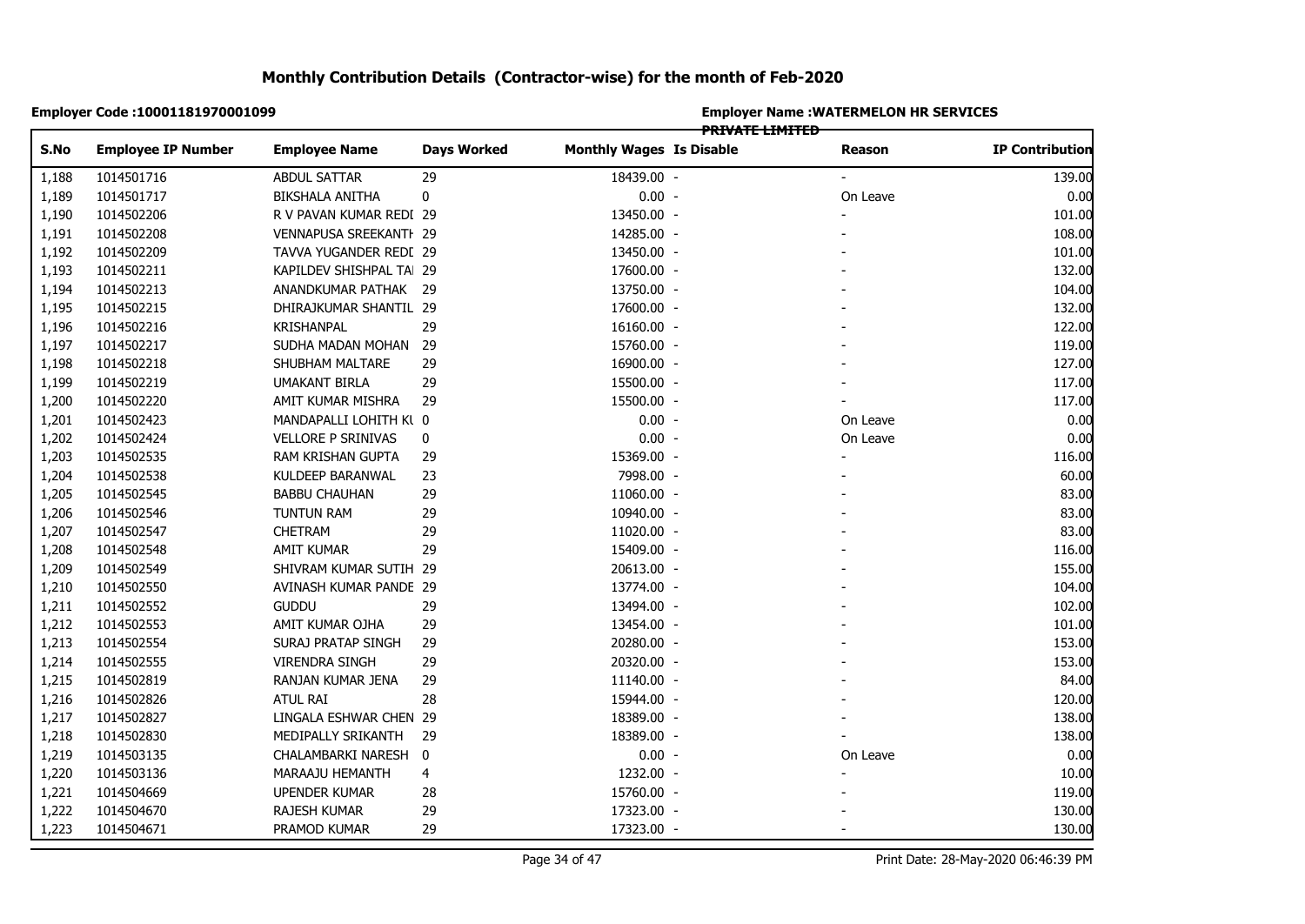# Monthly Contribution Details (Contractor-wise) for the month of Feb-2020

**Employer Code :10001181970001099**

**Employer Name :WATERMELON HR SERVICES PRIVATE LIMITED**

| S.No | Employee IP Number | Employee Name | Days Worked | Monthly Wages | Is Disable | Reason | IP Contribution |
|---|---|---|---|---|---|---|---|
| 1,188 | 1014501716 | ABDUL SATTAR | 29 | 18439.00 | - | - | 139.00 |
| 1,189 | 1014501717 | BIKSHALA ANITHA | 0 | 0.00 | - | On Leave | 0.00 |
| 1,190 | 1014502206 | R V PAVAN KUMAR REDI | 29 | 13450.00 | - | - | 101.00 |
| 1,191 | 1014502208 | VENNAPUSA SREEKANTH | 29 | 14285.00 | - | - | 108.00 |
| 1,192 | 1014502209 | TAVVA YUGANDER REDI | 29 | 13450.00 | - | - | 101.00 |
| 1,193 | 1014502211 | KAPILDEV SHISHPAL TA | 29 | 17600.00 | - | - | 132.00 |
| 1,194 | 1014502213 | ANANDKUMAR PATHAK | 29 | 13750.00 | - | - | 104.00 |
| 1,195 | 1014502215 | DHIRAJKUMAR SHANTIL | 29 | 17600.00 | - | - | 132.00 |
| 1,196 | 1014502216 | KRISHANPAL | 29 | 16160.00 | - | - | 122.00 |
| 1,197 | 1014502217 | SUDHA MADAN MOHAN | 29 | 15760.00 | - | - | 119.00 |
| 1,198 | 1014502218 | SHUBHAM MALTARE | 29 | 16900.00 | - | - | 127.00 |
| 1,199 | 1014502219 | UMAKANT BIRLA | 29 | 15500.00 | - | - | 117.00 |
| 1,200 | 1014502220 | AMIT KUMAR MISHRA | 29 | 15500.00 | - | - | 117.00 |
| 1,201 | 1014502423 | MANDAPALLI LOHITH KU | 0 | 0.00 | - | On Leave | 0.00 |
| 1,202 | 1014502424 | VELLORE P SRINIVAS | 0 | 0.00 | - | On Leave | 0.00 |
| 1,203 | 1014502535 | RAM KRISHAN GUPTA | 29 | 15369.00 | - | - | 116.00 |
| 1,204 | 1014502538 | KULDEEP BARANWAL | 23 | 7998.00 | - | - | 60.00 |
| 1,205 | 1014502545 | BABBU CHAUHAN | 29 | 11060.00 | - | - | 83.00 |
| 1,206 | 1014502546 | TUNTUN RAM | 29 | 10940.00 | - | - | 83.00 |
| 1,207 | 1014502547 | CHETRAM | 29 | 11020.00 | - | - | 83.00 |
| 1,208 | 1014502548 | AMIT KUMAR | 29 | 15409.00 | - | - | 116.00 |
| 1,209 | 1014502549 | SHIVRAM KUMAR SUTIH | 29 | 20613.00 | - | - | 155.00 |
| 1,210 | 1014502550 | AVINASH KUMAR PANDE | 29 | 13774.00 | - | - | 104.00 |
| 1,211 | 1014502552 | GUDDU | 29 | 13494.00 | - | - | 102.00 |
| 1,212 | 1014502553 | AMIT KUMAR OJHA | 29 | 13454.00 | - | - | 101.00 |
| 1,213 | 1014502554 | SURAJ PRATAP SINGH | 29 | 20280.00 | - | - | 153.00 |
| 1,214 | 1014502555 | VIRENDRA SINGH | 29 | 20320.00 | - | - | 153.00 |
| 1,215 | 1014502819 | RANJAN KUMAR JENA | 29 | 11140.00 | - | - | 84.00 |
| 1,216 | 1014502826 | ATUL RAI | 28 | 15944.00 | - | - | 120.00 |
| 1,217 | 1014502827 | LINGALA ESHWAR CHEN | 29 | 18389.00 | - | - | 138.00 |
| 1,218 | 1014502830 | MEDIPALLY SRIKANTH | 29 | 18389.00 | - | - | 138.00 |
| 1,219 | 1014503135 | CHALAMBARKI NARESH | 0 | 0.00 | - | On Leave | 0.00 |
| 1,220 | 1014503136 | MARAAJU HEMANTH | 4 | 1232.00 | - | - | 10.00 |
| 1,221 | 1014504669 | UPENDER KUMAR | 28 | 15760.00 | - | - | 119.00 |
| 1,222 | 1014504670 | RAJESH KUMAR | 29 | 17323.00 | - | - | 130.00 |
| 1,223 | 1014504671 | PRAMOD KUMAR | 29 | 17323.00 | - | - | 130.00 |

Print Date: 28-May-2020 06:46:39 PM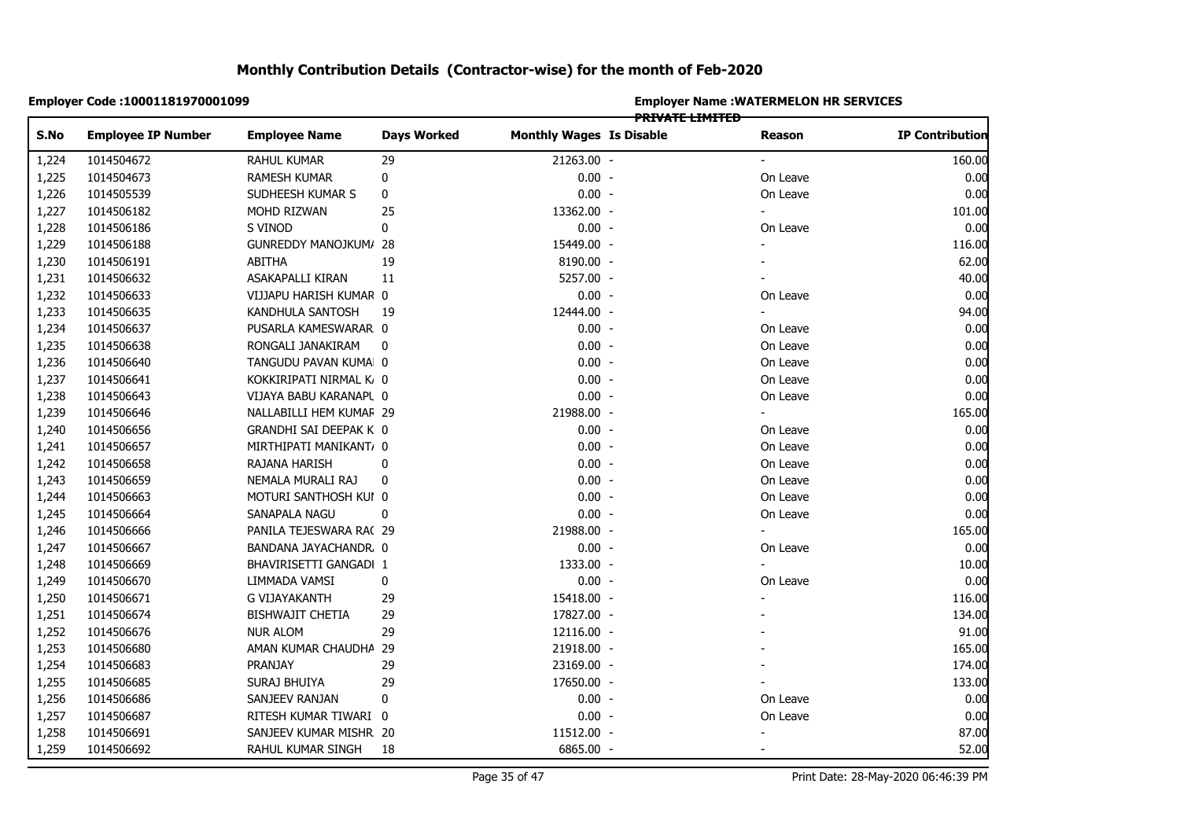# Monthly Contribution Details (Contractor-wise) for the month of Feb-2020

**Employer Code :10001181970001099**

**Employer Name :WATERMELON HR SERVICES PRIVATE LIMITED**

| S.No | Employee IP Number | Employee Name | Days Worked | Monthly Wages | Is Disable | Reason | IP Contribution |
|---|---|---|---|---|---|---|---|
| 1,224 | 1014504672 | RAHUL KUMAR | 29 | 21263.00 | - | - | 160.00 |
| 1,225 | 1014504673 | RAMESH KUMAR | 0 | 0.00 | - | On Leave | 0.00 |
| 1,226 | 1014505539 | SUDHEESH KUMAR S | 0 | 0.00 | - | On Leave | 0.00 |
| 1,227 | 1014506182 | MOHD RIZWAN | 25 | 13362.00 | - | - | 101.00 |
| 1,228 | 1014506186 | S VINOD | 0 | 0.00 | - | On Leave | 0.00 |
| 1,229 | 1014506188 | GUNREDDY MANOJKUMA | 28 | 15449.00 | - | - | 116.00 |
| 1,230 | 1014506191 | ABITHA | 19 | 8190.00 | - | - | 62.00 |
| 1,231 | 1014506632 | ASAKAPALLI KIRAN | 11 | 5257.00 | - | - | 40.00 |
| 1,232 | 1014506633 | VIJJAPU HARISH KUMAR | 0 | 0.00 | - | On Leave | 0.00 |
| 1,233 | 1014506635 | KANDHULA SANTOSH | 19 | 12444.00 | - | - | 94.00 |
| 1,234 | 1014506637 | PUSARLA KAMESWARAR | 0 | 0.00 | - | On Leave | 0.00 |
| 1,235 | 1014506638 | RONGALI JANAKIRAM | 0 | 0.00 | - | On Leave | 0.00 |
| 1,236 | 1014506640 | TANGUDU PAVAN KUMA | 0 | 0.00 | - | On Leave | 0.00 |
| 1,237 | 1014506641 | KOKKIRIPATI NIRMAL K | 0 | 0.00 | - | On Leave | 0.00 |
| 1,238 | 1014506643 | VIJAYA BABU KARANAPU | 0 | 0.00 | - | On Leave | 0.00 |
| 1,239 | 1014506646 | NALLABILLI HEM KUMAR | 29 | 21988.00 | - | - | 165.00 |
| 1,240 | 1014506656 | GRANDHI SAI DEEPAK K | 0 | 0.00 | - | On Leave | 0.00 |
| 1,241 | 1014506657 | MIRTHIPATI MANIKANT | 0 | 0.00 | - | On Leave | 0.00 |
| 1,242 | 1014506658 | RAJANA HARISH | 0 | 0.00 | - | On Leave | 0.00 |
| 1,243 | 1014506659 | NEMALA MURALI RAJ | 0 | 0.00 | - | On Leave | 0.00 |
| 1,244 | 1014506663 | MOTURI SANTHOSH KUI | 0 | 0.00 | - | On Leave | 0.00 |
| 1,245 | 1014506664 | SANAPALA NAGU | 0 | 0.00 | - | On Leave | 0.00 |
| 1,246 | 1014506666 | PANILA TEJESWARA RAC | 29 | 21988.00 | - | - | 165.00 |
| 1,247 | 1014506667 | BANDANA JAYACHANDR | 0 | 0.00 | - | On Leave | 0.00 |
| 1,248 | 1014506669 | BHAVIRISETTI GANGADI | 1 | 1333.00 | - | - | 10.00 |
| 1,249 | 1014506670 | LIMMADA VAMSI | 0 | 0.00 | - | On Leave | 0.00 |
| 1,250 | 1014506671 | G VIJAYAKANTH | 29 | 15418.00 | - | - | 116.00 |
| 1,251 | 1014506674 | BISHWAJIT CHETIA | 29 | 17827.00 | - | - | 134.00 |
| 1,252 | 1014506676 | NUR ALOM | 29 | 12116.00 | - | - | 91.00 |
| 1,253 | 1014506680 | AMAN KUMAR CHAUDHA | 29 | 21918.00 | - | - | 165.00 |
| 1,254 | 1014506683 | PRANJAY | 29 | 23169.00 | - | - | 174.00 |
| 1,255 | 1014506685 | SURAJ BHUIYA | 29 | 17650.00 | - | - | 133.00 |
| 1,256 | 1014506686 | SANJEEV RANJAN | 0 | 0.00 | - | On Leave | 0.00 |
| 1,257 | 1014506687 | RITESH KUMAR TIWARI | 0 | 0.00 | - | On Leave | 0.00 |
| 1,258 | 1014506691 | SANJEEV KUMAR MISHR | 20 | 11512.00 | - | - | 87.00 |
| 1,259 | 1014506692 | RAHUL KUMAR SINGH | 18 | 6865.00 | - | - | 52.00 |

Print Date: 28-May-2020 06:46:39 PM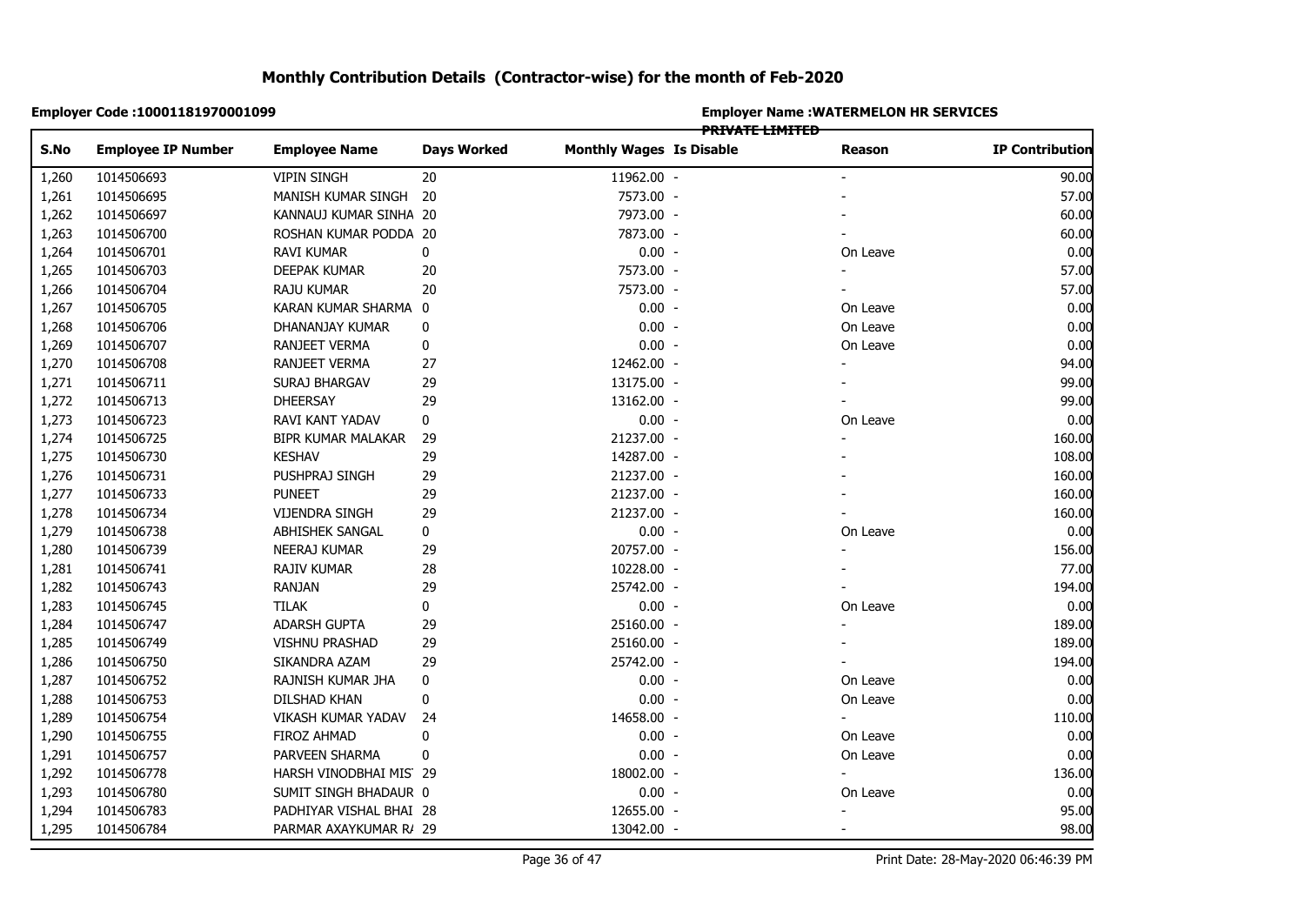# Monthly Contribution Details (Contractor-wise) for the month of Feb-2020

**Employer Code :10001181970001099**

**Employer Name :WATERMELON HR SERVICES PRIVATE LIMITED**

| S.No | Employee IP Number | Employee Name | Days Worked | Monthly Wages | Is Disable | Reason | IP Contribution |
|---|---|---|---|---|---|---|---|
| 1,260 | 1014506693 | VIPIN SINGH | 20 | 11962.00 | - | - | 90.00 |
| 1,261 | 1014506695 | MANISH KUMAR SINGH | 20 | 7573.00 | - | - | 57.00 |
| 1,262 | 1014506697 | KANNAUJ KUMAR SINHA | 20 | 7973.00 | - | - | 60.00 |
| 1,263 | 1014506700 | ROSHAN KUMAR PODDA | 20 | 7873.00 | - | - | 60.00 |
| 1,264 | 1014506701 | RAVI KUMAR | 0 | 0.00 | - | On Leave | 0.00 |
| 1,265 | 1014506703 | DEEPAK KUMAR | 20 | 7573.00 | - | - | 57.00 |
| 1,266 | 1014506704 | RAJU KUMAR | 20 | 7573.00 | - | - | 57.00 |
| 1,267 | 1014506705 | KARAN KUMAR SHARMA | 0 | 0.00 | - | On Leave | 0.00 |
| 1,268 | 1014506706 | DHANANJAY KUMAR | 0 | 0.00 | - | On Leave | 0.00 |
| 1,269 | 1014506707 | RANJEET VERMA | 0 | 0.00 | - | On Leave | 0.00 |
| 1,270 | 1014506708 | RANJEET VERMA | 27 | 12462.00 | - | - | 94.00 |
| 1,271 | 1014506711 | SURAJ BHARGAV | 29 | 13175.00 | - | - | 99.00 |
| 1,272 | 1014506713 | DHEERSAY | 29 | 13162.00 | - | - | 99.00 |
| 1,273 | 1014506723 | RAVI KANT YADAV | 0 | 0.00 | - | On Leave | 0.00 |
| 1,274 | 1014506725 | BIPR KUMAR MALAKAR | 29 | 21237.00 | - | - | 160.00 |
| 1,275 | 1014506730 | KESHAV | 29 | 14287.00 | - | - | 108.00 |
| 1,276 | 1014506731 | PUSHPRAJ SINGH | 29 | 21237.00 | - | - | 160.00 |
| 1,277 | 1014506733 | PUNEET | 29 | 21237.00 | - | - | 160.00 |
| 1,278 | 1014506734 | VIJENDRA SINGH | 29 | 21237.00 | - | - | 160.00 |
| 1,279 | 1014506738 | ABHISHEK SANGAL | 0 | 0.00 | - | On Leave | 0.00 |
| 1,280 | 1014506739 | NEERAJ KUMAR | 29 | 20757.00 | - | - | 156.00 |
| 1,281 | 1014506741 | RAJIV KUMAR | 28 | 10228.00 | - | - | 77.00 |
| 1,282 | 1014506743 | RANJAN | 29 | 25742.00 | - | - | 194.00 |
| 1,283 | 1014506745 | TILAK | 0 | 0.00 | - | On Leave | 0.00 |
| 1,284 | 1014506747 | ADARSH GUPTA | 29 | 25160.00 | - | - | 189.00 |
| 1,285 | 1014506749 | VISHNU PRASHAD | 29 | 25160.00 | - | - | 189.00 |
| 1,286 | 1014506750 | SIKANDRA AZAM | 29 | 25742.00 | - | - | 194.00 |
| 1,287 | 1014506752 | RAJNISH KUMAR JHA | 0 | 0.00 | - | On Leave | 0.00 |
| 1,288 | 1014506753 | DILSHAD KHAN | 0 | 0.00 | - | On Leave | 0.00 |
| 1,289 | 1014506754 | VIKASH KUMAR YADAV | 24 | 14658.00 | - | - | 110.00 |
| 1,290 | 1014506755 | FIROZ AHMAD | 0 | 0.00 | - | On Leave | 0.00 |
| 1,291 | 1014506757 | PARVEEN SHARMA | 0 | 0.00 | - | On Leave | 0.00 |
| 1,292 | 1014506778 | HARSH VINODBHAI MIS | 29 | 18002.00 | - | - | 136.00 |
| 1,293 | 1014506780 | SUMIT SINGH BHADAUR | 0 | 0.00 | - | On Leave | 0.00 |
| 1,294 | 1014506783 | PADHIYAR VISHAL BHAI | 28 | 12655.00 | - | - | 95.00 |
| 1,295 | 1014506784 | PARMAR AXAYKUMAR R/ | 29 | 13042.00 | - | - | 98.00 |

Print Date: 28-May-2020 06:46:39 PM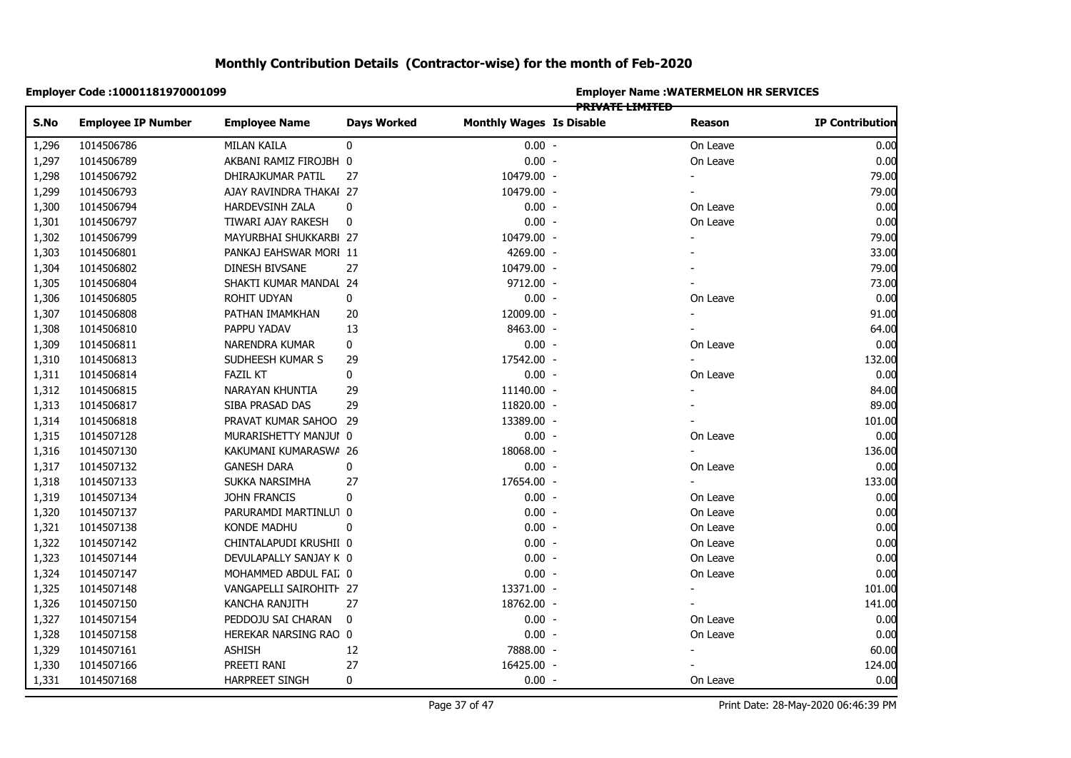# Monthly Contribution Details (Contractor-wise) for the month of Feb-2020

**Employer Code :10001181970001099**

**Employer Name :WATERMELON HR SERVICES PRIVATE LIMITED**

| S.No | Employee IP Number | Employee Name | Days Worked | Monthly Wages | Is Disable | Reason | IP Contribution |
|---|---|---|---|---|---|---|---|
| 1,296 | 1014506786 | MILAN KAILA | 0 | 0.00 | - | On Leave | 0.00 |
| 1,297 | 1014506789 | AKBANI RAMIZ FIROJBH | 0 | 0.00 | - | On Leave | 0.00 |
| 1,298 | 1014506792 | DHIRAJKUMAR PATIL | 27 | 10479.00 | - | - | 79.00 |
| 1,299 | 1014506793 | AJAY RAVINDRA THAKAI | 27 | 10479.00 | - | - | 79.00 |
| 1,300 | 1014506794 | HARDEVSINH ZALA | 0 | 0.00 | - | On Leave | 0.00 |
| 1,301 | 1014506797 | TIWARI AJAY RAKESH | 0 | 0.00 | - | On Leave | 0.00 |
| 1,302 | 1014506799 | MAYURBHAI SHUKKARBI | 27 | 10479.00 | - | - | 79.00 |
| 1,303 | 1014506801 | PANKAJ EAHSWAR MORI | 11 | 4269.00 | - | - | 33.00 |
| 1,304 | 1014506802 | DINESH BIVSANE | 27 | 10479.00 | - | - | 79.00 |
| 1,305 | 1014506804 | SHAKTI KUMAR MANDAL | 24 | 9712.00 | - | - | 73.00 |
| 1,306 | 1014506805 | ROHIT UDYAN | 0 | 0.00 | - | On Leave | 0.00 |
| 1,307 | 1014506808 | PATHAN IMAMKHAN | 20 | 12009.00 | - | - | 91.00 |
| 1,308 | 1014506810 | PAPPU YADAV | 13 | 8463.00 | - | - | 64.00 |
| 1,309 | 1014506811 | NARENDRA KUMAR | 0 | 0.00 | - | On Leave | 0.00 |
| 1,310 | 1014506813 | SUDHEESH KUMAR S | 29 | 17542.00 | - | - | 132.00 |
| 1,311 | 1014506814 | FAZIL KT | 0 | 0.00 | - | On Leave | 0.00 |
| 1,312 | 1014506815 | NARAYAN KHUNTIA | 29 | 11140.00 | - | - | 84.00 |
| 1,313 | 1014506817 | SIBA PRASAD DAS | 29 | 11820.00 | - | - | 89.00 |
| 1,314 | 1014506818 | PRAVAT KUMAR SAHOO | 29 | 13389.00 | - | - | 101.00 |
| 1,315 | 1014507128 | MURARISHETTY MANJUI | 0 | 0.00 | - | On Leave | 0.00 |
| 1,316 | 1014507130 | KAKUMANI KUMARASWA | 26 | 18068.00 | - | - | 136.00 |
| 1,317 | 1014507132 | GANESH DARA | 0 | 0.00 | - | On Leave | 0.00 |
| 1,318 | 1014507133 | SUKKA NARSIMHA | 27 | 17654.00 | - | - | 133.00 |
| 1,319 | 1014507134 | JOHN FRANCIS | 0 | 0.00 | - | On Leave | 0.00 |
| 1,320 | 1014507137 | PARURAMDI MARTINLUT | 0 | 0.00 | - | On Leave | 0.00 |
| 1,321 | 1014507138 | KONDE MADHU | 0 | 0.00 | - | On Leave | 0.00 |
| 1,322 | 1014507142 | CHINTALAPUDI KRUSHII | 0 | 0.00 | - | On Leave | 0.00 |
| 1,323 | 1014507144 | DEVULAPALLY SANJAY K | 0 | 0.00 | - | On Leave | 0.00 |
| 1,324 | 1014507147 | MOHAMMED ABDUL FAI | 0 | 0.00 | - | On Leave | 0.00 |
| 1,325 | 1014507148 | VANGAPELLI SAIROHITH | 27 | 13371.00 | - | - | 101.00 |
| 1,326 | 1014507150 | KANCHA RANJITH | 27 | 18762.00 | - | - | 141.00 |
| 1,327 | 1014507154 | PEDDOJU SAI CHARAN | 0 | 0.00 | - | On Leave | 0.00 |
| 1,328 | 1014507158 | HEREKAR NARSING RAO | 0 | 0.00 | - | On Leave | 0.00 |
| 1,329 | 1014507161 | ASHISH | 12 | 7888.00 | - | - | 60.00 |
| 1,330 | 1014507166 | PREETI RANI | 27 | 16425.00 | - | - | 124.00 |
| 1,331 | 1014507168 | HARPREET SINGH | 0 | 0.00 | - | On Leave | 0.00 |

Print Date: 28-May-2020 06:46:39 PM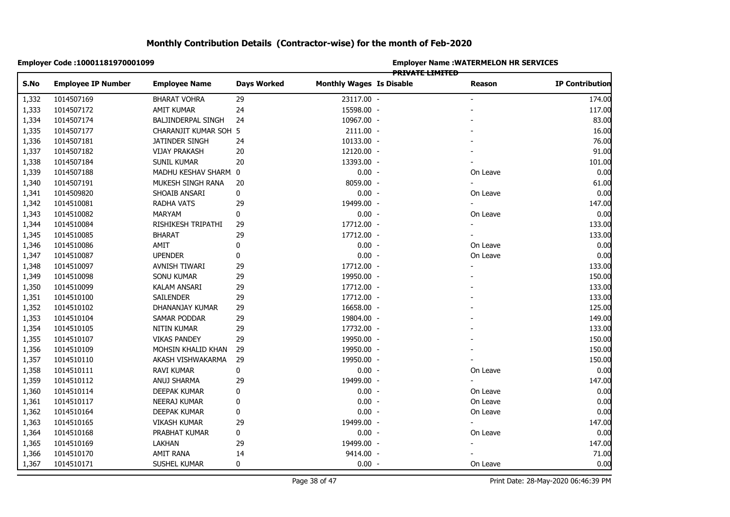# Monthly Contribution Details (Contractor-wise) for the month of Feb-2020

**Employer Code :10001181970001099**

**Employer Name :WATERMELON HR SERVICES PRIVATE LIMITED**

| S.No | Employee IP Number | Employee Name | Days Worked | Monthly Wages | Is Disable | Reason | IP Contribution |
|---|---|---|---|---|---|---|---|
| 1,332 | 1014507169 | BHARAT VOHRA | 29 | 23117.00 | - | - | 174.00 |
| 1,333 | 1014507172 | AMIT KUMAR | 24 | 15598.00 | - | - | 117.00 |
| 1,334 | 1014507174 | BALJINDERPAL SINGH | 24 | 10967.00 | - | - | 83.00 |
| 1,335 | 1014507177 | CHARANJIT KUMAR SOH | 5 | 2111.00 | - | - | 16.00 |
| 1,336 | 1014507181 | JATINDER SINGH | 24 | 10133.00 | - | - | 76.00 |
| 1,337 | 1014507182 | VIJAY PRAKASH | 20 | 12120.00 | - | - | 91.00 |
| 1,338 | 1014507184 | SUNIL KUMAR | 20 | 13393.00 | - | - | 101.00 |
| 1,339 | 1014507188 | MADHU KESHAV SHARM | 0 | 0.00 | - | On Leave | 0.00 |
| 1,340 | 1014507191 | MUKESH SINGH RANA | 20 | 8059.00 | - | - | 61.00 |
| 1,341 | 1014509820 | SHOAIB ANSARI | 0 | 0.00 | - | On Leave | 0.00 |
| 1,342 | 1014510081 | RADHA VATS | 29 | 19499.00 | - | - | 147.00 |
| 1,343 | 1014510082 | MARYAM | 0 | 0.00 | - | On Leave | 0.00 |
| 1,344 | 1014510084 | RISHIKESH TRIPATHI | 29 | 17712.00 | - | - | 133.00 |
| 1,345 | 1014510085 | BHARAT | 29 | 17712.00 | - | - | 133.00 |
| 1,346 | 1014510086 | AMIT | 0 | 0.00 | - | On Leave | 0.00 |
| 1,347 | 1014510087 | UPENDER | 0 | 0.00 | - | On Leave | 0.00 |
| 1,348 | 1014510097 | AVNISH TIWARI | 29 | 17712.00 | - | - | 133.00 |
| 1,349 | 1014510098 | SONU KUMAR | 29 | 19950.00 | - | - | 150.00 |
| 1,350 | 1014510099 | KALAM ANSARI | 29 | 17712.00 | - | - | 133.00 |
| 1,351 | 1014510100 | SAILENDER | 29 | 17712.00 | - | - | 133.00 |
| 1,352 | 1014510102 | DHANANJAY KUMAR | 29 | 16658.00 | - | - | 125.00 |
| 1,353 | 1014510104 | SAMAR PODDAR | 29 | 19804.00 | - | - | 149.00 |
| 1,354 | 1014510105 | NITIN KUMAR | 29 | 17732.00 | - | - | 133.00 |
| 1,355 | 1014510107 | VIKAS PANDEY | 29 | 19950.00 | - | - | 150.00 |
| 1,356 | 1014510109 | MOHSIN KHALID KHAN | 29 | 19950.00 | - | - | 150.00 |
| 1,357 | 1014510110 | AKASH VISHWAKARMA | 29 | 19950.00 | - | - | 150.00 |
| 1,358 | 1014510111 | RAVI KUMAR | 0 | 0.00 | - | On Leave | 0.00 |
| 1,359 | 1014510112 | ANUJ SHARMA | 29 | 19499.00 | - | - | 147.00 |
| 1,360 | 1014510114 | DEEPAK KUMAR | 0 | 0.00 | - | On Leave | 0.00 |
| 1,361 | 1014510117 | NEERAJ KUMAR | 0 | 0.00 | - | On Leave | 0.00 |
| 1,362 | 1014510164 | DEEPAK KUMAR | 0 | 0.00 | - | On Leave | 0.00 |
| 1,363 | 1014510165 | VIKASH KUMAR | 29 | 19499.00 | - | - | 147.00 |
| 1,364 | 1014510168 | PRABHAT KUMAR | 0 | 0.00 | - | On Leave | 0.00 |
| 1,365 | 1014510169 | LAKHAN | 29 | 19499.00 | - | - | 147.00 |
| 1,366 | 1014510170 | AMIT RANA | 14 | 9414.00 | - | - | 71.00 |
| 1,367 | 1014510171 | SUSHEL KUMAR | 0 | 0.00 | - | On Leave | 0.00 |

Print Date: 28-May-2020 06:46:39 PM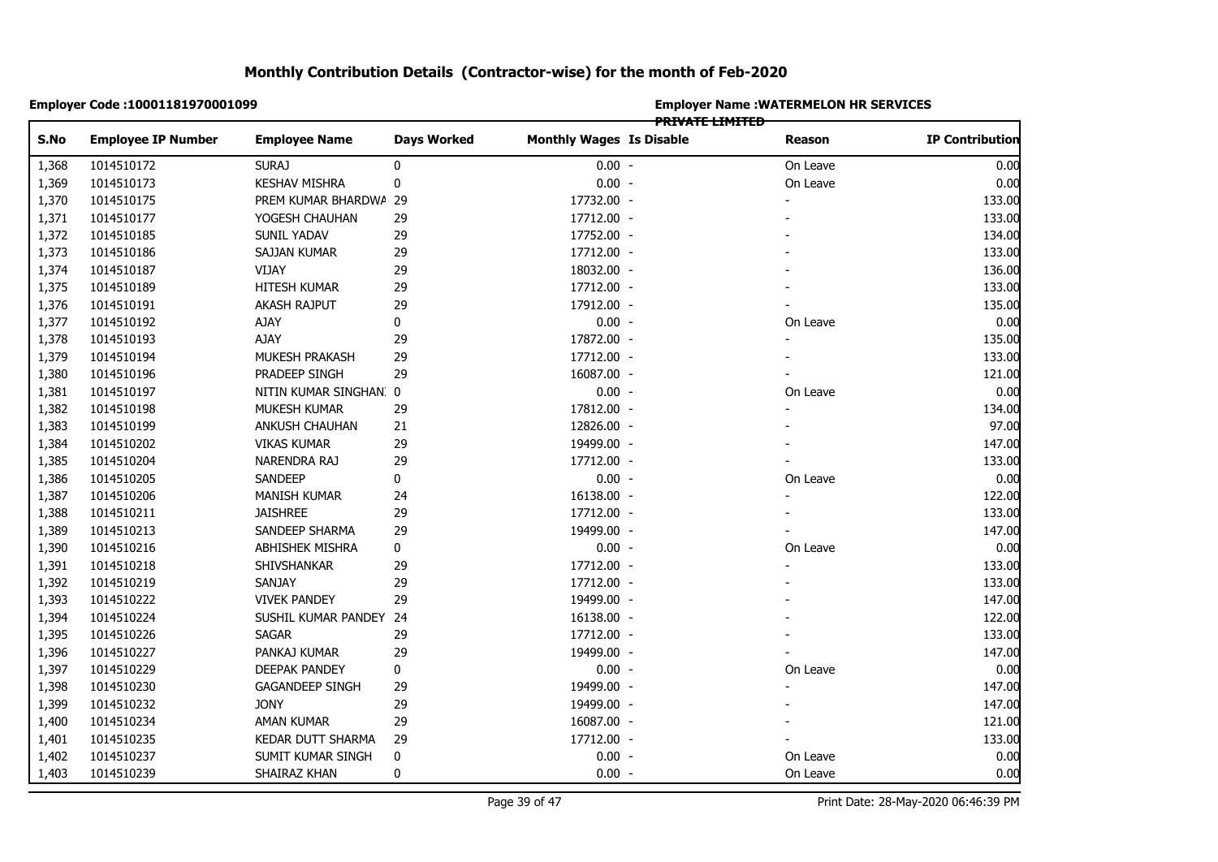# Monthly Contribution Details (Contractor-wise) for the month of Feb-2020

**Employer Code :10001181970001099**

**Employer Name :WATERMELON HR SERVICES PRIVATE LIMITED**

| S.No | Employee IP Number | Employee Name | Days Worked | Monthly Wages | Is Disable | Reason | IP Contribution |
|---|---|---|---|---|---|---|---|
| 1,368 | 1014510172 | SURAJ | 0 | 0.00 | - | On Leave | 0.00 |
| 1,369 | 1014510173 | KESHAV MISHRA | 0 | 0.00 | - | On Leave | 0.00 |
| 1,370 | 1014510175 | PREM KUMAR BHARDWA | 29 | 17732.00 | - | - | 133.00 |
| 1,371 | 1014510177 | YOGESH CHAUHAN | 29 | 17712.00 | - | - | 133.00 |
| 1,372 | 1014510185 | SUNIL YADAV | 29 | 17752.00 | - | - | 134.00 |
| 1,373 | 1014510186 | SAJJAN KUMAR | 29 | 17712.00 | - | - | 133.00 |
| 1,374 | 1014510187 | VIJAY | 29 | 18032.00 | - | - | 136.00 |
| 1,375 | 1014510189 | HITESH KUMAR | 29 | 17712.00 | - | - | 133.00 |
| 1,376 | 1014510191 | AKASH RAJPUT | 29 | 17912.00 | - | - | 135.00 |
| 1,377 | 1014510192 | AJAY | 0 | 0.00 | - | On Leave | 0.00 |
| 1,378 | 1014510193 | AJAY | 29 | 17872.00 | - | - | 135.00 |
| 1,379 | 1014510194 | MUKESH PRAKASH | 29 | 17712.00 | - | - | 133.00 |
| 1,380 | 1014510196 | PRADEEP SINGH | 29 | 16087.00 | - | - | 121.00 |
| 1,381 | 1014510197 | NITIN KUMAR SINGHAN | 0 | 0.00 | - | On Leave | 0.00 |
| 1,382 | 1014510198 | MUKESH KUMAR | 29 | 17812.00 | - | - | 134.00 |
| 1,383 | 1014510199 | ANKUSH CHAUHAN | 21 | 12826.00 | - | - | 97.00 |
| 1,384 | 1014510202 | VIKAS KUMAR | 29 | 19499.00 | - | - | 147.00 |
| 1,385 | 1014510204 | NARENDRA RAJ | 29 | 17712.00 | - | - | 133.00 |
| 1,386 | 1014510205 | SANDEEP | 0 | 0.00 | - | On Leave | 0.00 |
| 1,387 | 1014510206 | MANISH KUMAR | 24 | 16138.00 | - | - | 122.00 |
| 1,388 | 1014510211 | JAISHREE | 29 | 17712.00 | - | - | 133.00 |
| 1,389 | 1014510213 | SANDEEP SHARMA | 29 | 19499.00 | - | - | 147.00 |
| 1,390 | 1014510216 | ABHISHEK MISHRA | 0 | 0.00 | - | On Leave | 0.00 |
| 1,391 | 1014510218 | SHIVSHANKAR | 29 | 17712.00 | - | - | 133.00 |
| 1,392 | 1014510219 | SANJAY | 29 | 17712.00 | - | - | 133.00 |
| 1,393 | 1014510222 | VIVEK PANDEY | 29 | 19499.00 | - | - | 147.00 |
| 1,394 | 1014510224 | SUSHIL KUMAR PANDEY | 24 | 16138.00 | - | - | 122.00 |
| 1,395 | 1014510226 | SAGAR | 29 | 17712.00 | - | - | 133.00 |
| 1,396 | 1014510227 | PANKAJ KUMAR | 29 | 19499.00 | - | - | 147.00 |
| 1,397 | 1014510229 | DEEPAK PANDEY | 0 | 0.00 | - | On Leave | 0.00 |
| 1,398 | 1014510230 | GAGANDEEP SINGH | 29 | 19499.00 | - | - | 147.00 |
| 1,399 | 1014510232 | JONY | 29 | 19499.00 | - | - | 147.00 |
| 1,400 | 1014510234 | AMAN KUMAR | 29 | 16087.00 | - | - | 121.00 |
| 1,401 | 1014510235 | KEDAR DUTT SHARMA | 29 | 17712.00 | - | - | 133.00 |
| 1,402 | 1014510237 | SUMIT KUMAR SINGH | 0 | 0.00 | - | On Leave | 0.00 |
| 1,403 | 1014510239 | SHAIRAZ KHAN | 0 | 0.00 | - | On Leave | 0.00 |

Print Date: 28-May-2020 06:46:39 PM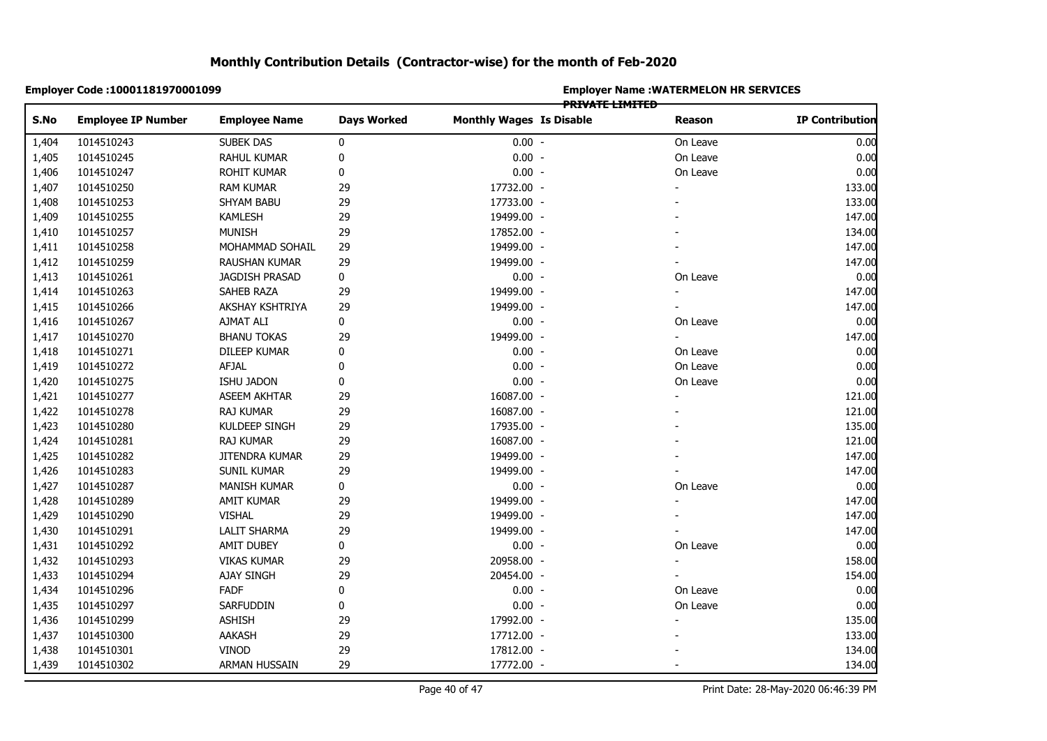# Monthly Contribution Details (Contractor-wise) for the month of Feb-2020

**Employer Code :10001181970001099**

**Employer Name :WATERMELON HR SERVICES PRIVATE LIMITED**

| S.No | Employee IP Number | Employee Name | Days Worked | Monthly Wages | Is Disable | Reason | IP Contribution |
|---|---|---|---|---|---|---|---|
| 1,404 | 1014510243 | SUBEK DAS | 0 | 0.00 | - | On Leave | 0.00 |
| 1,405 | 1014510245 | RAHUL KUMAR | 0 | 0.00 | - | On Leave | 0.00 |
| 1,406 | 1014510247 | ROHIT KUMAR | 0 | 0.00 | - | On Leave | 0.00 |
| 1,407 | 1014510250 | RAM KUMAR | 29 | 17732.00 | - | - | 133.00 |
| 1,408 | 1014510253 | SHYAM BABU | 29 | 17733.00 | - | - | 133.00 |
| 1,409 | 1014510255 | KAMLESH | 29 | 19499.00 | - | - | 147.00 |
| 1,410 | 1014510257 | MUNISH | 29 | 17852.00 | - | - | 134.00 |
| 1,411 | 1014510258 | MOHAMMAD SOHAIL | 29 | 19499.00 | - | - | 147.00 |
| 1,412 | 1014510259 | RAUSHAN KUMAR | 29 | 19499.00 | - | - | 147.00 |
| 1,413 | 1014510261 | JAGDISH PRASAD | 0 | 0.00 | - | On Leave | 0.00 |
| 1,414 | 1014510263 | SAHEB RAZA | 29 | 19499.00 | - | - | 147.00 |
| 1,415 | 1014510266 | AKSHAY KSHTRIYA | 29 | 19499.00 | - | - | 147.00 |
| 1,416 | 1014510267 | AJMAT ALI | 0 | 0.00 | - | On Leave | 0.00 |
| 1,417 | 1014510270 | BHANU TOKAS | 29 | 19499.00 | - | - | 147.00 |
| 1,418 | 1014510271 | DILEEP KUMAR | 0 | 0.00 | - | On Leave | 0.00 |
| 1,419 | 1014510272 | AFJAL | 0 | 0.00 | - | On Leave | 0.00 |
| 1,420 | 1014510275 | ISHU JADON | 0 | 0.00 | - | On Leave | 0.00 |
| 1,421 | 1014510277 | ASEEM AKHTAR | 29 | 16087.00 | - | - | 121.00 |
| 1,422 | 1014510278 | RAJ KUMAR | 29 | 16087.00 | - | - | 121.00 |
| 1,423 | 1014510280 | KULDEEP SINGH | 29 | 17935.00 | - | - | 135.00 |
| 1,424 | 1014510281 | RAJ KUMAR | 29 | 16087.00 | - | - | 121.00 |
| 1,425 | 1014510282 | JITENDRA KUMAR | 29 | 19499.00 | - | - | 147.00 |
| 1,426 | 1014510283 | SUNIL KUMAR | 29 | 19499.00 | - | - | 147.00 |
| 1,427 | 1014510287 | MANISH KUMAR | 0 | 0.00 | - | On Leave | 0.00 |
| 1,428 | 1014510289 | AMIT KUMAR | 29 | 19499.00 | - | - | 147.00 |
| 1,429 | 1014510290 | VISHAL | 29 | 19499.00 | - | - | 147.00 |
| 1,430 | 1014510291 | LALIT SHARMA | 29 | 19499.00 | - | - | 147.00 |
| 1,431 | 1014510292 | AMIT DUBEY | 0 | 0.00 | - | On Leave | 0.00 |
| 1,432 | 1014510293 | VIKAS KUMAR | 29 | 20958.00 | - | - | 158.00 |
| 1,433 | 1014510294 | AJAY SINGH | 29 | 20454.00 | - | - | 154.00 |
| 1,434 | 1014510296 | FADF | 0 | 0.00 | - | On Leave | 0.00 |
| 1,435 | 1014510297 | SARFUDDIN | 0 | 0.00 | - | On Leave | 0.00 |
| 1,436 | 1014510299 | ASHISH | 29 | 17992.00 | - | - | 135.00 |
| 1,437 | 1014510300 | AAKASH | 29 | 17712.00 | - | - | 133.00 |
| 1,438 | 1014510301 | VINOD | 29 | 17812.00 | - | - | 134.00 |
| 1,439 | 1014510302 | ARMAN HUSSAIN | 29 | 17772.00 | - | - | 134.00 |

Print Date: 28-May-2020 06:46:39 PM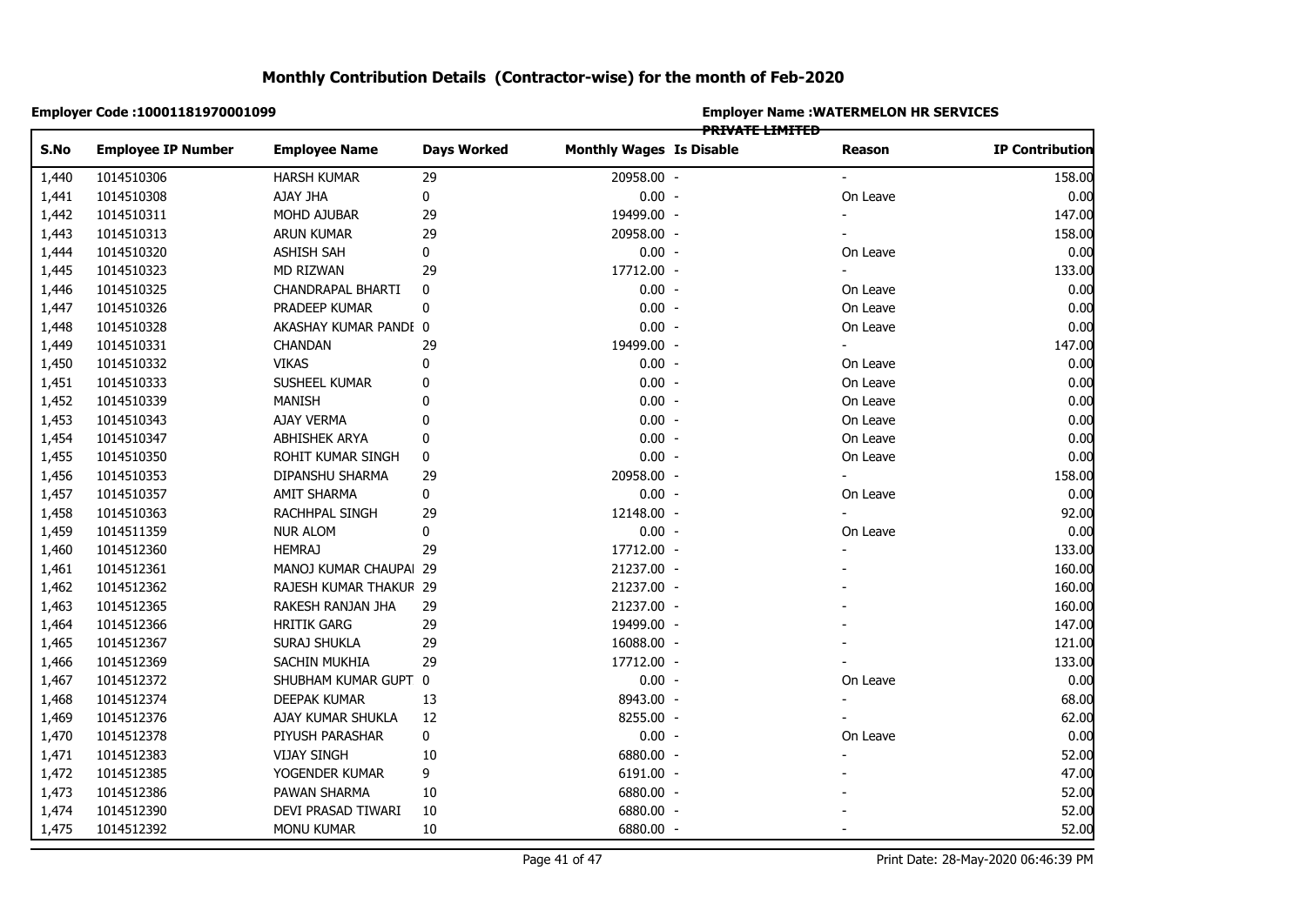# Monthly Contribution Details (Contractor-wise) for the month of Feb-2020

**Employer Code :10001181970001099**

**Employer Name :WATERMELON HR SERVICES PRIVATE LIMITED**

| S.No | Employee IP Number | Employee Name | Days Worked | Monthly Wages | Is Disable | Reason | IP Contribution |
|---|---|---|---|---|---|---|---|
| 1,440 | 1014510306 | HARSH KUMAR | 29 | 20958.00 | - | - | 158.00 |
| 1,441 | 1014510308 | AJAY JHA | 0 | 0.00 | - | On Leave | 0.00 |
| 1,442 | 1014510311 | MOHD AJUBAR | 29 | 19499.00 | - | - | 147.00 |
| 1,443 | 1014510313 | ARUN KUMAR | 29 | 20958.00 | - | - | 158.00 |
| 1,444 | 1014510320 | ASHISH SAH | 0 | 0.00 | - | On Leave | 0.00 |
| 1,445 | 1014510323 | MD RIZWAN | 29 | 17712.00 | - | - | 133.00 |
| 1,446 | 1014510325 | CHANDRAPAL BHARTI | 0 | 0.00 | - | On Leave | 0.00 |
| 1,447 | 1014510326 | PRADEEP KUMAR | 0 | 0.00 | - | On Leave | 0.00 |
| 1,448 | 1014510328 | AKASHAY KUMAR PANDE | 0 | 0.00 | - | On Leave | 0.00 |
| 1,449 | 1014510331 | CHANDAN | 29 | 19499.00 | - | - | 147.00 |
| 1,450 | 1014510332 | VIKAS | 0 | 0.00 | - | On Leave | 0.00 |
| 1,451 | 1014510333 | SUSHEEL KUMAR | 0 | 0.00 | - | On Leave | 0.00 |
| 1,452 | 1014510339 | MANISH | 0 | 0.00 | - | On Leave | 0.00 |
| 1,453 | 1014510343 | AJAY VERMA | 0 | 0.00 | - | On Leave | 0.00 |
| 1,454 | 1014510347 | ABHISHEK ARYA | 0 | 0.00 | - | On Leave | 0.00 |
| 1,455 | 1014510350 | ROHIT KUMAR SINGH | 0 | 0.00 | - | On Leave | 0.00 |
| 1,456 | 1014510353 | DIPANSHU SHARMA | 29 | 20958.00 | - | - | 158.00 |
| 1,457 | 1014510357 | AMIT SHARMA | 0 | 0.00 | - | On Leave | 0.00 |
| 1,458 | 1014510363 | RACHHPAL SINGH | 29 | 12148.00 | - | - | 92.00 |
| 1,459 | 1014511359 | NUR ALOM | 0 | 0.00 | - | On Leave | 0.00 |
| 1,460 | 1014512360 | HEMRAJ | 29 | 17712.00 | - | - | 133.00 |
| 1,461 | 1014512361 | MANOJ KUMAR CHAUPAI | 29 | 21237.00 | - | - | 160.00 |
| 1,462 | 1014512362 | RAJESH KUMAR THAKUR | 29 | 21237.00 | - | - | 160.00 |
| 1,463 | 1014512365 | RAKESH RANJAN JHA | 29 | 21237.00 | - | - | 160.00 |
| 1,464 | 1014512366 | HRITIK GARG | 29 | 19499.00 | - | - | 147.00 |
| 1,465 | 1014512367 | SURAJ SHUKLA | 29 | 16088.00 | - | - | 121.00 |
| 1,466 | 1014512369 | SACHIN MUKHIA | 29 | 17712.00 | - | - | 133.00 |
| 1,467 | 1014512372 | SHUBHAM KUMAR GUPT | 0 | 0.00 | - | On Leave | 0.00 |
| 1,468 | 1014512374 | DEEPAK KUMAR | 13 | 8943.00 | - | - | 68.00 |
| 1,469 | 1014512376 | AJAY KUMAR SHUKLA | 12 | 8255.00 | - | - | 62.00 |
| 1,470 | 1014512378 | PIYUSH PARASHAR | 0 | 0.00 | - | On Leave | 0.00 |
| 1,471 | 1014512383 | VIJAY SINGH | 10 | 6880.00 | - | - | 52.00 |
| 1,472 | 1014512385 | YOGENDER KUMAR | 9 | 6191.00 | - | - | 47.00 |
| 1,473 | 1014512386 | PAWAN SHARMA | 10 | 6880.00 | - | - | 52.00 |
| 1,474 | 1014512390 | DEVI PRASAD TIWARI | 10 | 6880.00 | - | - | 52.00 |
| 1,475 | 1014512392 | MONU KUMAR | 10 | 6880.00 | - | - | 52.00 |

Print Date: 28-May-2020 06:46:39 PM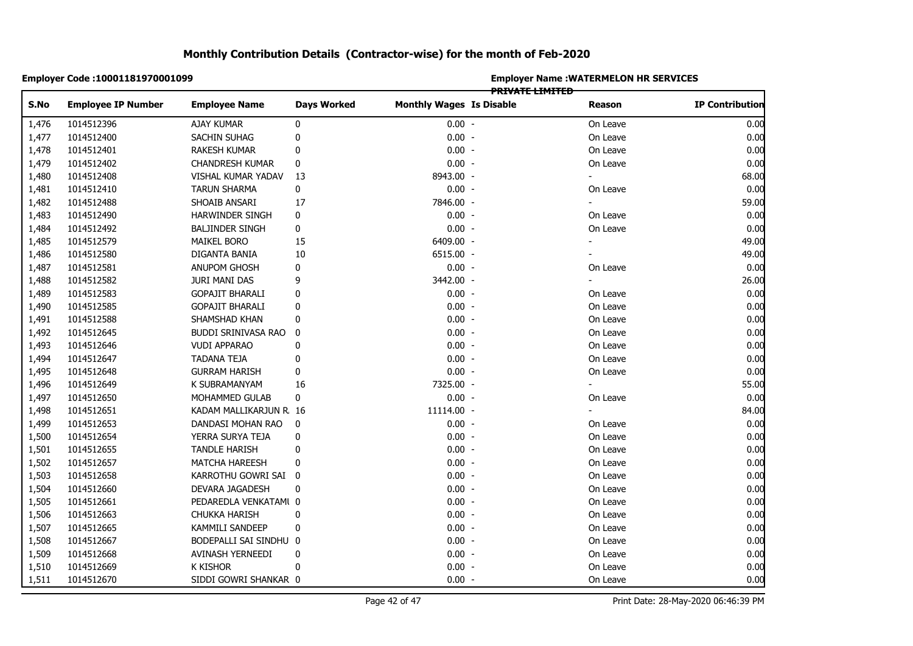# Monthly Contribution Details (Contractor-wise) for the month of Feb-2020

**Employer Code :10001181970001099**

**Employer Name :WATERMELON HR SERVICES PRIVATE LIMITED**

| S.No | Employee IP Number | Employee Name | Days Worked | Monthly Wages | Is Disable | Reason | IP Contribution |
|---|---|---|---|---|---|---|---|
| 1,476 | 1014512396 | AJAY KUMAR | 0 | 0.00 | - | On Leave | 0.00 |
| 1,477 | 1014512400 | SACHIN SUHAG | 0 | 0.00 | - | On Leave | 0.00 |
| 1,478 | 1014512401 | RAKESH KUMAR | 0 | 0.00 | - | On Leave | 0.00 |
| 1,479 | 1014512402 | CHANDRESH KUMAR | 0 | 0.00 | - | On Leave | 0.00 |
| 1,480 | 1014512408 | VISHAL KUMAR YADAV | 13 | 8943.00 | - | - | 68.00 |
| 1,481 | 1014512410 | TARUN SHARMA | 0 | 0.00 | - | On Leave | 0.00 |
| 1,482 | 1014512488 | SHOAIB ANSARI | 17 | 7846.00 | - | - | 59.00 |
| 1,483 | 1014512490 | HARWINDER SINGH | 0 | 0.00 | - | On Leave | 0.00 |
| 1,484 | 1014512492 | BALJINDER SINGH | 0 | 0.00 | - | On Leave | 0.00 |
| 1,485 | 1014512579 | MAIKEL BORO | 15 | 6409.00 | - | - | 49.00 |
| 1,486 | 1014512580 | DIGANTA BANIA | 10 | 6515.00 | - | - | 49.00 |
| 1,487 | 1014512581 | ANUPOM GHOSH | 0 | 0.00 | - | On Leave | 0.00 |
| 1,488 | 1014512582 | JURI MANI DAS | 9 | 3442.00 | - | - | 26.00 |
| 1,489 | 1014512583 | GOPAJIT BHARALI | 0 | 0.00 | - | On Leave | 0.00 |
| 1,490 | 1014512585 | GOPAJIT BHARALI | 0 | 0.00 | - | On Leave | 0.00 |
| 1,491 | 1014512588 | SHAMSHAD KHAN | 0 | 0.00 | - | On Leave | 0.00 |
| 1,492 | 1014512645 | BUDDI SRINIVASA RAO | 0 | 0.00 | - | On Leave | 0.00 |
| 1,493 | 1014512646 | VUDI APPARAO | 0 | 0.00 | - | On Leave | 0.00 |
| 1,494 | 1014512647 | TADANA TEJA | 0 | 0.00 | - | On Leave | 0.00 |
| 1,495 | 1014512648 | GURRAM HARISH | 0 | 0.00 | - | On Leave | 0.00 |
| 1,496 | 1014512649 | K SUBRAMANYAM | 16 | 7325.00 | - | - | 55.00 |
| 1,497 | 1014512650 | MOHAMMED GULAB | 0 | 0.00 | - | On Leave | 0.00 |
| 1,498 | 1014512651 | KADAM MALLIKARJUN R. | 16 | 11114.00 | - | - | 84.00 |
| 1,499 | 1014512653 | DANDASI MOHAN RAO | 0 | 0.00 | - | On Leave | 0.00 |
| 1,500 | 1014512654 | YERRA SURYA TEJA | 0 | 0.00 | - | On Leave | 0.00 |
| 1,501 | 1014512655 | TANDLE HARISH | 0 | 0.00 | - | On Leave | 0.00 |
| 1,502 | 1014512657 | MATCHA HAREESH | 0 | 0.00 | - | On Leave | 0.00 |
| 1,503 | 1014512658 | KARROTHU GOWRI SAI | 0 | 0.00 | - | On Leave | 0.00 |
| 1,504 | 1014512660 | DEVARA JAGADESH | 0 | 0.00 | - | On Leave | 0.00 |
| 1,505 | 1014512661 | PEDAREDLA VENKATAMU | 0 | 0.00 | - | On Leave | 0.00 |
| 1,506 | 1014512663 | CHUKKA HARISH | 0 | 0.00 | - | On Leave | 0.00 |
| 1,507 | 1014512665 | KAMMILI SANDEEP | 0 | 0.00 | - | On Leave | 0.00 |
| 1,508 | 1014512667 | BODEPALLI SAI SINDHU | 0 | 0.00 | - | On Leave | 0.00 |
| 1,509 | 1014512668 | AVINASH YERNEEDI | 0 | 0.00 | - | On Leave | 0.00 |
| 1,510 | 1014512669 | K KISHOR | 0 | 0.00 | - | On Leave | 0.00 |
| 1,511 | 1014512670 | SIDDI GOWRI SHANKAR | 0 | 0.00 | - | On Leave | 0.00 |

Print Date: 28-May-2020 06:46:39 PM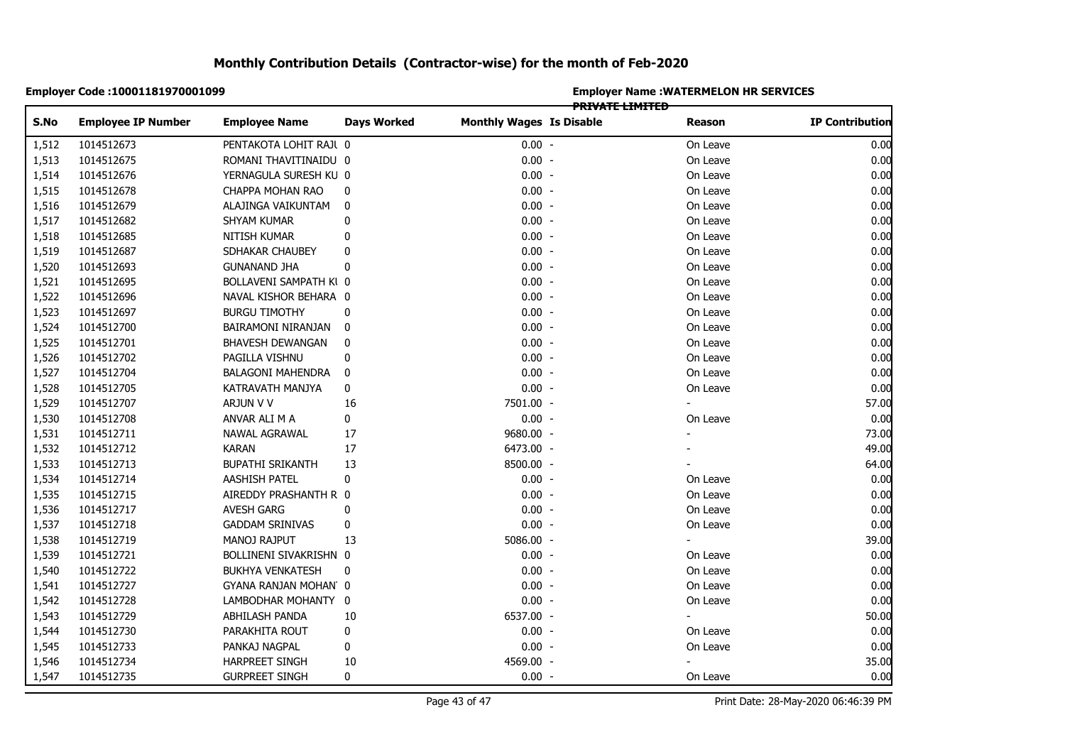# Monthly Contribution Details (Contractor-wise) for the month of Feb-2020

**Employer Code :10001181970001099**

**Employer Name :WATERMELON HR SERVICES PRIVATE LIMITED**

| S.No | Employee IP Number | Employee Name | Days Worked | Monthly Wages | Is Disable | Reason | IP Contribution |
|---|---|---|---|---|---|---|---|
| 1,512 | 1014512673 | PENTAKOTA LOHIT RAJU | 0 | 0.00 | - | On Leave | 0.00 |
| 1,513 | 1014512675 | ROMANI THAVITINAIDU | 0 | 0.00 | - | On Leave | 0.00 |
| 1,514 | 1014512676 | YERNAGULA SURESH KU | 0 | 0.00 | - | On Leave | 0.00 |
| 1,515 | 1014512678 | CHAPPA MOHAN RAO | 0 | 0.00 | - | On Leave | 0.00 |
| 1,516 | 1014512679 | ALAJINGA VAIKUNTAM | 0 | 0.00 | - | On Leave | 0.00 |
| 1,517 | 1014512682 | SHYAM KUMAR | 0 | 0.00 | - | On Leave | 0.00 |
| 1,518 | 1014512685 | NITISH KUMAR | 0 | 0.00 | - | On Leave | 0.00 |
| 1,519 | 1014512687 | SDHAKAR CHAUBEY | 0 | 0.00 | - | On Leave | 0.00 |
| 1,520 | 1014512693 | GUNANAND JHA | 0 | 0.00 | - | On Leave | 0.00 |
| 1,521 | 1014512695 | BOLLAVENI SAMPATH KU | 0 | 0.00 | - | On Leave | 0.00 |
| 1,522 | 1014512696 | NAVAL KISHOR BEHARA | 0 | 0.00 | - | On Leave | 0.00 |
| 1,523 | 1014512697 | BURGU TIMOTHY | 0 | 0.00 | - | On Leave | 0.00 |
| 1,524 | 1014512700 | BAIRAMONI NIRANJAN | 0 | 0.00 | - | On Leave | 0.00 |
| 1,525 | 1014512701 | BHAVESH DEWANGAN | 0 | 0.00 | - | On Leave | 0.00 |
| 1,526 | 1014512702 | PAGILLA VISHNU | 0 | 0.00 | - | On Leave | 0.00 |
| 1,527 | 1014512704 | BALAGONI MAHENDRA | 0 | 0.00 | - | On Leave | 0.00 |
| 1,528 | 1014512705 | KATRAVATH MANJYA | 0 | 0.00 | - | On Leave | 0.00 |
| 1,529 | 1014512707 | ARJUN V V | 16 | 7501.00 | - | - | 57.00 |
| 1,530 | 1014512708 | ANVAR ALI M A | 0 | 0.00 | - | On Leave | 0.00 |
| 1,531 | 1014512711 | NAWAL AGRAWAL | 17 | 9680.00 | - | - | 73.00 |
| 1,532 | 1014512712 | KARAN | 17 | 6473.00 | - | - | 49.00 |
| 1,533 | 1014512713 | BUPATHI SRIKANTH | 13 | 8500.00 | - | - | 64.00 |
| 1,534 | 1014512714 | AASHISH PATEL | 0 | 0.00 | - | On Leave | 0.00 |
| 1,535 | 1014512715 | AIREDDY PRASHANTH R | 0 | 0.00 | - | On Leave | 0.00 |
| 1,536 | 1014512717 | AVESH GARG | 0 | 0.00 | - | On Leave | 0.00 |
| 1,537 | 1014512718 | GADDAM SRINIVAS | 0 | 0.00 | - | On Leave | 0.00 |
| 1,538 | 1014512719 | MANOJ RAJPUT | 13 | 5086.00 | - | - | 39.00 |
| 1,539 | 1014512721 | BOLLINENI SIVAKRISHN | 0 | 0.00 | - | On Leave | 0.00 |
| 1,540 | 1014512722 | BUKHYA VENKATESH | 0 | 0.00 | - | On Leave | 0.00 |
| 1,541 | 1014512727 | GYANA RANJAN MOHAN | 0 | 0.00 | - | On Leave | 0.00 |
| 1,542 | 1014512728 | LAMBODHAR MOHANTY | 0 | 0.00 | - | On Leave | 0.00 |
| 1,543 | 1014512729 | ABHILASH PANDA | 10 | 6537.00 | - | - | 50.00 |
| 1,544 | 1014512730 | PARAKHITA ROUT | 0 | 0.00 | - | On Leave | 0.00 |
| 1,545 | 1014512733 | PANKAJ NAGPAL | 0 | 0.00 | - | On Leave | 0.00 |
| 1,546 | 1014512734 | HARPREET SINGH | 10 | 4569.00 | - | - | 35.00 |
| 1,547 | 1014512735 | GURPREET SINGH | 0 | 0.00 | - | On Leave | 0.00 |

Print Date: 28-May-2020 06:46:39 PM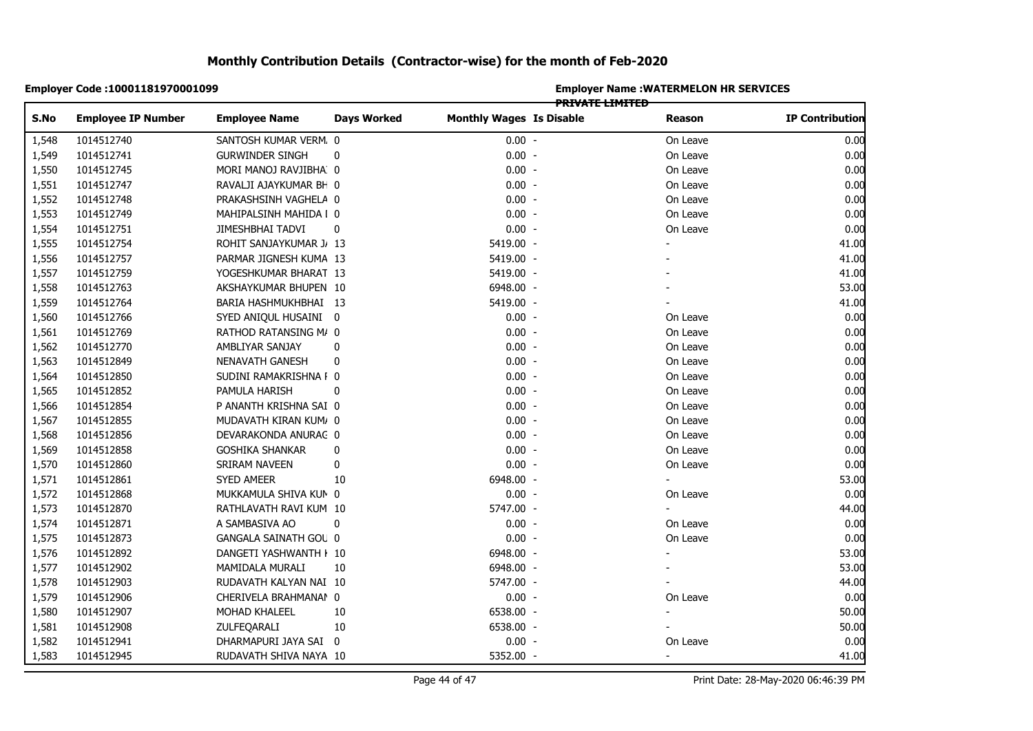# Monthly Contribution Details (Contractor-wise) for the month of Feb-2020

**Employer Code :10001181970001099**

**Employer Name :WATERMELON HR SERVICES PRIVATE LIMITED**

| S.No | Employee IP Number | Employee Name | Days Worked | Monthly Wages | Is Disable | Reason | IP Contribution |
|---|---|---|---|---|---|---|---|
| 1,548 | 1014512740 | SANTOSH KUMAR VERM. | 0 | 0.00 | - | On Leave | 0.00 |
| 1,549 | 1014512741 | GURWINDER SINGH | 0 | 0.00 | - | On Leave | 0.00 |
| 1,550 | 1014512745 | MORI MANOJ RAVJIBHA | 0 | 0.00 | - | On Leave | 0.00 |
| 1,551 | 1014512747 | RAVALJI AJAYKUMAR BH | 0 | 0.00 | - | On Leave | 0.00 |
| 1,552 | 1014512748 | PRAKASHSINH VAGHELA | 0 | 0.00 | - | On Leave | 0.00 |
| 1,553 | 1014512749 | MAHIPALSINH MAHIDA I | 0 | 0.00 | - | On Leave | 0.00 |
| 1,554 | 1014512751 | JIMESHBHAI TADVI | 0 | 0.00 | - | On Leave | 0.00 |
| 1,555 | 1014512754 | ROHIT SANJAYKUMAR J. | 13 | 5419.00 | - | - | 41.00 |
| 1,556 | 1014512757 | PARMAR JIGNESH KUMA | 13 | 5419.00 | - | - | 41.00 |
| 1,557 | 1014512759 | YOGESHKUMAR BHARAT | 13 | 5419.00 | - | - | 41.00 |
| 1,558 | 1014512763 | AKSHAYKUMAR BHUPEN | 10 | 6948.00 | - | - | 53.00 |
| 1,559 | 1014512764 | BARIA HASHMUKHBHAI | 13 | 5419.00 | - | - | 41.00 |
| 1,560 | 1014512766 | SYED ANIQUL HUSAINI | 0 | 0.00 | - | On Leave | 0.00 |
| 1,561 | 1014512769 | RATHOD RATANSING M/ | 0 | 0.00 | - | On Leave | 0.00 |
| 1,562 | 1014512770 | AMBLIYAR SANJAY | 0 | 0.00 | - | On Leave | 0.00 |
| 1,563 | 1014512849 | NENAVATH GANESH | 0 | 0.00 | - | On Leave | 0.00 |
| 1,564 | 1014512850 | SUDINI RAMAKRISHNA I | 0 | 0.00 | - | On Leave | 0.00 |
| 1,565 | 1014512852 | PAMULA HARISH | 0 | 0.00 | - | On Leave | 0.00 |
| 1,566 | 1014512854 | P ANANTH KRISHNA SAI | 0 | 0.00 | - | On Leave | 0.00 |
| 1,567 | 1014512855 | MUDAVATH KIRAN KUM/ | 0 | 0.00 | - | On Leave | 0.00 |
| 1,568 | 1014512856 | DEVARAKONDA ANURAC | 0 | 0.00 | - | On Leave | 0.00 |
| 1,569 | 1014512858 | GOSHIKA SHANKAR | 0 | 0.00 | - | On Leave | 0.00 |
| 1,570 | 1014512860 | SRIRAM NAVEEN | 0 | 0.00 | - | On Leave | 0.00 |
| 1,571 | 1014512861 | SYED AMEER | 10 | 6948.00 | - | - | 53.00 |
| 1,572 | 1014512868 | MUKKAMULA SHIVA KUN | 0 | 0.00 | - | On Leave | 0.00 |
| 1,573 | 1014512870 | RATHLAVATH RAVI KUM | 10 | 5747.00 | - | - | 44.00 |
| 1,574 | 1014512871 | A SAMBASIVA AO | 0 | 0.00 | - | On Leave | 0.00 |
| 1,575 | 1014512873 | GANGALA SAINATH GOL | 0 | 0.00 | - | On Leave | 0.00 |
| 1,576 | 1014512892 | DANGETI YASHWANTH I | 10 | 6948.00 | - | - | 53.00 |
| 1,577 | 1014512902 | MAMIDALA MURALI | 10 | 6948.00 | - | - | 53.00 |
| 1,578 | 1014512903 | RUDAVATH KALYAN NAI | 10 | 5747.00 | - | - | 44.00 |
| 1,579 | 1014512906 | CHERIVELA BRAHMANAI | 0 | 0.00 | - | On Leave | 0.00 |
| 1,580 | 1014512907 | MOHAD KHALEEL | 10 | 6538.00 | - | - | 50.00 |
| 1,581 | 1014512908 | ZULFEQARALI | 10 | 6538.00 | - | - | 50.00 |
| 1,582 | 1014512941 | DHARMAPURI JAYA SAI | 0 | 0.00 | - | On Leave | 0.00 |
| 1,583 | 1014512945 | RUDAVATH SHIVA NAYA | 10 | 5352.00 | - | - | 41.00 |

Print Date: 28-May-2020 06:46:39 PM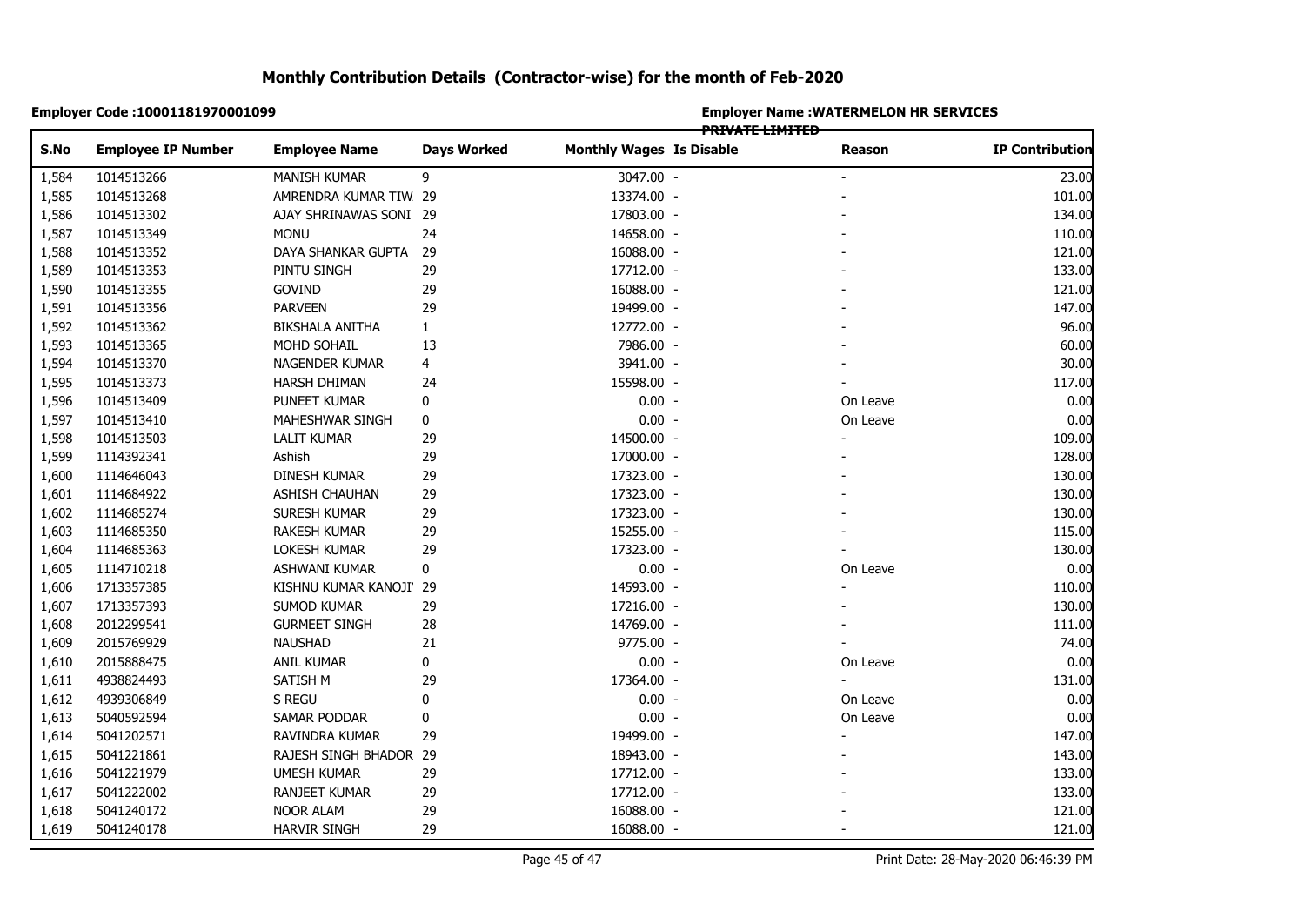# Monthly Contribution Details (Contractor-wise) for the month of Feb-2020

**Employer Code :10001181970001099**

**Employer Name :WATERMELON HR SERVICES PRIVATE LIMITED**

| S.No | Employee IP Number | Employee Name | Days Worked | Monthly Wages | Is Disable | Reason | IP Contribution |
|---|---|---|---|---|---|---|---|
| 1,584 | 1014513266 | MANISH KUMAR | 9 | 3047.00 | - | - | 23.00 |
| 1,585 | 1014513268 | AMRENDRA KUMAR TIW | 29 | 13374.00 | - | - | 101.00 |
| 1,586 | 1014513302 | AJAY SHRINAWAS SONI | 29 | 17803.00 | - | - | 134.00 |
| 1,587 | 1014513349 | MONU | 24 | 14658.00 | - | - | 110.00 |
| 1,588 | 1014513352 | DAYA SHANKAR GUPTA | 29 | 16088.00 | - | - | 121.00 |
| 1,589 | 1014513353 | PINTU SINGH | 29 | 17712.00 | - | - | 133.00 |
| 1,590 | 1014513355 | GOVIND | 29 | 16088.00 | - | - | 121.00 |
| 1,591 | 1014513356 | PARVEEN | 29 | 19499.00 | - | - | 147.00 |
| 1,592 | 1014513362 | BIKSHALA ANITHA | 1 | 12772.00 | - | - | 96.00 |
| 1,593 | 1014513365 | MOHD SOHAIL | 13 | 7986.00 | - | - | 60.00 |
| 1,594 | 1014513370 | NAGENDER KUMAR | 4 | 3941.00 | - | - | 30.00 |
| 1,595 | 1014513373 | HARSH DHIMAN | 24 | 15598.00 | - | - | 117.00 |
| 1,596 | 1014513409 | PUNEET KUMAR | 0 | 0.00 | - | On Leave | 0.00 |
| 1,597 | 1014513410 | MAHESHWAR SINGH | 0 | 0.00 | - | On Leave | 0.00 |
| 1,598 | 1014513503 | LALIT KUMAR | 29 | 14500.00 | - | - | 109.00 |
| 1,599 | 1114392341 | Ashish | 29 | 17000.00 | - | - | 128.00 |
| 1,600 | 1114646043 | DINESH KUMAR | 29 | 17323.00 | - | - | 130.00 |
| 1,601 | 1114684922 | ASHISH CHAUHAN | 29 | 17323.00 | - | - | 130.00 |
| 1,602 | 1114685274 | SURESH KUMAR | 29 | 17323.00 | - | - | 130.00 |
| 1,603 | 1114685350 | RAKESH KUMAR | 29 | 15255.00 | - | - | 115.00 |
| 1,604 | 1114685363 | LOKESH KUMAR | 29 | 17323.00 | - | - | 130.00 |
| 1,605 | 1114710218 | ASHWANI KUMAR | 0 | 0.00 | - | On Leave | 0.00 |
| 1,606 | 1713357385 | KISHNU KUMAR KANOJI | 29 | 14593.00 | - | - | 110.00 |
| 1,607 | 1713357393 | SUMOD KUMAR | 29 | 17216.00 | - | - | 130.00 |
| 1,608 | 2012299541 | GURMEET SINGH | 28 | 14769.00 | - | - | 111.00 |
| 1,609 | 2015769929 | NAUSHAD | 21 | 9775.00 | - | - | 74.00 |
| 1,610 | 2015888475 | ANIL KUMAR | 0 | 0.00 | - | On Leave | 0.00 |
| 1,611 | 4938824493 | SATISH M | 29 | 17364.00 | - | - | 131.00 |
| 1,612 | 4939306849 | S REGU | 0 | 0.00 | - | On Leave | 0.00 |
| 1,613 | 5040592594 | SAMAR PODDAR | 0 | 0.00 | - | On Leave | 0.00 |
| 1,614 | 5041202571 | RAVINDRA KUMAR | 29 | 19499.00 | - | - | 147.00 |
| 1,615 | 5041221861 | RAJESH SINGH BHADOR | 29 | 18943.00 | - | - | 143.00 |
| 1,616 | 5041221979 | UMESH KUMAR | 29 | 17712.00 | - | - | 133.00 |
| 1,617 | 5041222002 | RANJEET KUMAR | 29 | 17712.00 | - | - | 133.00 |
| 1,618 | 5041240172 | NOOR ALAM | 29 | 16088.00 | - | - | 121.00 |
| 1,619 | 5041240178 | HARVIR SINGH | 29 | 16088.00 | - | - | 121.00 |

Print Date: 28-May-2020 06:46:39 PM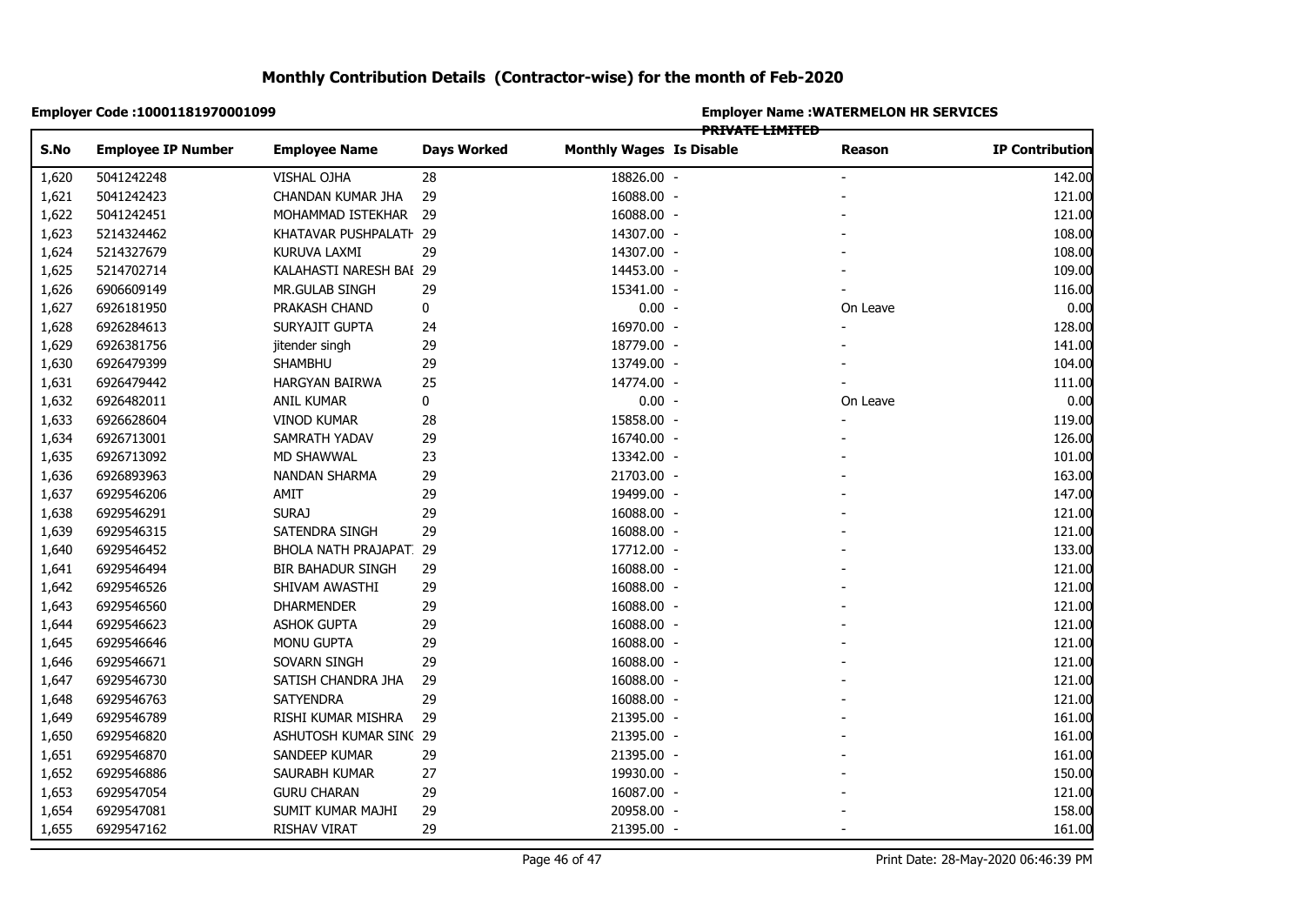# Monthly Contribution Details (Contractor-wise) for the month of Feb-2020

**Employer Code :10001181970001099**

**Employer Name :WATERMELON HR SERVICES PRIVATE LIMITED**

| S.No | Employee IP Number | Employee Name | Days Worked | Monthly Wages | Is Disable | Reason | IP Contribution |
|---|---|---|---|---|---|---|---|
| 1,620 | 5041242248 | VISHAL OJHA | 28 | 18826.00 | - | - | 142.00 |
| 1,621 | 5041242423 | CHANDAN KUMAR JHA | 29 | 16088.00 | - | - | 121.00 |
| 1,622 | 5041242451 | MOHAMMAD ISTEKHAR | 29 | 16088.00 | - | - | 121.00 |
| 1,623 | 5214324462 | KHATAVAR PUSHPALATH | 29 | 14307.00 | - | - | 108.00 |
| 1,624 | 5214327679 | KURUVA LAXMI | 29 | 14307.00 | - | - | 108.00 |
| 1,625 | 5214702714 | KALAHASTI NARESH BAI | 29 | 14453.00 | - | - | 109.00 |
| 1,626 | 6906609149 | MR.GULAB SINGH | 29 | 15341.00 | - | - | 116.00 |
| 1,627 | 6926181950 | PRAKASH CHAND | 0 | 0.00 | - | On Leave | 0.00 |
| 1,628 | 6926284613 | SURYAJIT GUPTA | 24 | 16970.00 | - | - | 128.00 |
| 1,629 | 6926381756 | jitender singh | 29 | 18779.00 | - | - | 141.00 |
| 1,630 | 6926479399 | SHAMBHU | 29 | 13749.00 | - | - | 104.00 |
| 1,631 | 6926479442 | HARGYAN BAIRWA | 25 | 14774.00 | - | - | 111.00 |
| 1,632 | 6926482011 | ANIL KUMAR | 0 | 0.00 | - | On Leave | 0.00 |
| 1,633 | 6926628604 | VINOD KUMAR | 28 | 15858.00 | - | - | 119.00 |
| 1,634 | 6926713001 | SAMRATH YADAV | 29 | 16740.00 | - | - | 126.00 |
| 1,635 | 6926713092 | MD SHAWWAL | 23 | 13342.00 | - | - | 101.00 |
| 1,636 | 6926893963 | NANDAN SHARMA | 29 | 21703.00 | - | - | 163.00 |
| 1,637 | 6929546206 | AMIT | 29 | 19499.00 | - | - | 147.00 |
| 1,638 | 6929546291 | SURAJ | 29 | 16088.00 | - | - | 121.00 |
| 1,639 | 6929546315 | SATENDRA SINGH | 29 | 16088.00 | - | - | 121.00 |
| 1,640 | 6929546452 | BHOLA NATH PRAJAPAT | 29 | 17712.00 | - | - | 133.00 |
| 1,641 | 6929546494 | BIR BAHADUR SINGH | 29 | 16088.00 | - | - | 121.00 |
| 1,642 | 6929546526 | SHIVAM AWASTHI | 29 | 16088.00 | - | - | 121.00 |
| 1,643 | 6929546560 | DHARMENDER | 29 | 16088.00 | - | - | 121.00 |
| 1,644 | 6929546623 | ASHOK GUPTA | 29 | 16088.00 | - | - | 121.00 |
| 1,645 | 6929546646 | MONU GUPTA | 29 | 16088.00 | - | - | 121.00 |
| 1,646 | 6929546671 | SOVARN SINGH | 29 | 16088.00 | - | - | 121.00 |
| 1,647 | 6929546730 | SATISH CHANDRA JHA | 29 | 16088.00 | - | - | 121.00 |
| 1,648 | 6929546763 | SATYENDRA | 29 | 16088.00 | - | - | 121.00 |
| 1,649 | 6929546789 | RISHI KUMAR MISHRA | 29 | 21395.00 | - | - | 161.00 |
| 1,650 | 6929546820 | ASHUTOSH KUMAR SING | 29 | 21395.00 | - | - | 161.00 |
| 1,651 | 6929546870 | SANDEEP KUMAR | 29 | 21395.00 | - | - | 161.00 |
| 1,652 | 6929546886 | SAURABH KUMAR | 27 | 19930.00 | - | - | 150.00 |
| 1,653 | 6929547054 | GURU CHARAN | 29 | 16087.00 | - | - | 121.00 |
| 1,654 | 6929547081 | SUMIT KUMAR MAJHI | 29 | 20958.00 | - | - | 158.00 |
| 1,655 | 6929547162 | RISHAV VIRAT | 29 | 21395.00 | - | - | 161.00 |

Print Date: 28-May-2020 06:46:39 PM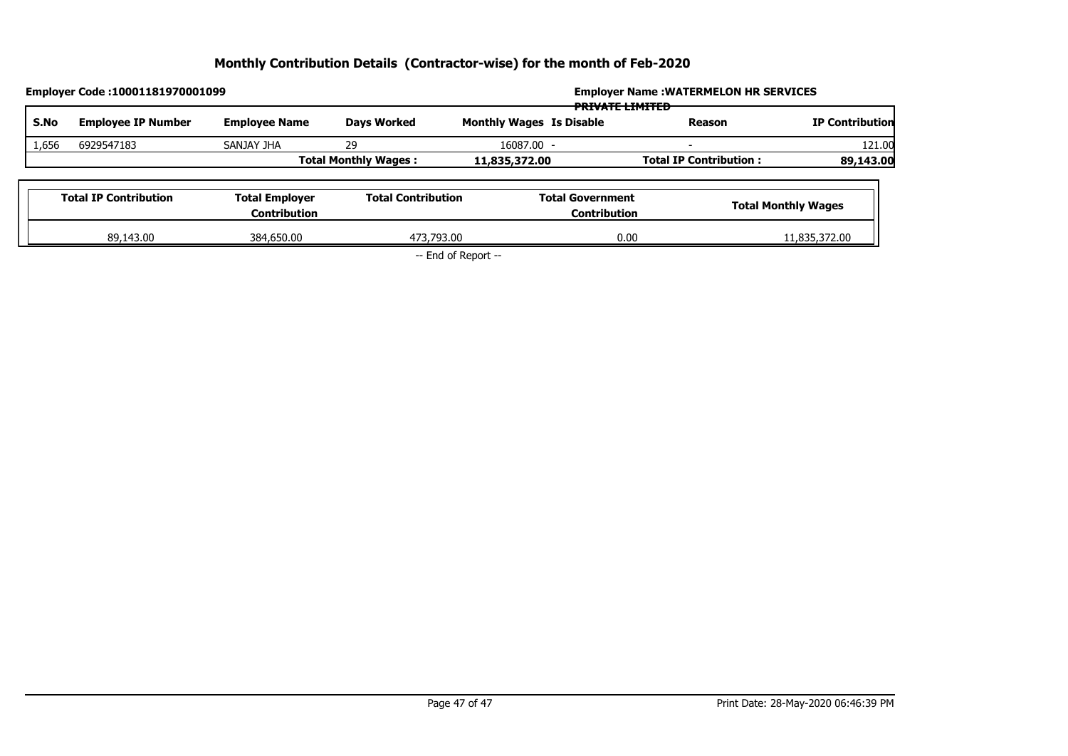## Monthly Contribution Details (Contractor-wise) for the month of Feb-2020

**Employer Code :10001181970001099**

**Employer Name :WATERMELON HR SERVICES PRIVATE LIMITED**

| S.No | Employee IP Number | Employee Name | Days Worked | Monthly Wages | Is Disable | Reason | IP Contribution |
|---|---|---|---|---|---|---|---|
| 1,656 | 6929547183 | SANJAY JHA | 29 | 16087.00 | - | - | 121.00 |
| | | | **Total Monthly Wages :** | **11,835,372.00** | | **Total IP Contribution :** | **89,143.00** |

| Total IP Contribution | Total Employer Contribution | Total Contribution | Total Government Contribution | Total Monthly Wages |
|---|---|---|---|---|
| 89,143.00 | 384,650.00 | 473,793.00 | 0.00 | 11,835,372.00 |

-- End of Report --

Print Date: 28-May-2020 06:46:39 PM